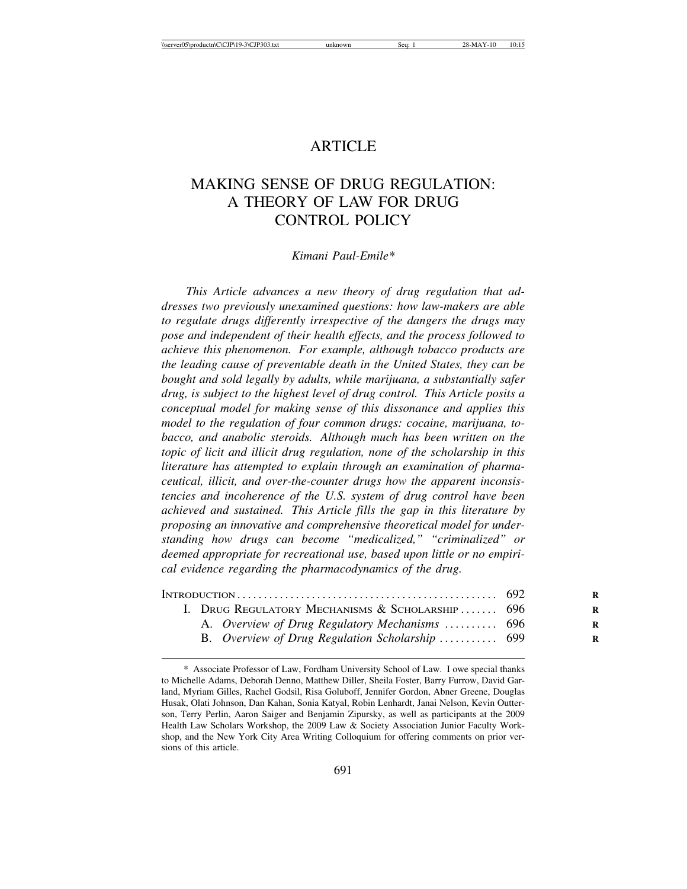# ARTICLE

# MAKING SENSE OF DRUG REGULATION: A THEORY OF LAW FOR DRUG CONTROL POLICY

*Kimani Paul-Emile\**

*This Article advances a new theory of drug regulation that addresses two previously unexamined questions: how law-makers are able to regulate drugs differently irrespective of the dangers the drugs may pose and independent of their health effects, and the process followed to achieve this phenomenon. For example, although tobacco products are the leading cause of preventable death in the United States, they can be bought and sold legally by adults, while marijuana, a substantially safer drug, is subject to the highest level of drug control. This Article posits a conceptual model for making sense of this dissonance and applies this model to the regulation of four common drugs: cocaine, marijuana, tobacco, and anabolic steroids. Although much has been written on the topic of licit and illicit drug regulation, none of the scholarship in this literature has attempted to explain through an examination of pharmaceutical, illicit, and over-the-counter drugs how the apparent inconsistencies and incoherence of the U.S. system of drug control have been achieved and sustained. This Article fills the gap in this literature by proposing an innovative and comprehensive theoretical model for understanding how drugs can become "medicalized," "criminalized" or deemed appropriate for recreational use, based upon little or no empirical evidence regarding the pharmacodynamics of the drug.*

| | |
|---|---|
| INTRODUCTION | 692 |
| I. DRUG REGULATORY MECHANISMS & SCHOLARSHIP | 696 |
| A. *Overview of Drug Regulatory Mechanisms* | 696 |
| B. *Overview of Drug Regulation Scholarship* | 699 |

\* Associate Professor of Law, Fordham University School of Law. I owe special thanks to Michelle Adams, Deborah Denno, Matthew Diller, Sheila Foster, Barry Furrow, David Garland, Myriam Gilles, Rachel Godsil, Risa Goluboff, Jennifer Gordon, Abner Greene, Douglas Husak, Olati Johnson, Dan Kahan, Sonia Katyal, Robin Lenhardt, Janai Nelson, Kevin Outterson, Terry Perlin, Aaron Saiger and Benjamin Zipursky, as well as participants at the 2009 Health Law Scholars Workshop, the 2009 Law & Society Association Junior Faculty Workshop, and the New York City Area Writing Colloquium for offering comments on prior versions of this article.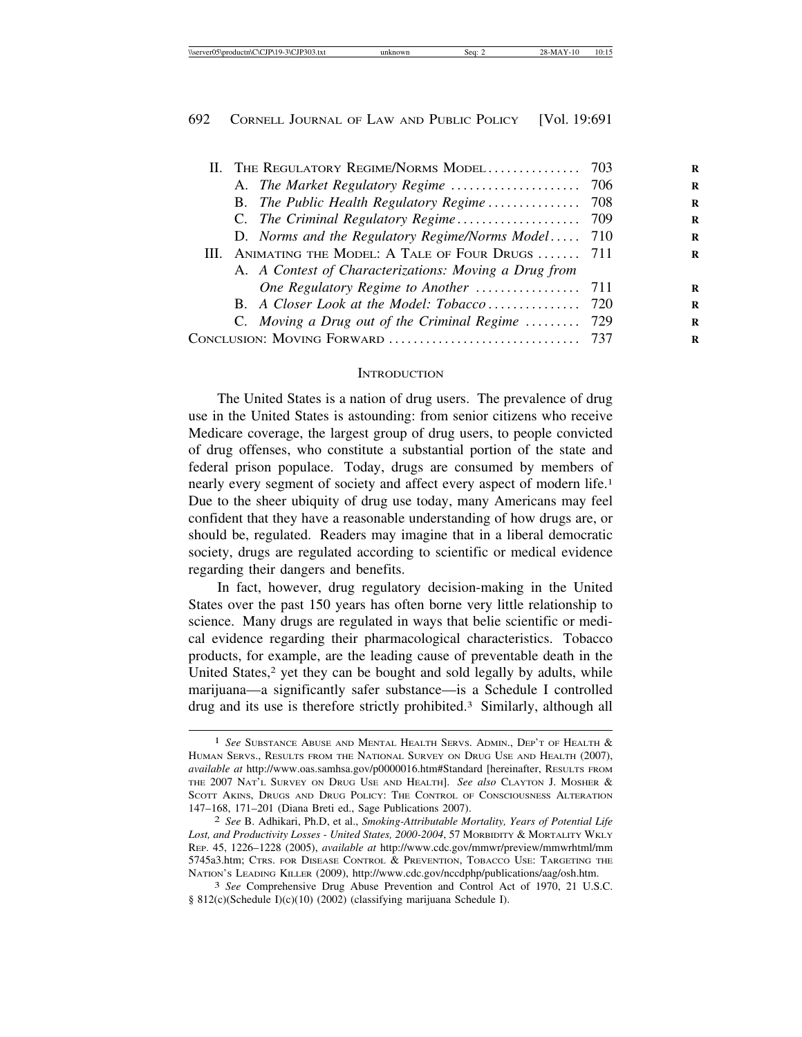| | | |
|---|---|---|
| II. | The Regulatory Regime/Norms Model | 703 |
| | A. *The Market Regulatory Regime* | 706 |
| | B. *The Public Health Regulatory Regime* | 708 |
| | C. *The Criminal Regulatory Regime* | 709 |
| | D. *Norms and the Regulatory Regime/Norms Model* | 710 |
| III. | Animating the Model: A Tale of Four Drugs | 711 |
| | A. *A Contest of Characterizations: Moving a Drug from One Regulatory Regime to Another* | 711 |
| | B. *A Closer Look at the Model: Tobacco* | 720 |
| | C. *Moving a Drug out of the Criminal Regime* | 729 |
| Conclusion: Moving Forward | | 737 |

## Introduction

The United States is a nation of drug users. The prevalence of drug use in the United States is astounding: from senior citizens who receive Medicare coverage, the largest group of drug users, to people convicted of drug offenses, who constitute a substantial portion of the state and federal prison populace. Today, drugs are consumed by members of nearly every segment of society and affect every aspect of modern life.[1] Due to the sheer ubiquity of drug use today, many Americans may feel confident that they have a reasonable understanding of how drugs are, or should be, regulated. Readers may imagine that in a liberal democratic society, drugs are regulated according to scientific or medical evidence regarding their dangers and benefits.

In fact, however, drug regulatory decision-making in the United States over the past 150 years has often borne very little relationship to science. Many drugs are regulated in ways that belie scientific or medical evidence regarding their pharmacological characteristics. Tobacco products, for example, are the leading cause of preventable death in the United States,[2] yet they can be bought and sold legally by adults, while marijuana—a significantly safer substance—is a Schedule I controlled drug and its use is therefore strictly prohibited.[3] Similarly, although all

---

[1] *See* Substance Abuse and Mental Health Servs. Admin., Dep't of Health & Human Servs., Results from the National Survey on Drug Use and Health (2007), *available at* http://www.oas.samhsa.gov/p0000016.htm#Standard [hereinafter, Results from the 2007 Nat'l Survey on Drug Use and Health]. *See also* Clayton J. Mosher & Scott Akins, Drugs and Drug Policy: The Control of Consciousness Alteration 147–168, 171–201 (Diana Breti ed., Sage Publications 2007).

[2] *See* B. Adhikari, Ph.D, et al., *Smoking-Attributable Mortality, Years of Potential Life Lost, and Productivity Losses - United States, 2000-2004*, 57 Morbidity & Mortality Wkly Rep. 45, 1226–1228 (2005), *available at* http://www.cdc.gov/mmwr/preview/mmwrhtml/mm5745a3.htm; Ctrs. for Disease Control & Prevention, Tobacco Use: Targeting the Nation's Leading Killer (2009), http://www.cdc.gov/nccdphp/publications/aag/osh.htm.

[3] *See* Comprehensive Drug Abuse Prevention and Control Act of 1970, 21 U.S.C. § 812(c)(Schedule I)(c)(10) (2002) (classifying marijuana Schedule I).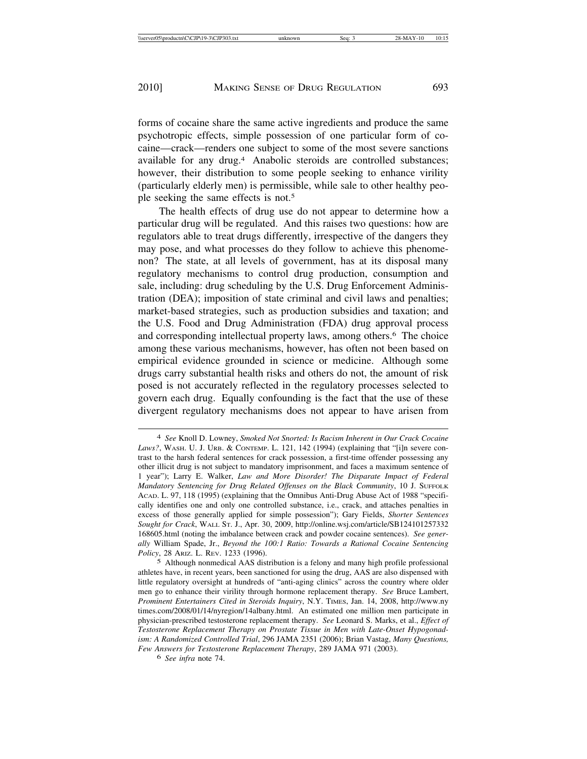forms of cocaine share the same active ingredients and produce the same psychotropic effects, simple possession of one particular form of cocaine—crack—renders one subject to some of the most severe sanctions available for any drug.[4] Anabolic steroids are controlled substances; however, their distribution to some people seeking to enhance virility (particularly elderly men) is permissible, while sale to other healthy people seeking the same effects is not.[5]

The health effects of drug use do not appear to determine how a particular drug will be regulated. And this raises two questions: how are regulators able to treat drugs differently, irrespective of the dangers they may pose, and what processes do they follow to achieve this phenomenon? The state, at all levels of government, has at its disposal many regulatory mechanisms to control drug production, consumption and sale, including: drug scheduling by the U.S. Drug Enforcement Administration (DEA); imposition of state criminal and civil laws and penalties; market-based strategies, such as production subsidies and taxation; and the U.S. Food and Drug Administration (FDA) drug approval process and corresponding intellectual property laws, among others.[6] The choice among these various mechanisms, however, has often not been based on empirical evidence grounded in science or medicine. Although some drugs carry substantial health risks and others do not, the amount of risk posed is not accurately reflected in the regulatory processes selected to govern each drug. Equally confounding is the fact that the use of these divergent regulatory mechanisms does not appear to have arisen from

---

[4] *See* Knoll D. Lowney, *Smoked Not Snorted: Is Racism Inherent in Our Crack Cocaine Laws?*, Wash. U. J. Urb. & Contemp. L. 121, 142 (1994) (explaining that "[i]n severe contrast to the harsh federal sentences for crack possession, a first-time offender possessing any other illicit drug is not subject to mandatory imprisonment, and faces a maximum sentence of 1 year"); Larry E. Walker, *Law and More Disorder! The Disparate Impact of Federal Mandatory Sentencing for Drug Related Offenses on the Black Community*, 10 J. Suffolk Acad. L. 97, 118 (1995) (explaining that the Omnibus Anti-Drug Abuse Act of 1988 "specifically identifies one and only one controlled substance, i.e., crack, and attaches penalties in excess of those generally applied for simple possession"); Gary Fields, *Shorter Sentences Sought for Crack*, Wall St. J., Apr. 30, 2009, http://online.wsj.com/article/SB124101257332168605.html (noting the imbalance between crack and powder cocaine sentences). *See generally* William Spade, Jr., *Beyond the 100:1 Ratio: Towards a Rational Cocaine Sentencing Policy*, 28 Ariz. L. Rev. 1233 (1996).

[5] Although nonmedical AAS distribution is a felony and many high profile professional athletes have, in recent years, been sanctioned for using the drug, AAS are also dispensed with little regulatory oversight at hundreds of "anti-aging clinics" across the country where older men go to enhance their virility through hormone replacement therapy. *See* Bruce Lambert, *Prominent Entertainers Cited in Steroids Inquiry*, N.Y. Times, Jan. 14, 2008, http://www.nytimes.com/2008/01/14/nyregion/14albany.html. An estimated one million men participate in physician-prescribed testosterone replacement therapy. *See* Leonard S. Marks, et al., *Effect of Testosterone Replacement Therapy on Prostate Tissue in Men with Late-Onset Hypogonadism: A Randomized Controlled Trial*, 296 JAMA 2351 (2006); Brian Vastag, *Many Questions, Few Answers for Testosterone Replacement Therapy*, 289 JAMA 971 (2003).

[6] *See infra* note 74.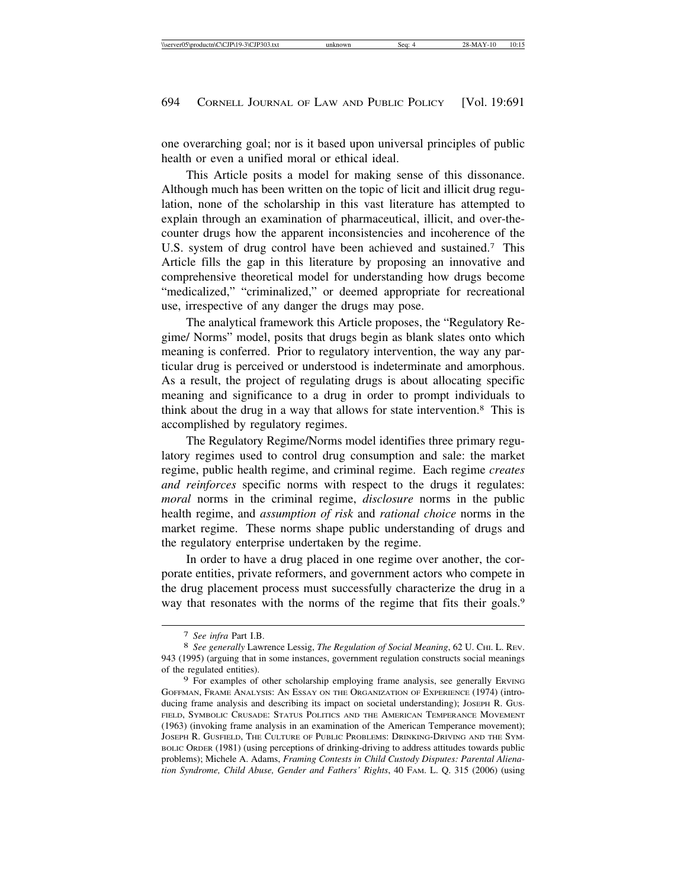one overarching goal; nor is it based upon universal principles of public health or even a unified moral or ethical ideal.

This Article posits a model for making sense of this dissonance. Although much has been written on the topic of licit and illicit drug regulation, none of the scholarship in this vast literature has attempted to explain through an examination of pharmaceutical, illicit, and over-the-counter drugs how the apparent inconsistencies and incoherence of the U.S. system of drug control have been achieved and sustained.[7] This Article fills the gap in this literature by proposing an innovative and comprehensive theoretical model for understanding how drugs become "medicalized," "criminalized," or deemed appropriate for recreational use, irrespective of any danger the drugs may pose.

The analytical framework this Article proposes, the "Regulatory Regime/ Norms" model, posits that drugs begin as blank slates onto which meaning is conferred. Prior to regulatory intervention, the way any particular drug is perceived or understood is indeterminate and amorphous. As a result, the project of regulating drugs is about allocating specific meaning and significance to a drug in order to prompt individuals to think about the drug in a way that allows for state intervention.[8] This is accomplished by regulatory regimes.

The Regulatory Regime/Norms model identifies three primary regulatory regimes used to control drug consumption and sale: the market regime, public health regime, and criminal regime. Each regime *creates and reinforces* specific norms with respect to the drugs it regulates: *moral* norms in the criminal regime, *disclosure* norms in the public health regime, and *assumption of risk* and *rational choice* norms in the market regime. These norms shape public understanding of drugs and the regulatory enterprise undertaken by the regime.

In order to have a drug placed in one regime over another, the corporate entities, private reformers, and government actors who compete in the drug placement process must successfully characterize the drug in a way that resonates with the norms of the regime that fits their goals.[9]

---

[7] *See infra* Part I.B.

[8] *See generally* Lawrence Lessig, *The Regulation of Social Meaning*, 62 U. CHI. L. REV. 943 (1995) (arguing that in some instances, government regulation constructs social meanings of the regulated entities).

[9] For examples of other scholarship employing frame analysis, see generally ERVING GOFFMAN, FRAME ANALYSIS: AN ESSAY ON THE ORGANIZATION OF EXPERIENCE (1974) (introducing frame analysis and describing its impact on societal understanding); JOSEPH R. GUSFIELD, SYMBOLIC CRUSADE: STATUS POLITICS AND THE AMERICAN TEMPERANCE MOVEMENT (1963) (invoking frame analysis in an examination of the American Temperance movement); JOSEPH R. GUSFIELD, THE CULTURE OF PUBLIC PROBLEMS: DRINKING-DRIVING AND THE SYMBOLIC ORDER (1981) (using perceptions of drinking-driving to address attitudes towards public problems); Michele A. Adams, *Framing Contests in Child Custody Disputes: Parental Alienation Syndrome, Child Abuse, Gender and Fathers' Rights*, 40 FAM. L. Q. 315 (2006) (using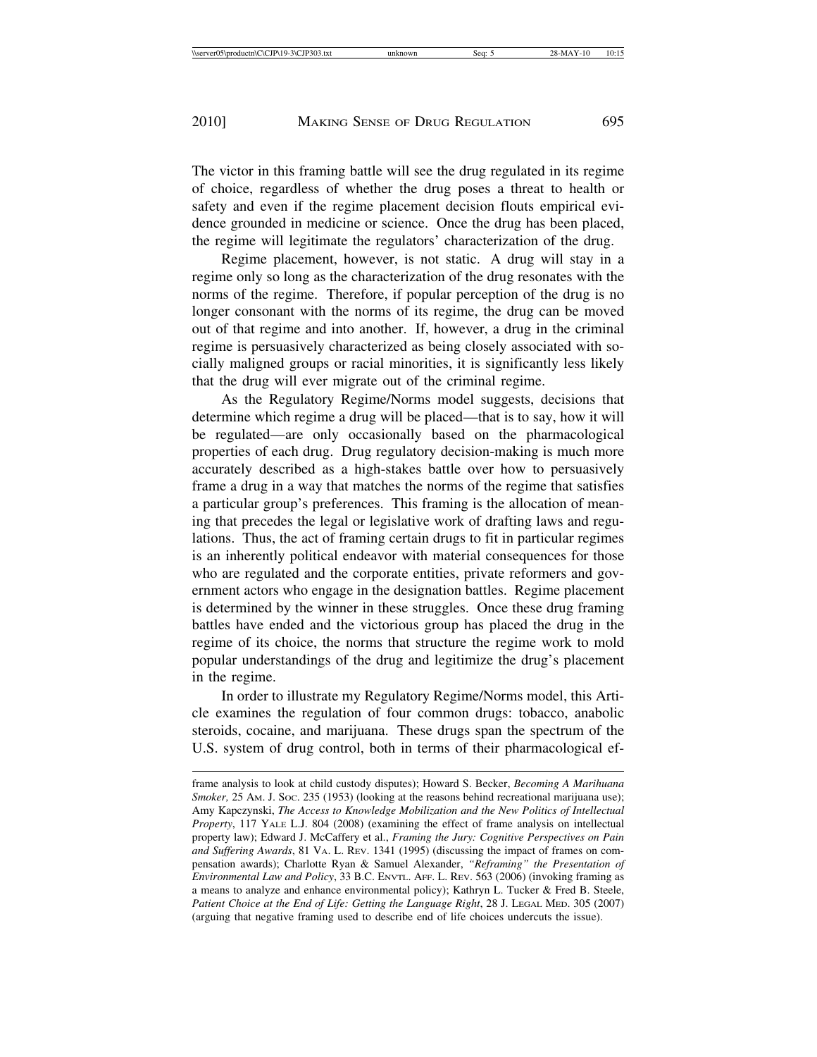The victor in this framing battle will see the drug regulated in its regime of choice, regardless of whether the drug poses a threat to health or safety and even if the regime placement decision flouts empirical evidence grounded in medicine or science. Once the drug has been placed, the regime will legitimate the regulators' characterization of the drug.

Regime placement, however, is not static. A drug will stay in a regime only so long as the characterization of the drug resonates with the norms of the regime. Therefore, if popular perception of the drug is no longer consonant with the norms of its regime, the drug can be moved out of that regime and into another. If, however, a drug in the criminal regime is persuasively characterized as being closely associated with socially maligned groups or racial minorities, it is significantly less likely that the drug will ever migrate out of the criminal regime.

As the Regulatory Regime/Norms model suggests, decisions that determine which regime a drug will be placed—that is to say, how it will be regulated—are only occasionally based on the pharmacological properties of each drug. Drug regulatory decision-making is much more accurately described as a high-stakes battle over how to persuasively frame a drug in a way that matches the norms of the regime that satisfies a particular group's preferences. This framing is the allocation of meaning that precedes the legal or legislative work of drafting laws and regulations. Thus, the act of framing certain drugs to fit in particular regimes is an inherently political endeavor with material consequences for those who are regulated and the corporate entities, private reformers and government actors who engage in the designation battles. Regime placement is determined by the winner in these struggles. Once these drug framing battles have ended and the victorious group has placed the drug in the regime of its choice, the norms that structure the regime work to mold popular understandings of the drug and legitimize the drug's placement in the regime.

In order to illustrate my Regulatory Regime/Norms model, this Article examines the regulation of four common drugs: tobacco, anabolic steroids, cocaine, and marijuana. These drugs span the spectrum of the U.S. system of drug control, both in terms of their pharmacological ef-

---

frame analysis to look at child custody disputes); Howard S. Becker, *Becoming A Marihuana Smoker,* 25 AM. J. SOC. 235 (1953) (looking at the reasons behind recreational marijuana use); Amy Kapczynski, *The Access to Knowledge Mobilization and the New Politics of Intellectual Property*, 117 YALE L.J. 804 (2008) (examining the effect of frame analysis on intellectual property law); Edward J. McCaffery et al., *Framing the Jury: Cognitive Perspectives on Pain and Suffering Awards*, 81 VA. L. REV. 1341 (1995) (discussing the impact of frames on compensation awards); Charlotte Ryan & Samuel Alexander, *"Reframing" the Presentation of Environmental Law and Policy*, 33 B.C. ENVTL. AFF. L. REV. 563 (2006) (invoking framing as a means to analyze and enhance environmental policy); Kathryn L. Tucker & Fred B. Steele, *Patient Choice at the End of Life: Getting the Language Right*, 28 J. LEGAL MED. 305 (2007) (arguing that negative framing used to describe end of life choices undercuts the issue).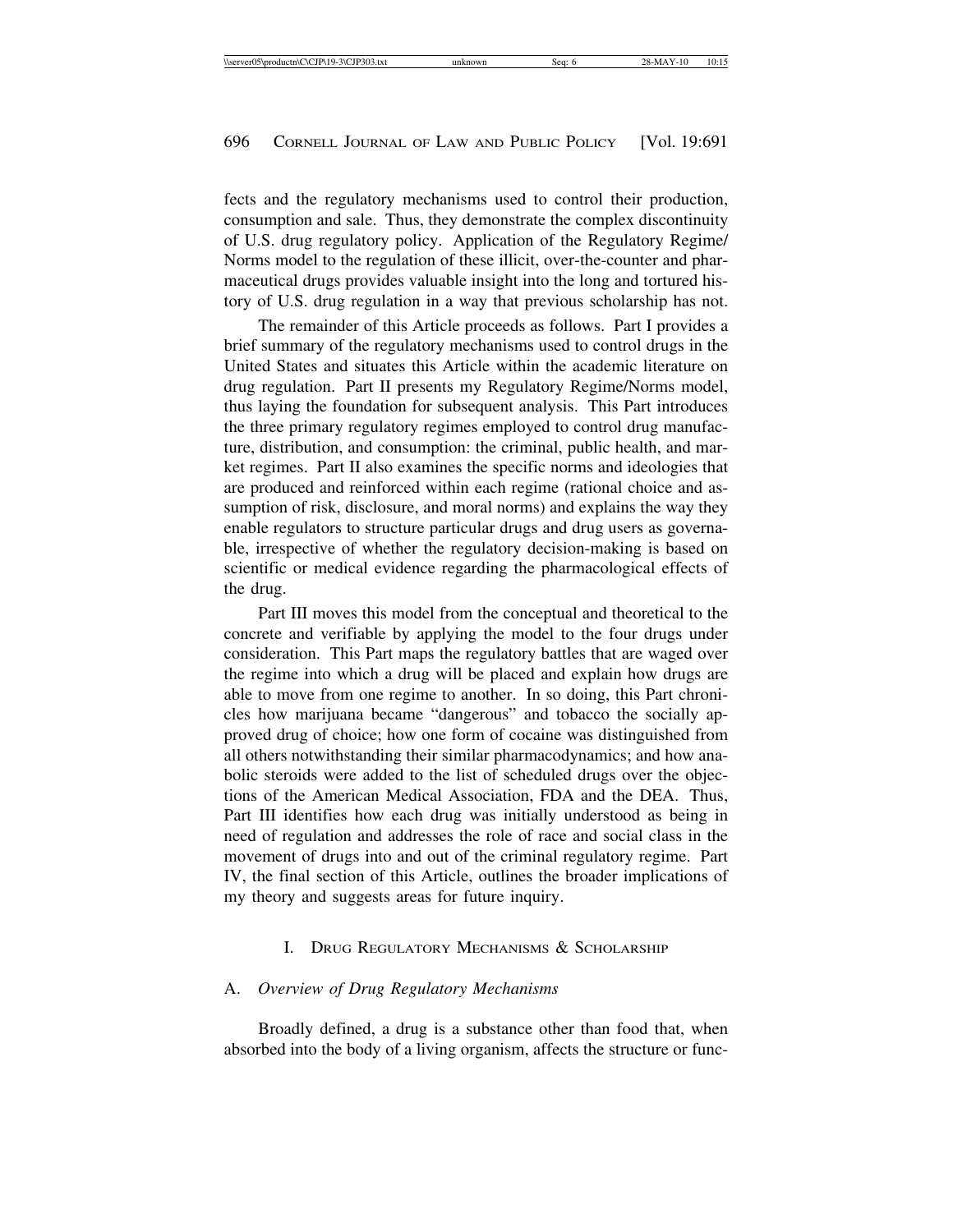fects and the regulatory mechanisms used to control their production, consumption and sale. Thus, they demonstrate the complex discontinuity of U.S. drug regulatory policy. Application of the Regulatory Regime/Norms model to the regulation of these illicit, over-the-counter and pharmaceutical drugs provides valuable insight into the long and tortured history of U.S. drug regulation in a way that previous scholarship has not.

The remainder of this Article proceeds as follows. Part I provides a brief summary of the regulatory mechanisms used to control drugs in the United States and situates this Article within the academic literature on drug regulation. Part II presents my Regulatory Regime/Norms model, thus laying the foundation for subsequent analysis. This Part introduces the three primary regulatory regimes employed to control drug manufacture, distribution, and consumption: the criminal, public health, and market regimes. Part II also examines the specific norms and ideologies that are produced and reinforced within each regime (rational choice and assumption of risk, disclosure, and moral norms) and explains the way they enable regulators to structure particular drugs and drug users as governable, irrespective of whether the regulatory decision-making is based on scientific or medical evidence regarding the pharmacological effects of the drug.

Part III moves this model from the conceptual and theoretical to the concrete and verifiable by applying the model to the four drugs under consideration. This Part maps the regulatory battles that are waged over the regime into which a drug will be placed and explain how drugs are able to move from one regime to another. In so doing, this Part chronicles how marijuana became "dangerous" and tobacco the socially approved drug of choice; how one form of cocaine was distinguished from all others notwithstanding their similar pharmacodynamics; and how anabolic steroids were added to the list of scheduled drugs over the objections of the American Medical Association, FDA and the DEA. Thus, Part III identifies how each drug was initially understood as being in need of regulation and addresses the role of race and social class in the movement of drugs into and out of the criminal regulatory regime. Part IV, the final section of this Article, outlines the broader implications of my theory and suggests areas for future inquiry.

## I. Drug Regulatory Mechanisms & Scholarship

### A. *Overview of Drug Regulatory Mechanisms*

Broadly defined, a drug is a substance other than food that, when absorbed into the body of a living organism, affects the structure or func-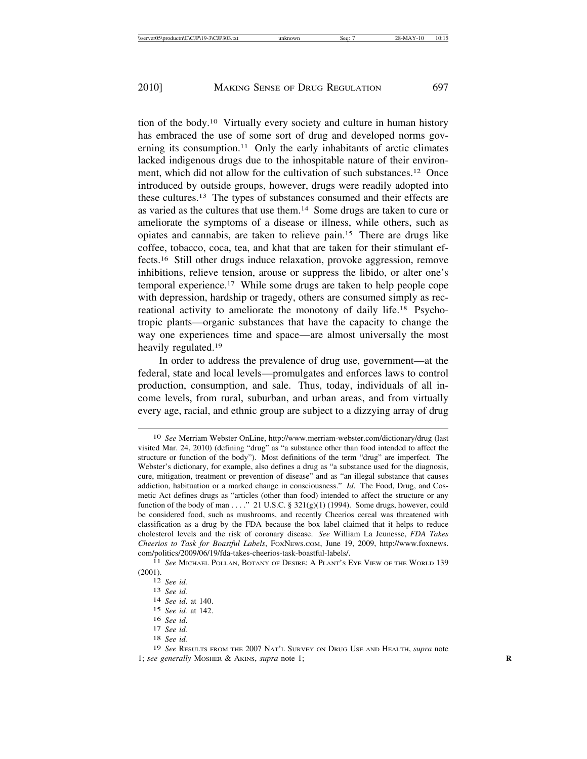tion of the body.[10] Virtually every society and culture in human history has embraced the use of some sort of drug and developed norms governing its consumption.[11] Only the early inhabitants of arctic climates lacked indigenous drugs due to the inhospitable nature of their environment, which did not allow for the cultivation of such substances.[12] Once introduced by outside groups, however, drugs were readily adopted into these cultures.[13] The types of substances consumed and their effects are as varied as the cultures that use them.[14] Some drugs are taken to cure or ameliorate the symptoms of a disease or illness, while others, such as opiates and cannabis, are taken to relieve pain.[15] There are drugs like coffee, tobacco, coca, tea, and khat that are taken for their stimulant effects.[16] Still other drugs induce relaxation, provoke aggression, remove inhibitions, relieve tension, arouse or suppress the libido, or alter one's temporal experience.[17] While some drugs are taken to help people cope with depression, hardship or tragedy, others are consumed simply as recreational activity to ameliorate the monotony of daily life.[18] Psychotropic plants—organic substances that have the capacity to change the way one experiences time and space—are almost universally the most heavily regulated.[19]

In order to address the prevalence of drug use, government—at the federal, state and local levels—promulgates and enforces laws to control production, consumption, and sale. Thus, today, individuals of all income levels, from rural, suburban, and urban areas, and from virtually every age, racial, and ethnic group are subject to a dizzying array of drug

---

[10] *See* Merriam Webster OnLine, http://www.merriam-webster.com/dictionary/drug (last visited Mar. 24, 2010) (defining "drug" as "a substance other than food intended to affect the structure or function of the body"). Most definitions of the term "drug" are imperfect. The Webster's dictionary, for example, also defines a drug as "a substance used for the diagnosis, cure, mitigation, treatment or prevention of disease" and as "an illegal substance that causes addiction, habituation or a marked change in consciousness." *Id*. The Food, Drug, and Cosmetic Act defines drugs as "articles (other than food) intended to affect the structure or any function of the body of man . . . ." 21 U.S.C. § 321(g)(1) (1994). Some drugs, however, could be considered food, such as mushrooms, and recently Cheerios cereal was threatened with classification as a drug by the FDA because the box label claimed that it helps to reduce cholesterol levels and the risk of coronary disease. *See* William La Jeunesse, *FDA Takes Cheerios to Task for Boastful Labels*, FoxNews.com, June 19, 2009, http://www.foxnews.com/politics/2009/06/19/fda-takes-cheerios-task-boastful-labels/.

[11] *See* Michael Pollan, Botany of Desire: A Plant's Eye View of the World 139 (2001).

[12] *See id.*

[13] *See id.*

[14] *See id.* at 140.

[15] *See id.* at 142.

[16] *See id*.

[17] *See id.*

[18] *See id.*

[19] *See* Results from the 2007 Nat'l Survey on Drug Use and Health, *supra* note 1; *see generally* Mosher & Akins, *supra* note 1;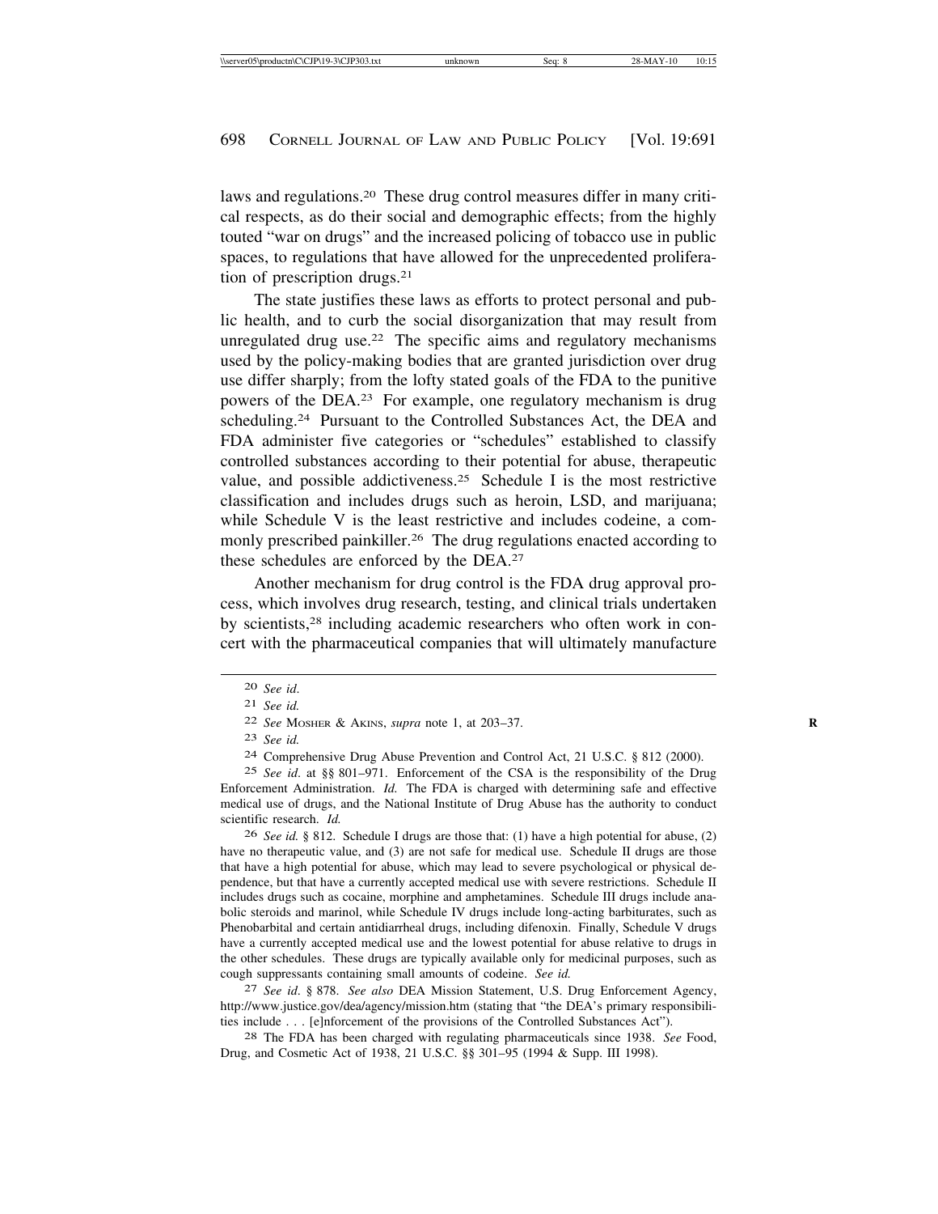laws and regulations.[20] These drug control measures differ in many critical respects, as do their social and demographic effects; from the highly touted "war on drugs" and the increased policing of tobacco use in public spaces, to regulations that have allowed for the unprecedented proliferation of prescription drugs.[21]

The state justifies these laws as efforts to protect personal and public health, and to curb the social disorganization that may result from unregulated drug use.[22] The specific aims and regulatory mechanisms used by the policy-making bodies that are granted jurisdiction over drug use differ sharply; from the lofty stated goals of the FDA to the punitive powers of the DEA.[23] For example, one regulatory mechanism is drug scheduling.[24] Pursuant to the Controlled Substances Act, the DEA and FDA administer five categories or "schedules" established to classify controlled substances according to their potential for abuse, therapeutic value, and possible addictiveness.[25] Schedule I is the most restrictive classification and includes drugs such as heroin, LSD, and marijuana; while Schedule V is the least restrictive and includes codeine, a commonly prescribed painkiller.[26] The drug regulations enacted according to these schedules are enforced by the DEA.[27]

Another mechanism for drug control is the FDA drug approval process, which involves drug research, testing, and clinical trials undertaken by scientists,[28] including academic researchers who often work in concert with the pharmaceutical companies that will ultimately manufacture

---

[20] *See id.*

[21] *See id.*

[22] *See* Mosher & Akins, *supra* note 1, at 203–37.

[23] *See id.*

[24] Comprehensive Drug Abuse Prevention and Control Act, 21 U.S.C. § 812 (2000).

[25] *See id.* at §§ 801–971. Enforcement of the CSA is the responsibility of the Drug Enforcement Administration. *Id.* The FDA is charged with determining safe and effective medical use of drugs, and the National Institute of Drug Abuse has the authority to conduct scientific research. *Id.*

[26] *See id.* § 812. Schedule I drugs are those that: (1) have a high potential for abuse, (2) have no therapeutic value, and (3) are not safe for medical use. Schedule II drugs are those that have a high potential for abuse, which may lead to severe psychological or physical dependence, but that have a currently accepted medical use with severe restrictions. Schedule II includes drugs such as cocaine, morphine and amphetamines. Schedule III drugs include anabolic steroids and marinol, while Schedule IV drugs include long-acting barbiturates, such as Phenobarbital and certain antidiarrheal drugs, including difenoxin. Finally, Schedule V drugs have a currently accepted medical use and the lowest potential for abuse relative to drugs in the other schedules. These drugs are typically available only for medicinal purposes, such as cough suppressants containing small amounts of codeine. *See id.*

[27] *See id.* § 878. *See also* DEA Mission Statement, U.S. Drug Enforcement Agency, http://www.justice.gov/dea/agency/mission.htm (stating that "the DEA's primary responsibilities include . . . [e]nforcement of the provisions of the Controlled Substances Act").

[28] The FDA has been charged with regulating pharmaceuticals since 1938. *See* Food, Drug, and Cosmetic Act of 1938, 21 U.S.C. §§ 301–95 (1994 & Supp. III 1998).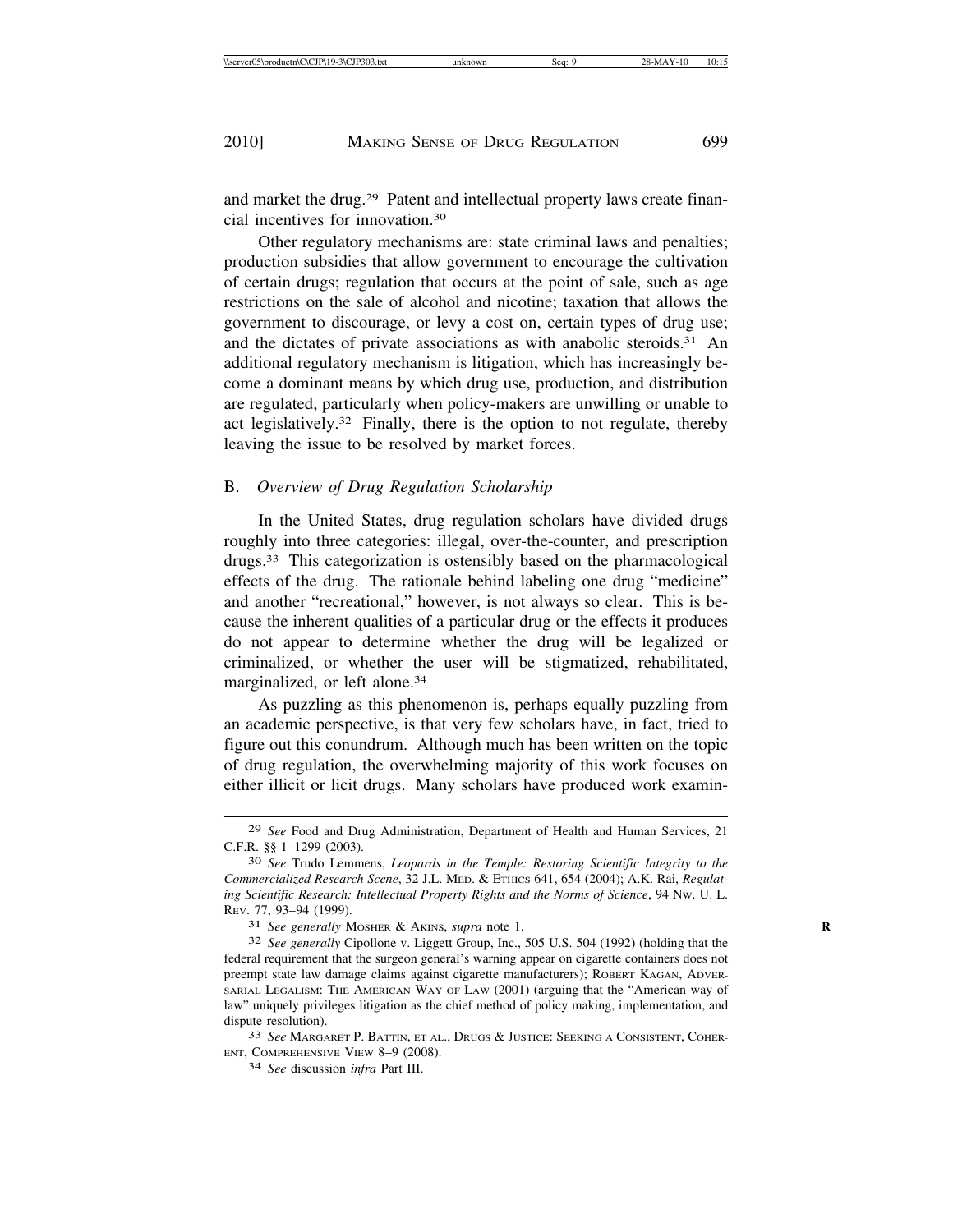and market the drug.[29] Patent and intellectual property laws create financial incentives for innovation.[30]

Other regulatory mechanisms are: state criminal laws and penalties; production subsidies that allow government to encourage the cultivation of certain drugs; regulation that occurs at the point of sale, such as age restrictions on the sale of alcohol and nicotine; taxation that allows the government to discourage, or levy a cost on, certain types of drug use; and the dictates of private associations as with anabolic steroids.[31] An additional regulatory mechanism is litigation, which has increasingly become a dominant means by which drug use, production, and distribution are regulated, particularly when policy-makers are unwilling or unable to act legislatively.[32] Finally, there is the option to not regulate, thereby leaving the issue to be resolved by market forces.

## B. *Overview of Drug Regulation Scholarship*

In the United States, drug regulation scholars have divided drugs roughly into three categories: illegal, over-the-counter, and prescription drugs.[33] This categorization is ostensibly based on the pharmacological effects of the drug. The rationale behind labeling one drug "medicine" and another "recreational," however, is not always so clear. This is because the inherent qualities of a particular drug or the effects it produces do not appear to determine whether the drug will be legalized or criminalized, or whether the user will be stigmatized, rehabilitated, marginalized, or left alone.[34]

As puzzling as this phenomenon is, perhaps equally puzzling from an academic perspective, is that very few scholars have, in fact, tried to figure out this conundrum. Although much has been written on the topic of drug regulation, the overwhelming majority of this work focuses on either illicit or licit drugs. Many scholars have produced work examin-

---

[29] *See* Food and Drug Administration, Department of Health and Human Services, 21 C.F.R. §§ 1–1299 (2003).

[30] *See* Trudo Lemmens, *Leopards in the Temple: Restoring Scientific Integrity to the Commercialized Research Scene*, 32 J.L. MED. & ETHICS 641, 654 (2004); A.K. Rai, *Regulating Scientific Research: Intellectual Property Rights and the Norms of Science*, 94 NW. U. L. REV. 77, 93–94 (1999).

[31] *See generally* MOSHER & AKINS, *supra* note 1.

[32] *See generally* Cipollone v. Liggett Group, Inc., 505 U.S. 504 (1992) (holding that the federal requirement that the surgeon general's warning appear on cigarette containers does not preempt state law damage claims against cigarette manufacturers); ROBERT KAGAN, ADVERSARIAL LEGALISM: THE AMERICAN WAY OF LAW (2001) (arguing that the "American way of law" uniquely privileges litigation as the chief method of policy making, implementation, and dispute resolution).

[33] *See* MARGARET P. BATTIN, ET AL., DRUGS & JUSTICE: SEEKING A CONSISTENT, COHERENT, COMPREHENSIVE VIEW 8–9 (2008).

[34] *See* discussion *infra* Part III.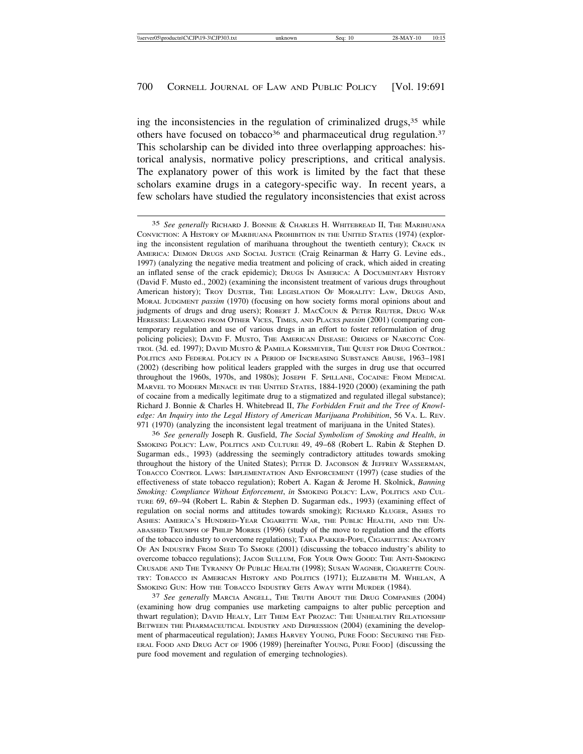ing the inconsistencies in the regulation of criminalized drugs,[35] while others have focused on tobacco[36] and pharmaceutical drug regulation.[37] This scholarship can be divided into three overlapping approaches: historical analysis, normative policy prescriptions, and critical analysis. The explanatory power of this work is limited by the fact that these scholars examine drugs in a category-specific way. In recent years, a few scholars have studied the regulatory inconsistencies that exist across

---

[35] *See generally* RICHARD J. BONNIE & CHARLES H. WHITEBREAD II, THE MARIHUANA CONVICTION: A HISTORY OF MARIHUANA PROHIBITION IN THE UNITED STATES (1974) (exploring the inconsistent regulation of marihuana throughout the twentieth century); CRACK IN AMERICA: DEMON DRUGS AND SOCIAL JUSTICE (Craig Reinarman & Harry G. Levine eds., 1997) (analyzing the negative media treatment and policing of crack, which aided in creating an inflated sense of the crack epidemic); DRUGS IN AMERICA: A DOCUMENTARY HISTORY (David F. Musto ed., 2002) (examining the inconsistent treatment of various drugs throughout American history); TROY DUSTER, THE LEGISLATION OF MORALITY: LAW, DRUGS AND, MORAL JUDGMENT *passim* (1970) (focusing on how society forms moral opinions about and judgments of drugs and drug users); ROBERT J. MACCOUN & PETER REUTER, DRUG WAR HERESIES: LEARNING FROM OTHER VICES, TIMES, AND PLACES *passim* (2001) (comparing contemporary regulation and use of various drugs in an effort to foster reformulation of drug policing policies); DAVID F. MUSTO, THE AMERICAN DISEASE: ORIGINS OF NARCOTIC CONTROL (3d. ed. 1997); DAVID MUSTO & PAMELA KORSMEYER, THE QUEST FOR DRUG CONTROL: POLITICS AND FEDERAL POLICY IN A PERIOD OF INCREASING SUBSTANCE ABUSE, 1963–1981 (2002) (describing how political leaders grappled with the surges in drug use that occurred throughout the 1960s, 1970s, and 1980s); JOSEPH F. SPILLANE, COCAINE: FROM MEDICAL MARVEL TO MODERN MENACE IN THE UNITED STATES, 1884-1920 (2000) (examining the path of cocaine from a medically legitimate drug to a stigmatized and regulated illegal substance); Richard J. Bonnie & Charles H. Whitebread II, *The Forbidden Fruit and the Tree of Knowledge: An Inquiry into the Legal History of American Marijuana Prohibition*, 56 VA. L. REV. 971 (1970) (analyzing the inconsistent legal treatment of marijuana in the United States).

[36] *See generally* Joseph R. Gusfield, *The Social Symbolism of Smoking and Health*, *in* SMOKING POLICY: LAW, POLITICS AND CULTURE 49, 49–68 (Robert L. Rabin & Stephen D. Sugarman eds., 1993) (addressing the seemingly contradictory attitudes towards smoking throughout the history of the United States); PETER D. JACOBSON & JEFFREY WASSERMAN, TOBACCO CONTROL LAWS: IMPLEMENTATION AND ENFORCEMENT (1997) (case studies of the effectiveness of state tobacco regulation); Robert A. Kagan & Jerome H. Skolnick, *Banning Smoking: Compliance Without Enforcement*, *in* SMOKING POLICY: LAW, POLITICS AND CULTURE 69, 69–94 (Robert L. Rabin & Stephen D. Sugarman eds., 1993) (examining effect of regulation on social norms and attitudes towards smoking); RICHARD KLUGER, ASHES TO ASHES: AMERICA'S HUNDRED-YEAR CIGARETTE WAR, THE PUBLIC HEALTH, AND THE UNABASHED TRIUMPH OF PHILIP MORRIS (1996) (study of the move to regulation and the efforts of the tobacco industry to overcome regulations); TARA PARKER-POPE, CIGARETTES: ANATOMY OF AN INDUSTRY FROM SEED TO SMOKE (2001) (discussing the tobacco industry's ability to overcome tobacco regulations); JACOB SULLUM, FOR YOUR OWN GOOD: THE ANTI-SMOKING CRUSADE AND THE TYRANNY OF PUBLIC HEALTH (1998); SUSAN WAGNER, CIGARETTE COUNTRY: TOBACCO IN AMERICAN HISTORY AND POLITICS (1971); ELIZABETH M. WHELAN, A SMOKING GUN: HOW THE TOBACCO INDUSTRY GETS AWAY WITH MURDER (1984).

[37] *See generally* MARCIA ANGELL, THE TRUTH ABOUT THE DRUG COMPANIES (2004) (examining how drug companies use marketing campaigns to alter public perception and thwart regulation); DAVID HEALY, LET THEM EAT PROZAC: THE UNHEALTHY RELATIONSHIP BETWEEN THE PHARMACEUTICAL INDUSTRY AND DEPRESSION (2004) (examining the development of pharmaceutical regulation); JAMES HARVEY YOUNG, PURE FOOD: SECURING THE FEDERAL FOOD AND DRUG ACT OF 1906 (1989) [hereinafter YOUNG, PURE FOOD] (discussing the pure food movement and regulation of emerging technologies).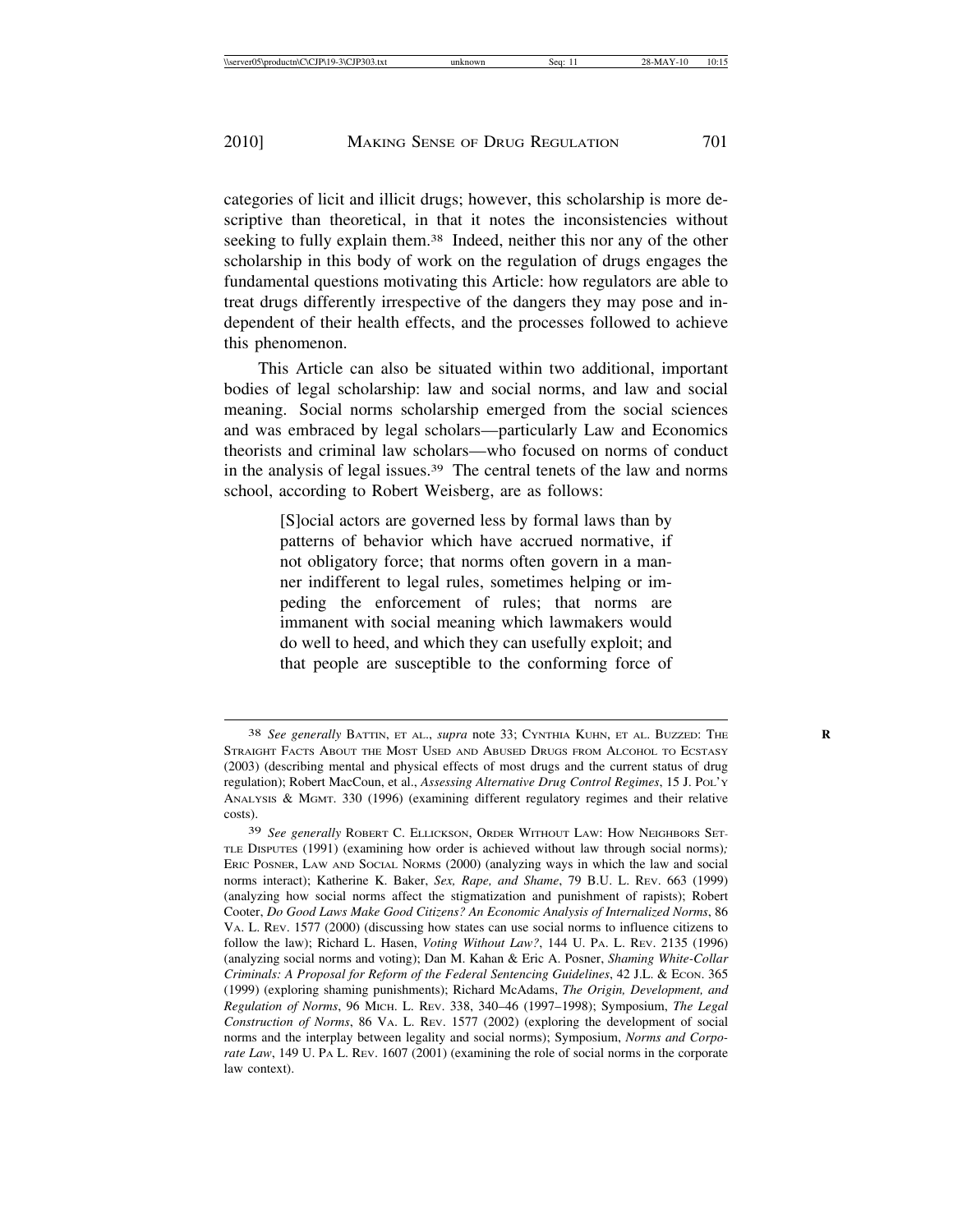categories of licit and illicit drugs; however, this scholarship is more descriptive than theoretical, in that it notes the inconsistencies without seeking to fully explain them.[38] Indeed, neither this nor any of the other scholarship in this body of work on the regulation of drugs engages the fundamental questions motivating this Article: how regulators are able to treat drugs differently irrespective of the dangers they may pose and independent of their health effects, and the processes followed to achieve this phenomenon.

This Article can also be situated within two additional, important bodies of legal scholarship: law and social norms, and law and social meaning. Social norms scholarship emerged from the social sciences and was embraced by legal scholars—particularly Law and Economics theorists and criminal law scholars—who focused on norms of conduct in the analysis of legal issues.[39] The central tenets of the law and norms school, according to Robert Weisberg, are as follows:

> [S]ocial actors are governed less by formal laws than by patterns of behavior which have accrued normative, if not obligatory force; that norms often govern in a manner indifferent to legal rules, sometimes helping or impeding the enforcement of rules; that norms are immanent with social meaning which lawmakers would do well to heed, and which they can usefully exploit; and that people are susceptible to the conforming force of

---

[38] *See generally* Battin, et al., *supra* note 33; Cynthia Kuhn, et al. Buzzed: The Straight Facts About the Most Used and Abused Drugs from Alcohol to Ecstasy (2003) (describing mental and physical effects of most drugs and the current status of drug regulation); Robert MacCoun, et al., *Assessing Alternative Drug Control Regimes*, 15 J. Pol'y Analysis & Mgmt. 330 (1996) (examining different regulatory regimes and their relative costs).

[39] *See generally* Robert C. Ellickson, Order Without Law: How Neighbors Settle Disputes (1991) (examining how order is achieved without law through social norms)*;* Eric Posner, Law and Social Norms (2000) (analyzing ways in which the law and social norms interact); Katherine K. Baker, *Sex, Rape, and Shame*, 79 B.U. L. Rev. 663 (1999) (analyzing how social norms affect the stigmatization and punishment of rapists); Robert Cooter, *Do Good Laws Make Good Citizens? An Economic Analysis of Internalized Norms*, 86 Va. L. Rev. 1577 (2000) (discussing how states can use social norms to influence citizens to follow the law); Richard L. Hasen, *Voting Without Law?*, 144 U. Pa. L. Rev. 2135 (1996) (analyzing social norms and voting); Dan M. Kahan & Eric A. Posner, *Shaming White-Collar Criminals: A Proposal for Reform of the Federal Sentencing Guidelines*, 42 J.L. & Econ. 365 (1999) (exploring shaming punishments); Richard McAdams, *The Origin, Development, and Regulation of Norms*, 96 Mich. L. Rev. 338, 340–46 (1997–1998); Symposium, *The Legal Construction of Norms*, 86 Va. L. Rev. 1577 (2002) (exploring the development of social norms and the interplay between legality and social norms); Symposium, *Norms and Corporate Law*, 149 U. Pa L. Rev. 1607 (2001) (examining the role of social norms in the corporate law context).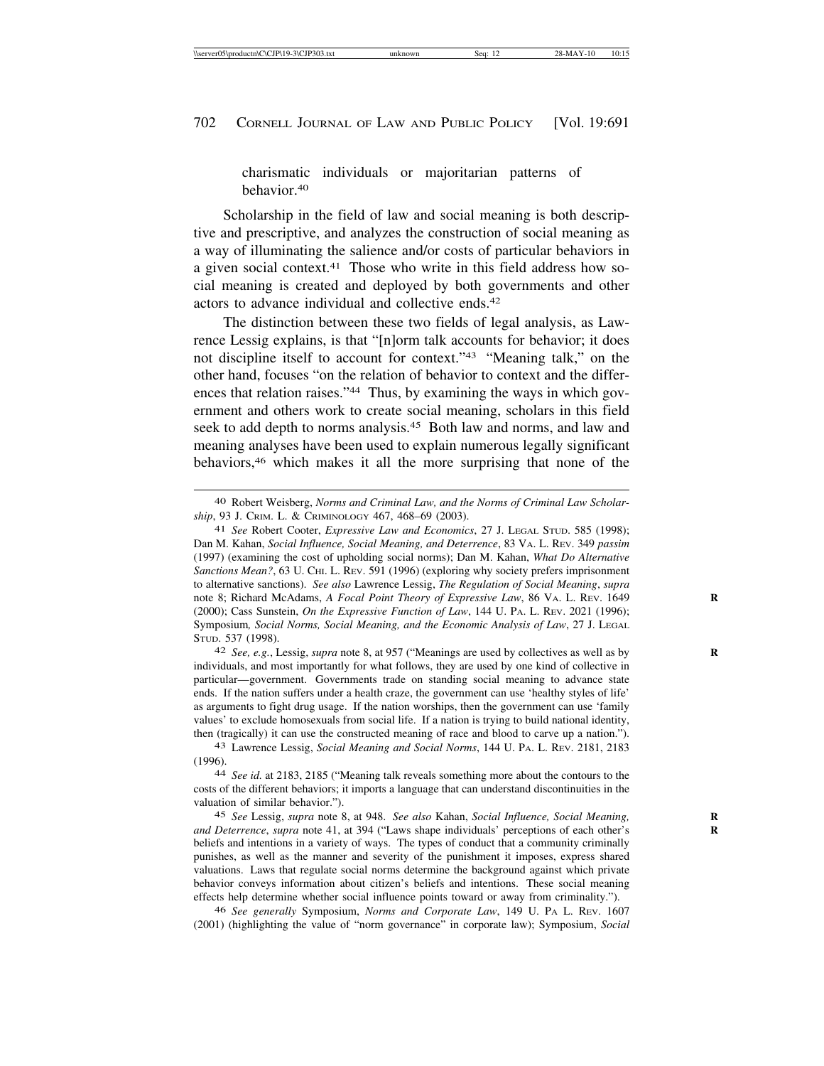charismatic individuals or majoritarian patterns of behavior.[40]

Scholarship in the field of law and social meaning is both descriptive and prescriptive, and analyzes the construction of social meaning as a way of illuminating the salience and/or costs of particular behaviors in a given social context.[41] Those who write in this field address how social meaning is created and deployed by both governments and other actors to advance individual and collective ends.[42]

The distinction between these two fields of legal analysis, as Lawrence Lessig explains, is that "[n]orm talk accounts for behavior; it does not discipline itself to account for context."[43] "Meaning talk," on the other hand, focuses "on the relation of behavior to context and the differences that relation raises."[44] Thus, by examining the ways in which government and others work to create social meaning, scholars in this field seek to add depth to norms analysis.[45] Both law and norms, and law and meaning analyses have been used to explain numerous legally significant behaviors,[46] which makes it all the more surprising that none of the

---

40 Robert Weisberg, *Norms and Criminal Law, and the Norms of Criminal Law Scholarship*, 93 J. CRIM. L. & CRIMINOLOGY 467, 468–69 (2003).

41 *See* Robert Cooter, *Expressive Law and Economics*, 27 J. LEGAL STUD. 585 (1998); Dan M. Kahan, *Social Influence, Social Meaning, and Deterrence*, 83 VA. L. REV. 349 *passim* (1997) (examining the cost of upholding social norms); Dan M. Kahan, *What Do Alternative Sanctions Mean?*, 63 U. CHI. L. REV. 591 (1996) (exploring why society prefers imprisonment to alternative sanctions). *See also* Lawrence Lessig, *The Regulation of Social Meaning*, *supra* note 8; Richard McAdams, *A Focal Point Theory of Expressive Law*, 86 VA. L. REV. 1649 (2000); Cass Sunstein, *On the Expressive Function of Law*, 144 U. PA. L. REV. 2021 (1996); Symposium, *Social Norms, Social Meaning, and the Economic Analysis of Law*, 27 J. LEGAL STUD. 537 (1998).

42 *See, e.g.*, Lessig, *supra* note 8, at 957 ("Meanings are used by collectives as well as by individuals, and most importantly for what follows, they are used by one kind of collective in particular—government. Governments trade on standing social meaning to advance state ends. If the nation suffers under a health craze, the government can use 'healthy styles of life' as arguments to fight drug usage. If the nation worships, then the government can use 'family values' to exclude homosexuals from social life. If a nation is trying to build national identity, then (tragically) it can use the constructed meaning of race and blood to carve up a nation.").

43 Lawrence Lessig, *Social Meaning and Social Norms*, 144 U. PA. L. REV. 2181, 2183 (1996).

44 *See id.* at 2183, 2185 ("Meaning talk reveals something more about the contours to the costs of the different behaviors; it imports a language that can understand discontinuities in the valuation of similar behavior.").

45 *See* Lessig, *supra* note 8, at 948. *See also* Kahan, *Social Influence, Social Meaning, and Deterrence*, *supra* note 41, at 394 ("Laws shape individuals' perceptions of each other's beliefs and intentions in a variety of ways. The types of conduct that a community criminally punishes, as well as the manner and severity of the punishment it imposes, express shared valuations. Laws that regulate social norms determine the background against which private behavior conveys information about citizen's beliefs and intentions. These social meaning effects help determine whether social influence points toward or away from criminality.").

46 *See generally* Symposium, *Norms and Corporate Law*, 149 U. PA L. REV. 1607 (2001) (highlighting the value of "norm governance" in corporate law); Symposium, *Social*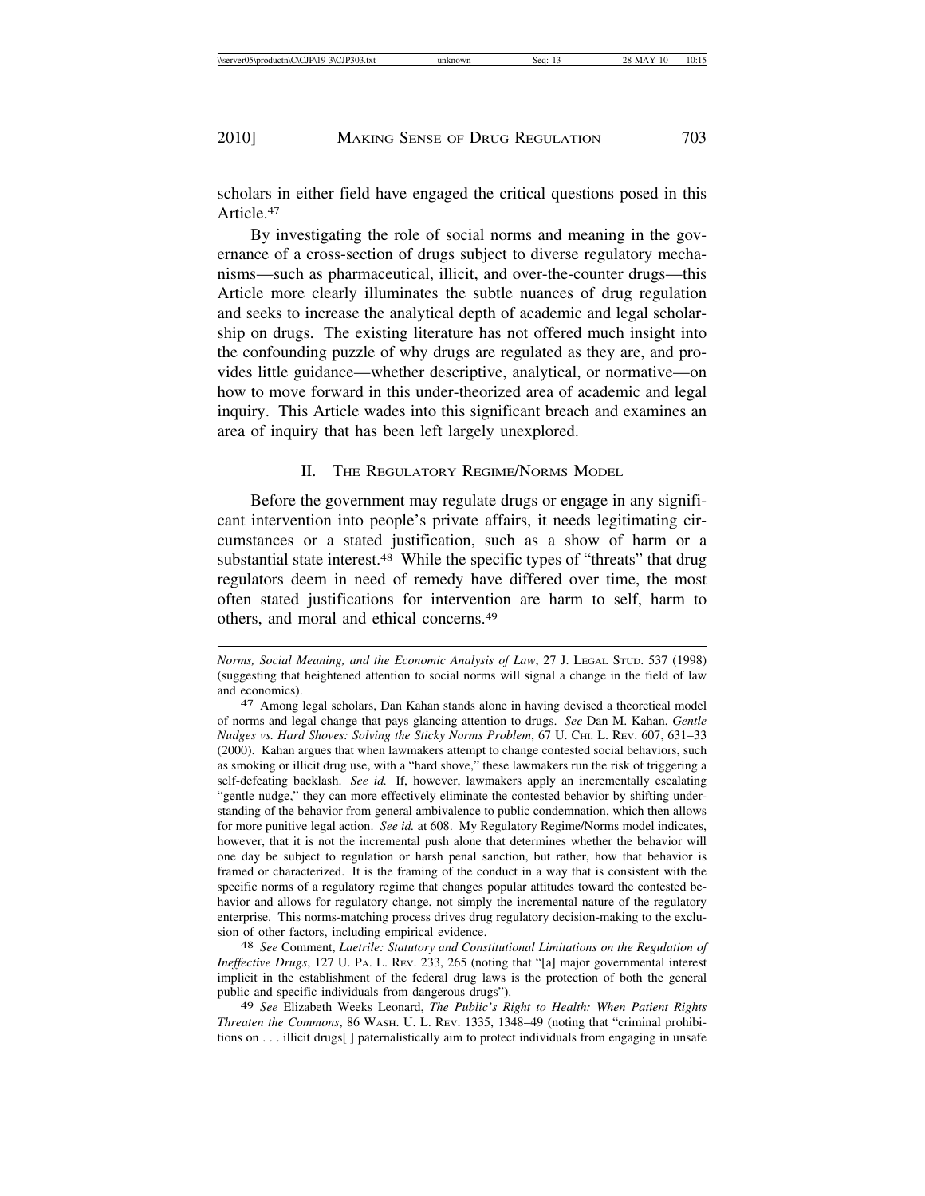scholars in either field have engaged the critical questions posed in this Article.[47]

By investigating the role of social norms and meaning in the governance of a cross-section of drugs subject to diverse regulatory mechanisms—such as pharmaceutical, illicit, and over-the-counter drugs—this Article more clearly illuminates the subtle nuances of drug regulation and seeks to increase the analytical depth of academic and legal scholarship on drugs. The existing literature has not offered much insight into the confounding puzzle of why drugs are regulated as they are, and provides little guidance—whether descriptive, analytical, or normative—on how to move forward in this under-theorized area of academic and legal inquiry. This Article wades into this significant breach and examines an area of inquiry that has been left largely unexplored.

## II. The Regulatory Regime/Norms Model

Before the government may regulate drugs or engage in any significant intervention into people's private affairs, it needs legitimating circumstances or a stated justification, such as a show of harm or a substantial state interest.[48] While the specific types of "threats" that drug regulators deem in need of remedy have differed over time, the most often stated justifications for intervention are harm to self, harm to others, and moral and ethical concerns.[49]

---

*Norms, Social Meaning, and the Economic Analysis of Law*, 27 J. Legal Stud. 537 (1998) (suggesting that heightened attention to social norms will signal a change in the field of law and economics).

47 Among legal scholars, Dan Kahan stands alone in having devised a theoretical model of norms and legal change that pays glancing attention to drugs. *See* Dan M. Kahan, *Gentle Nudges vs. Hard Shoves: Solving the Sticky Norms Problem*, 67 U. Chi. L. Rev. 607, 631–33 (2000). Kahan argues that when lawmakers attempt to change contested social behaviors, such as smoking or illicit drug use, with a "hard shove," these lawmakers run the risk of triggering a self-defeating backlash. *See id.* If, however, lawmakers apply an incrementally escalating "gentle nudge," they can more effectively eliminate the contested behavior by shifting understanding of the behavior from general ambivalence to public condemnation, which then allows for more punitive legal action. *See id.* at 608. My Regulatory Regime/Norms model indicates, however, that it is not the incremental push alone that determines whether the behavior will one day be subject to regulation or harsh penal sanction, but rather, how that behavior is framed or characterized. It is the framing of the conduct in a way that is consistent with the specific norms of a regulatory regime that changes popular attitudes toward the contested behavior and allows for regulatory change, not simply the incremental nature of the regulatory enterprise. This norms-matching process drives drug regulatory decision-making to the exclusion of other factors, including empirical evidence.

48 *See* Comment, *Laetrile: Statutory and Constitutional Limitations on the Regulation of Ineffective Drugs*, 127 U. Pa. L. Rev. 233, 265 (noting that "[a] major governmental interest implicit in the establishment of the federal drug laws is the protection of both the general public and specific individuals from dangerous drugs").

49 *See* Elizabeth Weeks Leonard, *The Public's Right to Health: When Patient Rights Threaten the Commons*, 86 Wash. U. L. Rev. 1335, 1348–49 (noting that "criminal prohibitions on . . . illicit drugs[ ] paternalistically aim to protect individuals from engaging in unsafe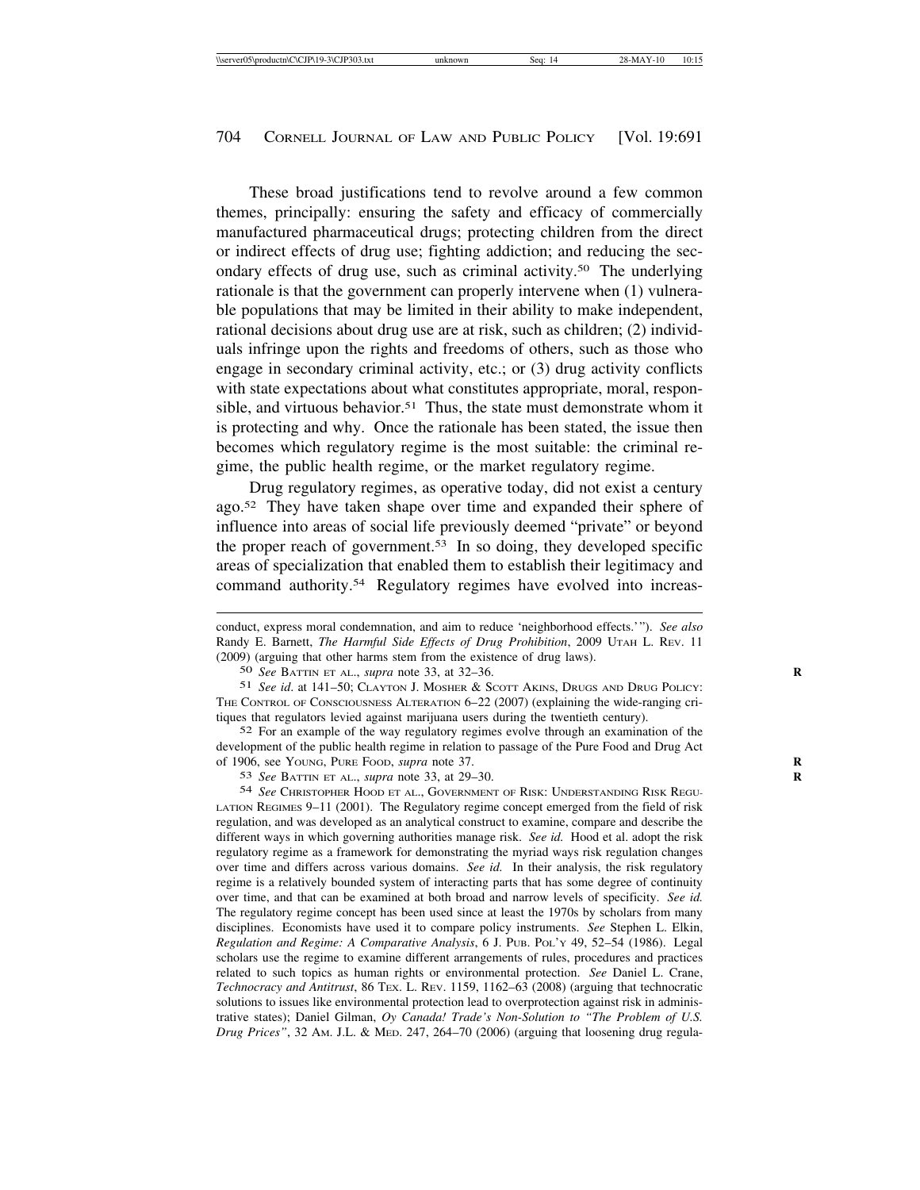These broad justifications tend to revolve around a few common themes, principally: ensuring the safety and efficacy of commercially manufactured pharmaceutical drugs; protecting children from the direct or indirect effects of drug use; fighting addiction; and reducing the secondary effects of drug use, such as criminal activity.[50] The underlying rationale is that the government can properly intervene when (1) vulnerable populations that may be limited in their ability to make independent, rational decisions about drug use are at risk, such as children; (2) individuals infringe upon the rights and freedoms of others, such as those who engage in secondary criminal activity, etc.; or (3) drug activity conflicts with state expectations about what constitutes appropriate, moral, responsible, and virtuous behavior.[51] Thus, the state must demonstrate whom it is protecting and why. Once the rationale has been stated, the issue then becomes which regulatory regime is the most suitable: the criminal regime, the public health regime, or the market regulatory regime.

Drug regulatory regimes, as operative today, did not exist a century ago.[52] They have taken shape over time and expanded their sphere of influence into areas of social life previously deemed "private" or beyond the proper reach of government.[53] In so doing, they developed specific areas of specialization that enabled them to establish their legitimacy and command authority.[54] Regulatory regimes have evolved into increas-

---

conduct, express moral condemnation, and aim to reduce 'neighborhood effects.'"). *See also* Randy E. Barnett, *The Harmful Side Effects of Drug Prohibition*, 2009 UTAH L. REV. 11 (2009) (arguing that other harms stem from the existence of drug laws).

[50] *See* BATTIN ET AL., *supra* note 33, at 32–36.

[51] *See id.* at 141–50; CLAYTON J. MOSHER & SCOTT AKINS, DRUGS AND DRUG POLICY: THE CONTROL OF CONSCIOUSNESS ALTERATION 6–22 (2007) (explaining the wide-ranging critiques that regulators levied against marijuana users during the twentieth century).

[52] For an example of the way regulatory regimes evolve through an examination of the development of the public health regime in relation to passage of the Pure Food and Drug Act of 1906, see YOUNG, PURE FOOD, *supra* note 37.

[53] *See* BATTIN ET AL., *supra* note 33, at 29–30.

[54] *See* CHRISTOPHER HOOD ET AL., GOVERNMENT OF RISK: UNDERSTANDING RISK REGULATION REGIMES 9–11 (2001). The Regulatory regime concept emerged from the field of risk regulation, and was developed as an analytical construct to examine, compare and describe the different ways in which governing authorities manage risk. *See id.* Hood et al. adopt the risk regulatory regime as a framework for demonstrating the myriad ways risk regulation changes over time and differs across various domains. *See id.* In their analysis, the risk regulatory regime is a relatively bounded system of interacting parts that has some degree of continuity over time, and that can be examined at both broad and narrow levels of specificity. *See id.* The regulatory regime concept has been used since at least the 1970s by scholars from many disciplines. Economists have used it to compare policy instruments. *See* Stephen L. Elkin, *Regulation and Regime: A Comparative Analysis*, 6 J. PUB. POL'Y 49, 52–54 (1986). Legal scholars use the regime to examine different arrangements of rules, procedures and practices related to such topics as human rights or environmental protection. *See* Daniel L. Crane, *Technocracy and Antitrust*, 86 TEX. L. REV. 1159, 1162–63 (2008) (arguing that technocratic solutions to issues like environmental protection lead to overprotection against risk in administrative states); Daniel Gilman, *Oy Canada! Trade's Non-Solution to "The Problem of U.S. Drug Prices"*, 32 AM. J.L. & MED. 247, 264–70 (2006) (arguing that loosening drug regula-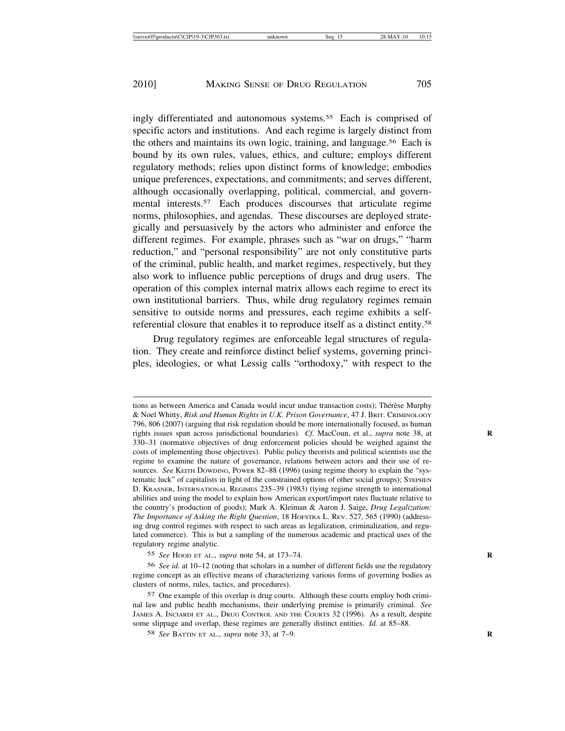ingly differentiated and autonomous systems.[55] Each is comprised of specific actors and institutions. And each regime is largely distinct from the others and maintains its own logic, training, and language.[56] Each is bound by its own rules, values, ethics, and culture; employs different regulatory methods; relies upon distinct forms of knowledge; embodies unique preferences, expectations, and commitments; and serves different, although occasionally overlapping, political, commercial, and governmental interests.[57] Each produces discourses that articulate regime norms, philosophies, and agendas. These discourses are deployed strategically and persuasively by the actors who administer and enforce the different regimes. For example, phrases such as "war on drugs," "harm reduction," and "personal responsibility" are not only constitutive parts of the criminal, public health, and market regimes, respectively, but they also work to influence public perceptions of drugs and drug users. The operation of this complex internal matrix allows each regime to erect its own institutional barriers. Thus, while drug regulatory regimes remain sensitive to outside norms and pressures, each regime exhibits a self-referential closure that enables it to reproduce itself as a distinct entity.[58]

Drug regulatory regimes are enforceable legal structures of regulation. They create and reinforce distinct belief systems, governing principles, ideologies, or what Lessig calls "orthodoxy," with respect to the

---

tions as between America and Canada would incur undue transaction costs); Thérèse Murphy & Noel Whitty, *Risk and Human Rights in U.K. Prison Governance*, 47 J. BRIT. CRIMINOLOGY 796, 806 (2007) (arguing that risk regulation should be more internationally focused, as human rights issues span across jurisdictional boundaries). *Cf.* MacCoun, et al., *supra* note 38, at 330–31 (normative objectives of drug enforcement policies should be weighed against the costs of implementing those objectives). Public policy theorists and political scientists use the regime to examine the nature of governance, relations between actors and their use of resources. *See* KEITH DOWDING, POWER 82–88 (1996) (using regime theory to explain the "systematic luck" of capitalists in light of the constrained options of other social groups); STEPHEN D. KRASNER, INTERNATIONAL REGIMES 235–39 (1983) (tying regime strength to international abilities and using the model to explain how American export/import rates fluctuate relative to the country's production of goods); Mark A. Kleiman & Aaron J. Saige, *Drug Legalization: The Importance of Asking the Right Question*, 18 HOFSTRA L. REV. 527, 565 (1990) (addressing drug control regimes with respect to such areas as legalization, criminalization, and regulated commerce). This is but a sampling of the numerous academic and practical uses of the regulatory regime analytic.

[55] *See* HOOD ET AL., *supra* note 54, at 173–74.

[56] *See id.* at 10–12 (noting that scholars in a number of different fields use the regulatory regime concept as an effective means of characterizing various forms of governing bodies as clusters of norms, rules, tactics, and procedures).

[57] One example of this overlap is drug courts. Although these courts employ both criminal law and public health mechanisms, their underlying premise is primarily criminal. *See* JAMES A. INCIARDI ET AL., DRUG CONTROL AND THE COURTS 32 (1996). As a result, despite some slippage and overlap, these regimes are generally distinct entities. *Id.* at 85–88.

[58] *See* BATTIN ET AL., *supra* note 33, at 7–9.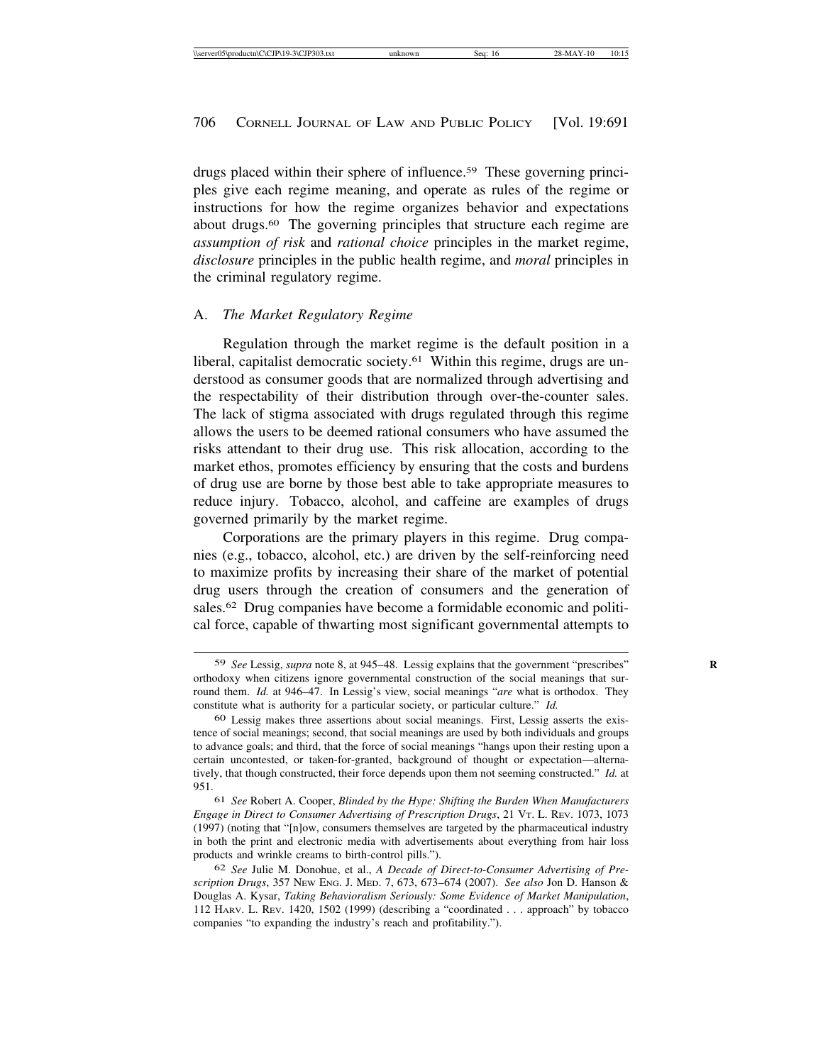drugs placed within their sphere of influence.[59] These governing principles give each regime meaning, and operate as rules of the regime or instructions for how the regime organizes behavior and expectations about drugs.[60] The governing principles that structure each regime are *assumption of risk* and *rational choice* principles in the market regime, *disclosure* principles in the public health regime, and *moral* principles in the criminal regulatory regime.

### A. *The Market Regulatory Regime*

Regulation through the market regime is the default position in a liberal, capitalist democratic society.[61] Within this regime, drugs are understood as consumer goods that are normalized through advertising and the respectability of their distribution through over-the-counter sales. The lack of stigma associated with drugs regulated through this regime allows the users to be deemed rational consumers who have assumed the risks attendant to their drug use. This risk allocation, according to the market ethos, promotes efficiency by ensuring that the costs and burdens of drug use are borne by those best able to take appropriate measures to reduce injury. Tobacco, alcohol, and caffeine are examples of drugs governed primarily by the market regime.

Corporations are the primary players in this regime. Drug companies (e.g., tobacco, alcohol, etc.) are driven by the self-reinforcing need to maximize profits by increasing their share of the market of potential drug users through the creation of consumers and the generation of sales.[62] Drug companies have become a formidable economic and political force, capable of thwarting most significant governmental attempts to

---

[59] *See* Lessig, *supra* note 8, at 945–48. Lessig explains that the government "prescribes" orthodoxy when citizens ignore governmental construction of the social meanings that surround them. *Id.* at 946–47. In Lessig's view, social meanings "*are* what is orthodox. They constitute what is authority for a particular society, or particular culture." *Id.*

[60] Lessig makes three assertions about social meanings. First, Lessig asserts the existence of social meanings; second, that social meanings are used by both individuals and groups to advance goals; and third, that the force of social meanings "hangs upon their resting upon a certain uncontested, or taken-for-granted, background of thought or expectation—alternatively, that though constructed, their force depends upon them not seeming constructed." *Id.* at 951.

[61] *See* Robert A. Cooper, *Blinded by the Hype: Shifting the Burden When Manufacturers Engage in Direct to Consumer Advertising of Prescription Drugs*, 21 Vt. L. Rev. 1073, 1073 (1997) (noting that "[n]ow, consumers themselves are targeted by the pharmaceutical industry in both the print and electronic media with advertisements about everything from hair loss products and wrinkle creams to birth-control pills.").

[62] *See* Julie M. Donohue, et al., *A Decade of Direct-to-Consumer Advertising of Prescription Drugs*, 357 New Eng. J. Med. 7, 673, 673–674 (2007). *See also* Jon D. Hanson & Douglas A. Kysar, *Taking Behavioralism Seriously: Some Evidence of Market Manipulation*, 112 Harv. L. Rev. 1420, 1502 (1999) (describing a "coordinated . . . approach" by tobacco companies "to expanding the industry's reach and profitability.").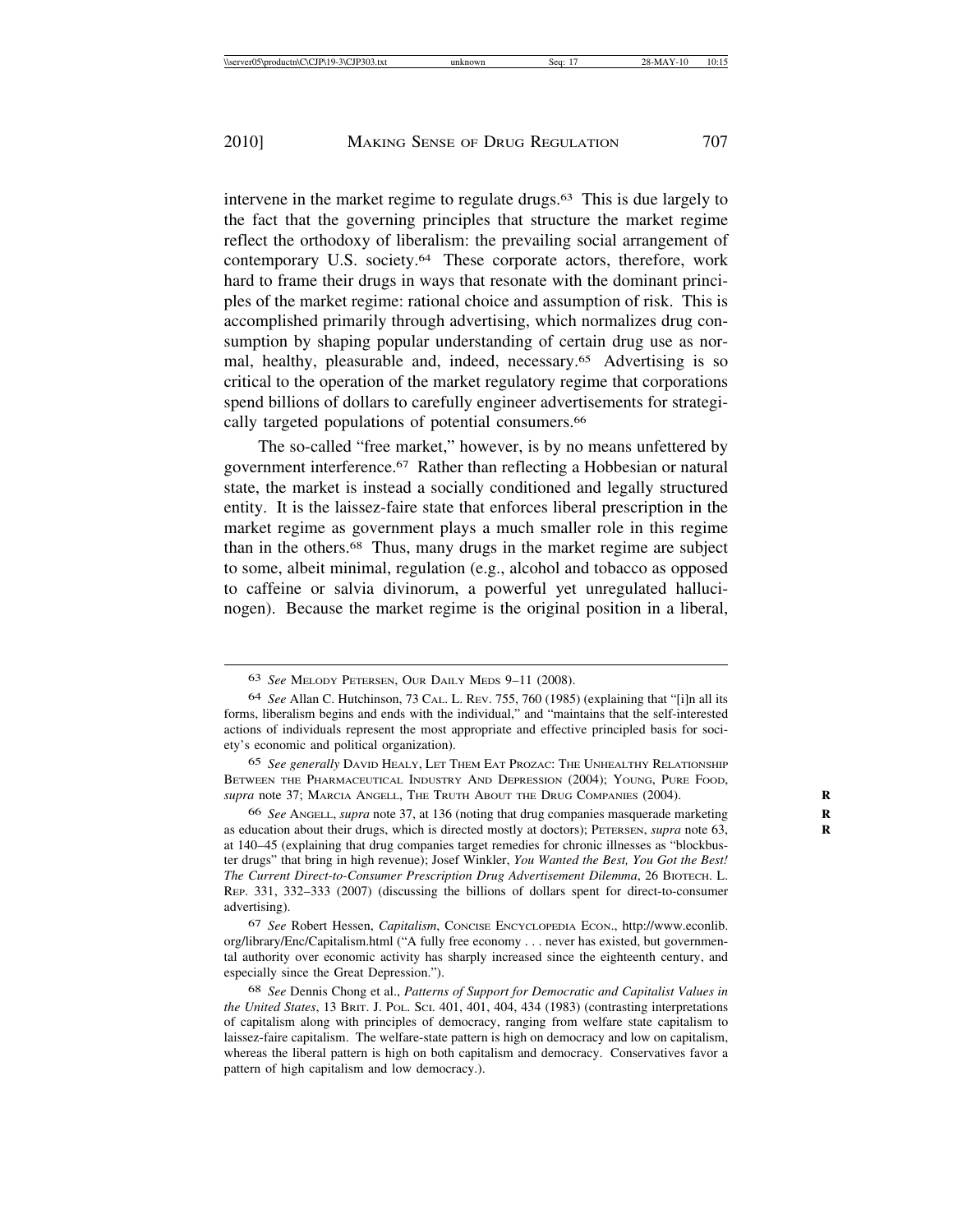intervene in the market regime to regulate drugs.[63] This is due largely to the fact that the governing principles that structure the market regime reflect the orthodoxy of liberalism: the prevailing social arrangement of contemporary U.S. society.[64] These corporate actors, therefore, work hard to frame their drugs in ways that resonate with the dominant principles of the market regime: rational choice and assumption of risk. This is accomplished primarily through advertising, which normalizes drug consumption by shaping popular understanding of certain drug use as normal, healthy, pleasurable and, indeed, necessary.[65] Advertising is so critical to the operation of the market regulatory regime that corporations spend billions of dollars to carefully engineer advertisements for strategically targeted populations of potential consumers.[66]

The so-called "free market," however, is by no means unfettered by government interference.[67] Rather than reflecting a Hobbesian or natural state, the market is instead a socially conditioned and legally structured entity. It is the laissez-faire state that enforces liberal prescription in the market regime as government plays a much smaller role in this regime than in the others.[68] Thus, many drugs in the market regime are subject to some, albeit minimal, regulation (e.g., alcohol and tobacco as opposed to caffeine or salvia divinorum, a powerful yet unregulated hallucinogen). Because the market regime is the original position in a liberal,

---

[63] *See* Melody Petersen, Our Daily Meds 9–11 (2008).

[64] *See* Allan C. Hutchinson, 73 Cal. L. Rev. 755, 760 (1985) (explaining that "[i]n all its forms, liberalism begins and ends with the individual," and "maintains that the self-interested actions of individuals represent the most appropriate and effective principled basis for society's economic and political organization).

[65] *See generally* David Healy, Let Them Eat Prozac: The Unhealthy Relationship Between the Pharmaceutical Industry And Depression (2004); Young, Pure Food, *supra* note 37; Marcia Angell, The Truth About the Drug Companies (2004).

[66] *See* Angell, *supra* note 37, at 136 (noting that drug companies masquerade marketing as education about their drugs, which is directed mostly at doctors); Petersen, *supra* note 63, at 140–45 (explaining that drug companies target remedies for chronic illnesses as "blockbuster drugs" that bring in high revenue); Josef Winkler, *You Wanted the Best, You Got the Best! The Current Direct-to-Consumer Prescription Drug Advertisement Dilemma*, 26 Biotech. L. Rep. 331, 332–333 (2007) (discussing the billions of dollars spent for direct-to-consumer advertising).

[67] *See* Robert Hessen, *Capitalism*, Concise Encyclopedia Econ., http://www.econlib.org/library/Enc/Capitalism.html ("A fully free economy . . . never has existed, but governmental authority over economic activity has sharply increased since the eighteenth century, and especially since the Great Depression.").

[68] *See* Dennis Chong et al., *Patterns of Support for Democratic and Capitalist Values in the United States*, 13 Brit. J. Pol. Sci. 401, 401, 404, 434 (1983) (contrasting interpretations of capitalism along with principles of democracy, ranging from welfare state capitalism to laissez-faire capitalism. The welfare-state pattern is high on democracy and low on capitalism, whereas the liberal pattern is high on both capitalism and democracy. Conservatives favor a pattern of high capitalism and low democracy.).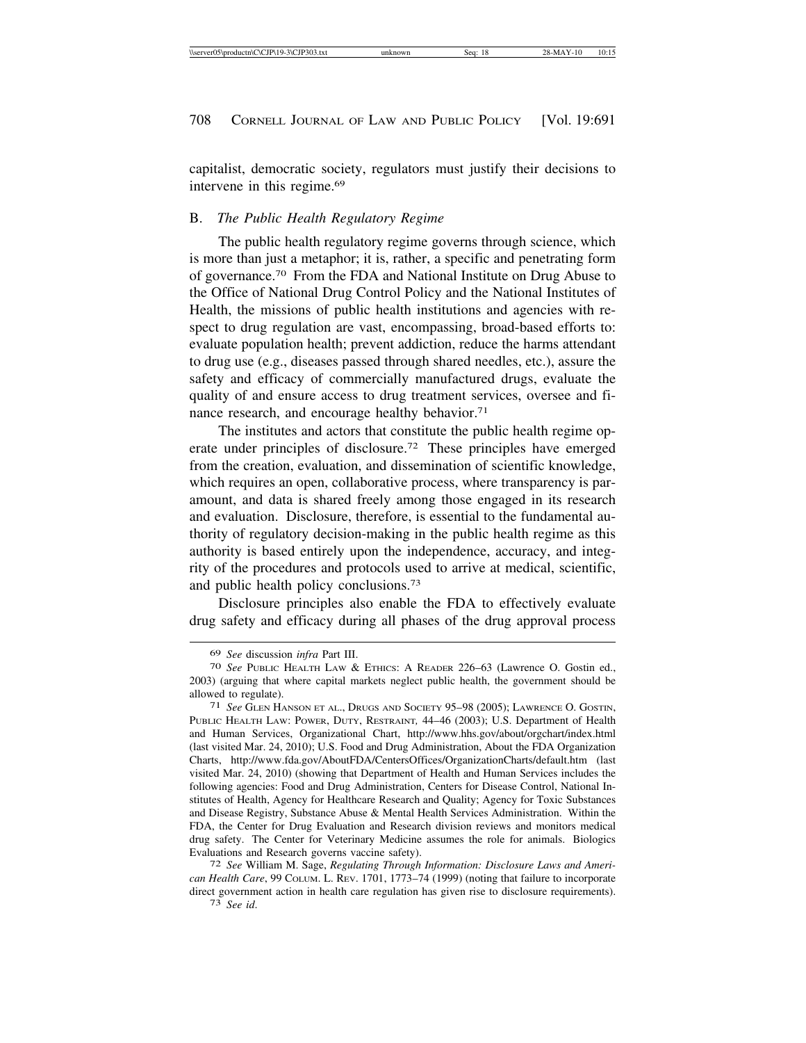capitalist, democratic society, regulators must justify their decisions to intervene in this regime.[69]

## B. *The Public Health Regulatory Regime*

The public health regulatory regime governs through science, which is more than just a metaphor; it is, rather, a specific and penetrating form of governance.[70] From the FDA and National Institute on Drug Abuse to the Office of National Drug Control Policy and the National Institutes of Health, the missions of public health institutions and agencies with respect to drug regulation are vast, encompassing, broad-based efforts to: evaluate population health; prevent addiction, reduce the harms attendant to drug use (e.g., diseases passed through shared needles, etc.), assure the safety and efficacy of commercially manufactured drugs, evaluate the quality of and ensure access to drug treatment services, oversee and finance research, and encourage healthy behavior.[71]

The institutes and actors that constitute the public health regime operate under principles of disclosure.[72] These principles have emerged from the creation, evaluation, and dissemination of scientific knowledge, which requires an open, collaborative process, where transparency is paramount, and data is shared freely among those engaged in its research and evaluation. Disclosure, therefore, is essential to the fundamental authority of regulatory decision-making in the public health regime as this authority is based entirely upon the independence, accuracy, and integrity of the procedures and protocols used to arrive at medical, scientific, and public health policy conclusions.[73]

Disclosure principles also enable the FDA to effectively evaluate drug safety and efficacy during all phases of the drug approval process

---

[69] *See* discussion *infra* Part III.

[70] *See* PUBLIC HEALTH LAW & ETHICS: A READER 226–63 (Lawrence O. Gostin ed., 2003) (arguing that where capital markets neglect public health, the government should be allowed to regulate).

[71] *See* GLEN HANSON ET AL., DRUGS AND SOCIETY 95–98 (2005); LAWRENCE O. GOSTIN, PUBLIC HEALTH LAW: POWER, DUTY, RESTRAINT, 44–46 (2003); U.S. Department of Health and Human Services, Organizational Chart, http://www.hhs.gov/about/orgchart/index.html (last visited Mar. 24, 2010); U.S. Food and Drug Administration, About the FDA Organization Charts, http://www.fda.gov/AboutFDA/CentersOffices/OrganizationCharts/default.htm (last visited Mar. 24, 2010) (showing that Department of Health and Human Services includes the following agencies: Food and Drug Administration, Centers for Disease Control, National Institutes of Health, Agency for Healthcare Research and Quality; Agency for Toxic Substances and Disease Registry, Substance Abuse & Mental Health Services Administration. Within the FDA, the Center for Drug Evaluation and Research division reviews and monitors medical drug safety. The Center for Veterinary Medicine assumes the role for animals. Biologics Evaluations and Research governs vaccine safety).

[72] *See* William M. Sage, *Regulating Through Information: Disclosure Laws and American Health Care*, 99 COLUM. L. REV. 1701, 1773–74 (1999) (noting that failure to incorporate direct government action in health care regulation has given rise to disclosure requirements).

[73] *See id.*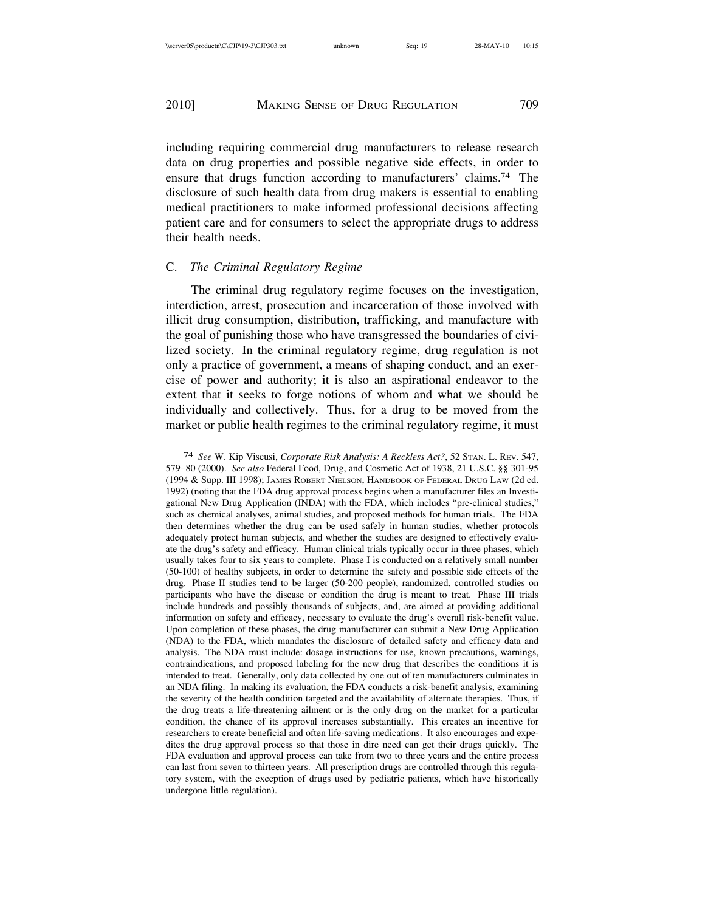including requiring commercial drug manufacturers to release research data on drug properties and possible negative side effects, in order to ensure that drugs function according to manufacturers' claims.[74] The disclosure of such health data from drug makers is essential to enabling medical practitioners to make informed professional decisions affecting patient care and for consumers to select the appropriate drugs to address their health needs.

### C. *The Criminal Regulatory Regime*

The criminal drug regulatory regime focuses on the investigation, interdiction, arrest, prosecution and incarceration of those involved with illicit drug consumption, distribution, trafficking, and manufacture with the goal of punishing those who have transgressed the boundaries of civilized society. In the criminal regulatory regime, drug regulation is not only a practice of government, a means of shaping conduct, and an exercise of power and authority; it is also an aspirational endeavor to the extent that it seeks to forge notions of whom and what we should be individually and collectively. Thus, for a drug to be moved from the market or public health regimes to the criminal regulatory regime, it must

---

[74] *See* W. Kip Viscusi, *Corporate Risk Analysis: A Reckless Act?*, 52 STAN. L. REV. 547, 579–80 (2000). *See also* Federal Food, Drug, and Cosmetic Act of 1938, 21 U.S.C. §§ 301-95 (1994 & Supp. III 1998); JAMES ROBERT NIELSON, HANDBOOK OF FEDERAL DRUG LAW (2d ed. 1992) (noting that the FDA drug approval process begins when a manufacturer files an Investigational New Drug Application (INDA) with the FDA, which includes "pre-clinical studies," such as chemical analyses, animal studies, and proposed methods for human trials. The FDA then determines whether the drug can be used safely in human studies, whether protocols adequately protect human subjects, and whether the studies are designed to effectively evaluate the drug's safety and efficacy. Human clinical trials typically occur in three phases, which usually takes four to six years to complete. Phase I is conducted on a relatively small number (50-100) of healthy subjects, in order to determine the safety and possible side effects of the drug. Phase II studies tend to be larger (50-200 people), randomized, controlled studies on participants who have the disease or condition the drug is meant to treat. Phase III trials include hundreds and possibly thousands of subjects, and, are aimed at providing additional information on safety and efficacy, necessary to evaluate the drug's overall risk-benefit value. Upon completion of these phases, the drug manufacturer can submit a New Drug Application (NDA) to the FDA, which mandates the disclosure of detailed safety and efficacy data and analysis. The NDA must include: dosage instructions for use, known precautions, warnings, contraindications, and proposed labeling for the new drug that describes the conditions it is intended to treat. Generally, only data collected by one out of ten manufacturers culminates in an NDA filing. In making its evaluation, the FDA conducts a risk-benefit analysis, examining the severity of the health condition targeted and the availability of alternate therapies. Thus, if the drug treats a life-threatening ailment or is the only drug on the market for a particular condition, the chance of its approval increases substantially. This creates an incentive for researchers to create beneficial and often life-saving medications. It also encourages and expedites the drug approval process so that those in dire need can get their drugs quickly. The FDA evaluation and approval process can take from two to three years and the entire process can last from seven to thirteen years. All prescription drugs are controlled through this regulatory system, with the exception of drugs used by pediatric patients, which have historically undergone little regulation).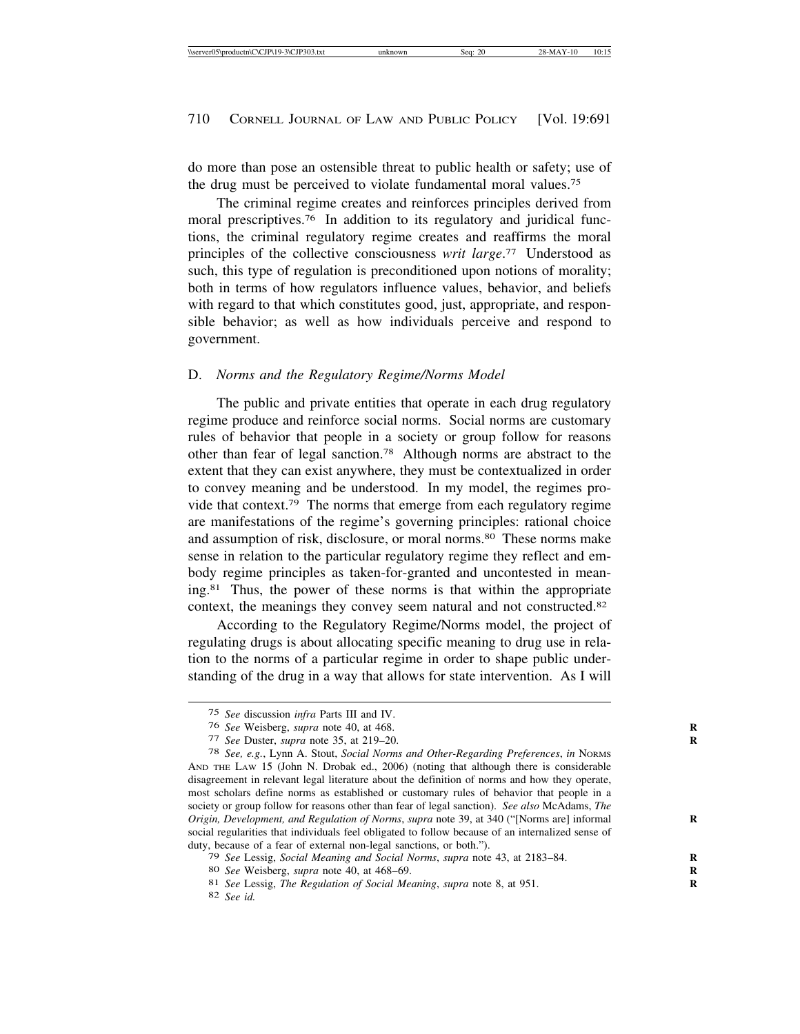do more than pose an ostensible threat to public health or safety; use of the drug must be perceived to violate fundamental moral values.[75]

The criminal regime creates and reinforces principles derived from moral prescriptives.[76] In addition to its regulatory and juridical functions, the criminal regulatory regime creates and reaffirms the moral principles of the collective consciousness *writ large*.[77] Understood as such, this type of regulation is preconditioned upon notions of morality; both in terms of how regulators influence values, behavior, and beliefs with regard to that which constitutes good, just, appropriate, and responsible behavior; as well as how individuals perceive and respond to government.

### D. *Norms and the Regulatory Regime/Norms Model*

The public and private entities that operate in each drug regulatory regime produce and reinforce social norms. Social norms are customary rules of behavior that people in a society or group follow for reasons other than fear of legal sanction.[78] Although norms are abstract to the extent that they can exist anywhere, they must be contextualized in order to convey meaning and be understood. In my model, the regimes provide that context.[79] The norms that emerge from each regulatory regime are manifestations of the regime's governing principles: rational choice and assumption of risk, disclosure, or moral norms.[80] These norms make sense in relation to the particular regulatory regime they reflect and embody regime principles as taken-for-granted and uncontested in meaning.[81] Thus, the power of these norms is that within the appropriate context, the meanings they convey seem natural and not constructed.[82]

According to the Regulatory Regime/Norms model, the project of regulating drugs is about allocating specific meaning to drug use in relation to the norms of a particular regime in order to shape public understanding of the drug in a way that allows for state intervention. As I will

---

75 *See* discussion *infra* Parts III and IV.

76 *See* Weisberg, *supra* note 40, at 468.

77 *See* Duster, *supra* note 35, at 219–20.

78 *See, e.g.*, Lynn A. Stout, *Social Norms and Other-Regarding Preferences*, *in* NORMS AND THE LAW 15 (John N. Drobak ed., 2006) (noting that although there is considerable disagreement in relevant legal literature about the definition of norms and how they operate, most scholars define norms as established or customary rules of behavior that people in a society or group follow for reasons other than fear of legal sanction). *See also* McAdams, *The Origin, Development, and Regulation of Norms*, *supra* note 39, at 340 ("[Norms are] informal social regularities that individuals feel obligated to follow because of an internalized sense of duty, because of a fear of external non-legal sanctions, or both.").

79 *See* Lessig, *Social Meaning and Social Norms*, *supra* note 43, at 2183–84.

80 *See* Weisberg, *supra* note 40, at 468–69.

81 *See* Lessig, *The Regulation of Social Meaning*, *supra* note 8, at 951.

82 *See id.*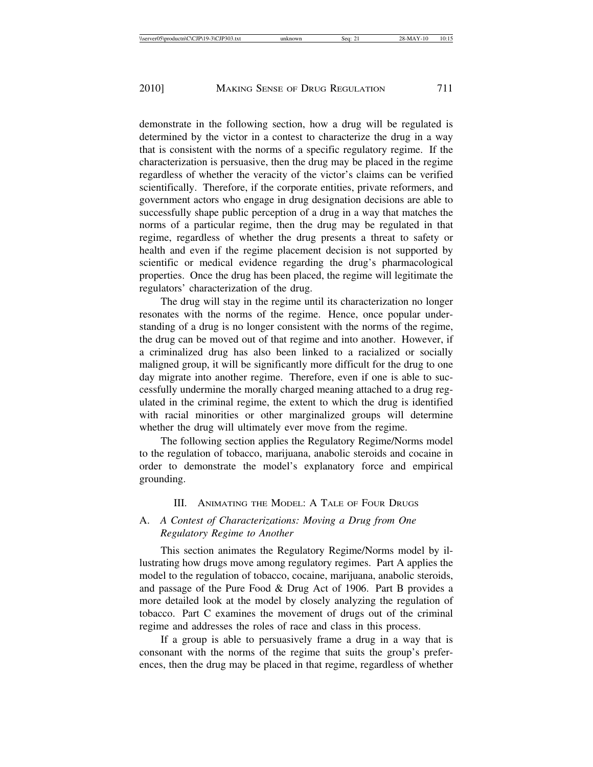demonstrate in the following section, how a drug will be regulated is determined by the victor in a contest to characterize the drug in a way that is consistent with the norms of a specific regulatory regime. If the characterization is persuasive, then the drug may be placed in the regime regardless of whether the veracity of the victor's claims can be verified scientifically. Therefore, if the corporate entities, private reformers, and government actors who engage in drug designation decisions are able to successfully shape public perception of a drug in a way that matches the norms of a particular regime, then the drug may be regulated in that regime, regardless of whether the drug presents a threat to safety or health and even if the regime placement decision is not supported by scientific or medical evidence regarding the drug's pharmacological properties. Once the drug has been placed, the regime will legitimate the regulators' characterization of the drug.

The drug will stay in the regime until its characterization no longer resonates with the norms of the regime. Hence, once popular understanding of a drug is no longer consistent with the norms of the regime, the drug can be moved out of that regime and into another. However, if a criminalized drug has also been linked to a racialized or socially maligned group, it will be significantly more difficult for the drug to one day migrate into another regime. Therefore, even if one is able to successfully undermine the morally charged meaning attached to a drug regulated in the criminal regime, the extent to which the drug is identified with racial minorities or other marginalized groups will determine whether the drug will ultimately ever move from the regime.

The following section applies the Regulatory Regime/Norms model to the regulation of tobacco, marijuana, anabolic steroids and cocaine in order to demonstrate the model's explanatory force and empirical grounding.

## III. Animating the Model: A Tale of Four Drugs

### A. *A Contest of Characterizations: Moving a Drug from One Regulatory Regime to Another*

This section animates the Regulatory Regime/Norms model by illustrating how drugs move among regulatory regimes. Part A applies the model to the regulation of tobacco, cocaine, marijuana, anabolic steroids, and passage of the Pure Food & Drug Act of 1906. Part B provides a more detailed look at the model by closely analyzing the regulation of tobacco. Part C examines the movement of drugs out of the criminal regime and addresses the roles of race and class in this process.

If a group is able to persuasively frame a drug in a way that is consonant with the norms of the regime that suits the group's preferences, then the drug may be placed in that regime, regardless of whether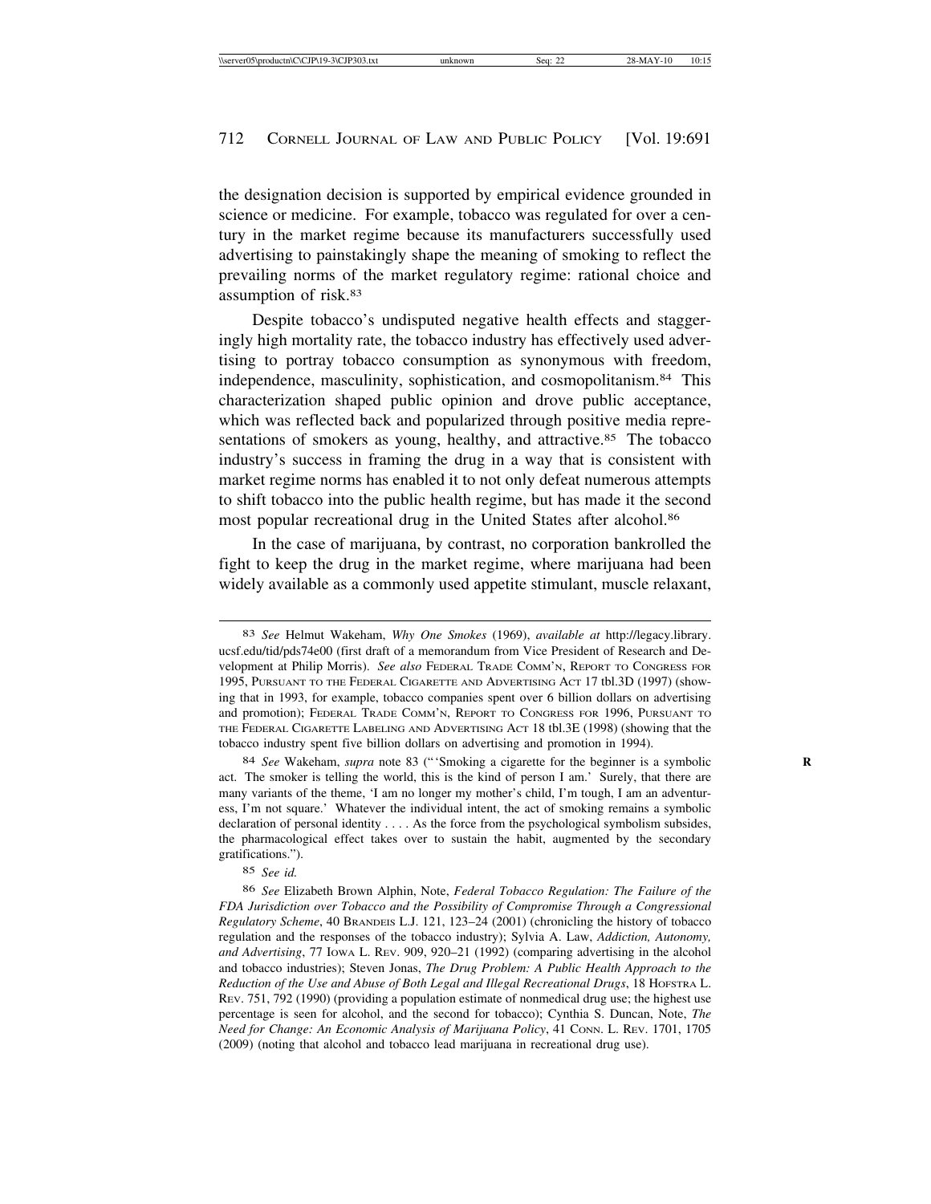the designation decision is supported by empirical evidence grounded in science or medicine. For example, tobacco was regulated for over a century in the market regime because its manufacturers successfully used advertising to painstakingly shape the meaning of smoking to reflect the prevailing norms of the market regulatory regime: rational choice and assumption of risk.[83]

Despite tobacco's undisputed negative health effects and staggeringly high mortality rate, the tobacco industry has effectively used advertising to portray tobacco consumption as synonymous with freedom, independence, masculinity, sophistication, and cosmopolitanism.[84] This characterization shaped public opinion and drove public acceptance, which was reflected back and popularized through positive media representations of smokers as young, healthy, and attractive.[85] The tobacco industry's success in framing the drug in a way that is consistent with market regime norms has enabled it to not only defeat numerous attempts to shift tobacco into the public health regime, but has made it the second most popular recreational drug in the United States after alcohol.[86]

In the case of marijuana, by contrast, no corporation bankrolled the fight to keep the drug in the market regime, where marijuana had been widely available as a commonly used appetite stimulant, muscle relaxant,

---

[83] *See* Helmut Wakeham, *Why One Smokes* (1969), *available at* http://legacy.library.ucsf.edu/tid/pds74e00 (first draft of a memorandum from Vice President of Research and Development at Philip Morris). *See also* FEDERAL TRADE COMM'N, REPORT TO CONGRESS FOR 1995, PURSUANT TO THE FEDERAL CIGARETTE AND ADVERTISING ACT 17 tbl.3D (1997) (showing that in 1993, for example, tobacco companies spent over 6 billion dollars on advertising and promotion); FEDERAL TRADE COMM'N, REPORT TO CONGRESS FOR 1996, PURSUANT TO THE FEDERAL CIGARETTE LABELING AND ADVERTISING ACT 18 tbl.3E (1998) (showing that the tobacco industry spent five billion dollars on advertising and promotion in 1994).

[84] *See* Wakeham, *supra* note 83 ("'Smoking a cigarette for the beginner is a symbolic act. The smoker is telling the world, this is the kind of person I am.' Surely, that there are many variants of the theme, 'I am no longer my mother's child, I'm tough, I am an adventuress, I'm not square.' Whatever the individual intent, the act of smoking remains a symbolic declaration of personal identity . . . . As the force from the psychological symbolism subsides, the pharmacological effect takes over to sustain the habit, augmented by the secondary gratifications.").

[85] *See id.*

[86] *See* Elizabeth Brown Alphin, Note, *Federal Tobacco Regulation: The Failure of the FDA Jurisdiction over Tobacco and the Possibility of Compromise Through a Congressional Regulatory Scheme*, 40 BRANDEIS L.J. 121, 123–24 (2001) (chronicling the history of tobacco regulation and the responses of the tobacco industry); Sylvia A. Law, *Addiction, Autonomy, and Advertising*, 77 IOWA L. REV. 909, 920–21 (1992) (comparing advertising in the alcohol and tobacco industries); Steven Jonas, *The Drug Problem: A Public Health Approach to the Reduction of the Use and Abuse of Both Legal and Illegal Recreational Drugs*, 18 HOFSTRA L. REV. 751, 792 (1990) (providing a population estimate of nonmedical drug use; the highest use percentage is seen for alcohol, and the second for tobacco); Cynthia S. Duncan, Note, *The Need for Change: An Economic Analysis of Marijuana Policy*, 41 CONN. L. REV. 1701, 1705 (2009) (noting that alcohol and tobacco lead marijuana in recreational drug use).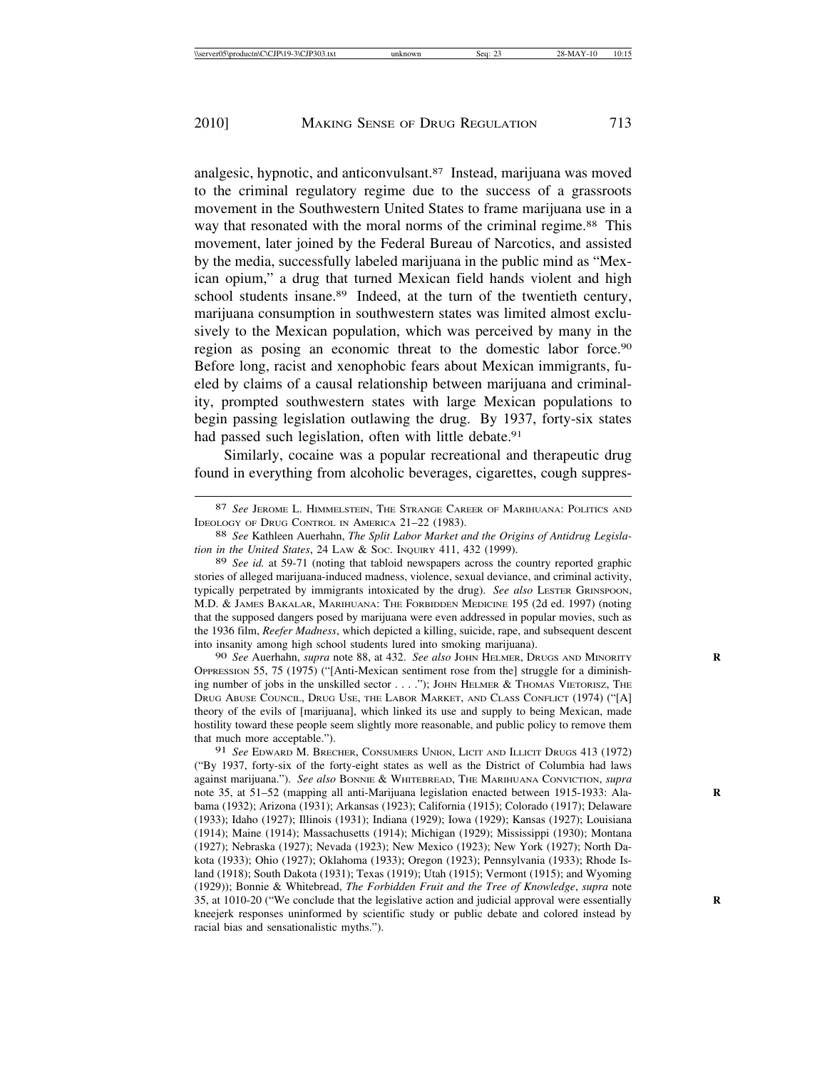analgesic, hypnotic, and anticonvulsant.[87] Instead, marijuana was moved to the criminal regulatory regime due to the success of a grassroots movement in the Southwestern United States to frame marijuana use in a way that resonated with the moral norms of the criminal regime.[88] This movement, later joined by the Federal Bureau of Narcotics, and assisted by the media, successfully labeled marijuana in the public mind as "Mexican opium," a drug that turned Mexican field hands violent and high school students insane.[89] Indeed, at the turn of the twentieth century, marijuana consumption in southwestern states was limited almost exclusively to the Mexican population, which was perceived by many in the region as posing an economic threat to the domestic labor force.[90] Before long, racist and xenophobic fears about Mexican immigrants, fueled by claims of a causal relationship between marijuana and criminality, prompted southwestern states with large Mexican populations to begin passing legislation outlawing the drug. By 1937, forty-six states had passed such legislation, often with little debate.[91]

Similarly, cocaine was a popular recreational and therapeutic drug found in everything from alcoholic beverages, cigarettes, cough suppres-

---

[87] *See* JEROME L. HIMMELSTEIN, THE STRANGE CAREER OF MARIHUANA: POLITICS AND IDEOLOGY OF DRUG CONTROL IN AMERICA 21–22 (1983).

[88] *See* Kathleen Auerhahn, *The Split Labor Market and the Origins of Antidrug Legislation in the United States*, 24 LAW & SOC. INQUIRY 411, 432 (1999).

[89] *See id.* at 59-71 (noting that tabloid newspapers across the country reported graphic stories of alleged marijuana-induced madness, violence, sexual deviance, and criminal activity, typically perpetrated by immigrants intoxicated by the drug). *See also* LESTER GRINSPOON, M.D. & JAMES BAKALAR, MARIHUANA: THE FORBIDDEN MEDICINE 195 (2d ed. 1997) (noting that the supposed dangers posed by marijuana were even addressed in popular movies, such as the 1936 film, *Reefer Madness*, which depicted a killing, suicide, rape, and subsequent descent into insanity among high school students lured into smoking marijuana).

[90] *See* Auerhahn, *supra* note 88, at 432. *See also* JOHN HELMER, DRUGS AND MINORITY OPPRESSION 55, 75 (1975) ("[Anti-Mexican sentiment rose from the] struggle for a diminishing number of jobs in the unskilled sector . . . ."); JOHN HELMER & THOMAS VIETORISZ, THE DRUG ABUSE COUNCIL, DRUG USE, THE LABOR MARKET, AND CLASS CONFLICT (1974) ("[A] theory of the evils of [marijuana], which linked its use and supply to being Mexican, made hostility toward these people seem slightly more reasonable, and public policy to remove them that much more acceptable.").

[91] *See* EDWARD M. BRECHER, CONSUMERS UNION, LICIT AND ILLICIT DRUGS 413 (1972) ("By 1937, forty-six of the forty-eight states as well as the District of Columbia had laws against marijuana."). *See also* BONNIE & WHITEBREAD, THE MARIHUANA CONVICTION, *supra* note 35, at 51–52 (mapping all anti-Marijuana legislation enacted between 1915-1933: Alabama (1932); Arizona (1931); Arkansas (1923); California (1915); Colorado (1917); Delaware (1933); Idaho (1927); Illinois (1931); Indiana (1929); Iowa (1929); Kansas (1927); Louisiana (1914); Maine (1914); Massachusetts (1914); Michigan (1929); Mississippi (1930); Montana (1927); Nebraska (1927); Nevada (1923); New Mexico (1923); New York (1927); North Dakota (1933); Ohio (1927); Oklahoma (1933); Oregon (1923); Pennsylvania (1933); Rhode Island (1918); South Dakota (1931); Texas (1919); Utah (1915); Vermont (1915); and Wyoming (1929)); Bonnie & Whitebread, *The Forbidden Fruit and the Tree of Knowledge*, *supra* note 35, at 1010-20 ("We conclude that the legislative action and judicial approval were essentially kneejerk responses uninformed by scientific study or public debate and colored instead by racial bias and sensationalistic myths.").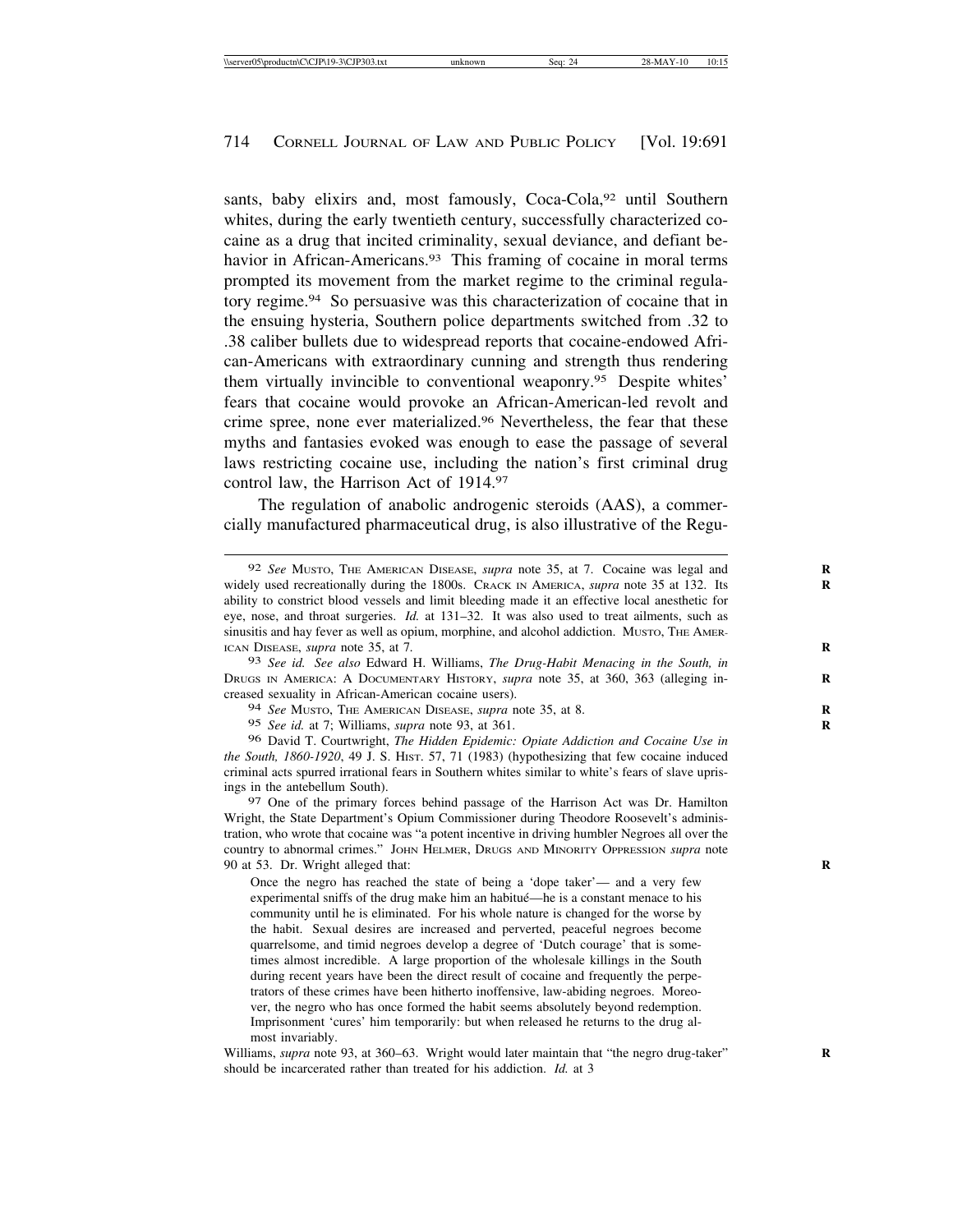sants, baby elixirs and, most famously, Coca-Cola,[92] until Southern whites, during the early twentieth century, successfully characterized cocaine as a drug that incited criminality, sexual deviance, and defiant behavior in African-Americans.[93] This framing of cocaine in moral terms prompted its movement from the market regime to the criminal regulatory regime.[94] So persuasive was this characterization of cocaine that in the ensuing hysteria, Southern police departments switched from .32 to .38 caliber bullets due to widespread reports that cocaine-endowed African-Americans with extraordinary cunning and strength thus rendering them virtually invincible to conventional weaponry.[95] Despite whites' fears that cocaine would provoke an African-American-led revolt and crime spree, none ever materialized.[96] Nevertheless, the fear that these myths and fantasies evoked was enough to ease the passage of several laws restricting cocaine use, including the nation's first criminal drug control law, the Harrison Act of 1914.[97]

The regulation of anabolic androgenic steroids (AAS), a commercially manufactured pharmaceutical drug, is also illustrative of the Regu-

---

[92] *See* Musto, The American Disease, *supra* note 35, at 7. Cocaine was legal and widely used recreationally during the 1800s. Crack in America, *supra* note 35 at 132. Its ability to constrict blood vessels and limit bleeding made it an effective local anesthetic for eye, nose, and throat surgeries. *Id.* at 131–32. It was also used to treat ailments, such as sinusitis and hay fever as well as opium, morphine, and alcohol addiction. Musto, The American Disease, *supra* note 35, at 7.

[93] *See id.* *See also* Edward H. Williams, *The Drug-Habit Menacing in the South, in* Drugs in America: A Documentary History, *supra* note 35, at 360, 363 (alleging increased sexuality in African-American cocaine users).

[94] *See* Musto, The American Disease, *supra* note 35, at 8.

[95] *See id.* at 7; Williams, *supra* note 93, at 361.

[96] David T. Courtwright, *The Hidden Epidemic: Opiate Addiction and Cocaine Use in the South, 1860-1920*, 49 J. S. Hist. 57, 71 (1983) (hypothesizing that few cocaine induced criminal acts spurred irrational fears in Southern whites similar to white's fears of slave uprisings in the antebellum South).

[97] One of the primary forces behind passage of the Harrison Act was Dr. Hamilton Wright, the State Department's Opium Commissioner during Theodore Roosevelt's administration, who wrote that cocaine was "a potent incentive in driving humbler Negroes all over the country to abnormal crimes." John Helmer, Drugs and Minority Oppression *supra* note 90 at 53. Dr. Wright alleged that:

> Once the negro has reached the state of being a 'dope taker'— and a very few experimental sniffs of the drug make him an habitué—he is a constant menace to his community until he is eliminated. For his whole nature is changed for the worse by the habit. Sexual desires are increased and perverted, peaceful negroes become quarrelsome, and timid negroes develop a degree of 'Dutch courage' that is sometimes almost incredible. A large proportion of the wholesale killings in the South during recent years have been the direct result of cocaine and frequently the perpetrators of these crimes have been hitherto inoffensive, law-abiding negroes. Moreover, the negro who has once formed the habit seems absolutely beyond redemption. Imprisonment 'cures' him temporarily: but when released he returns to the drug almost invariably.

Williams, *supra* note 93, at 360–63. Wright would later maintain that "the negro drug-taker" should be incarcerated rather than treated for his addiction. *Id.* at 3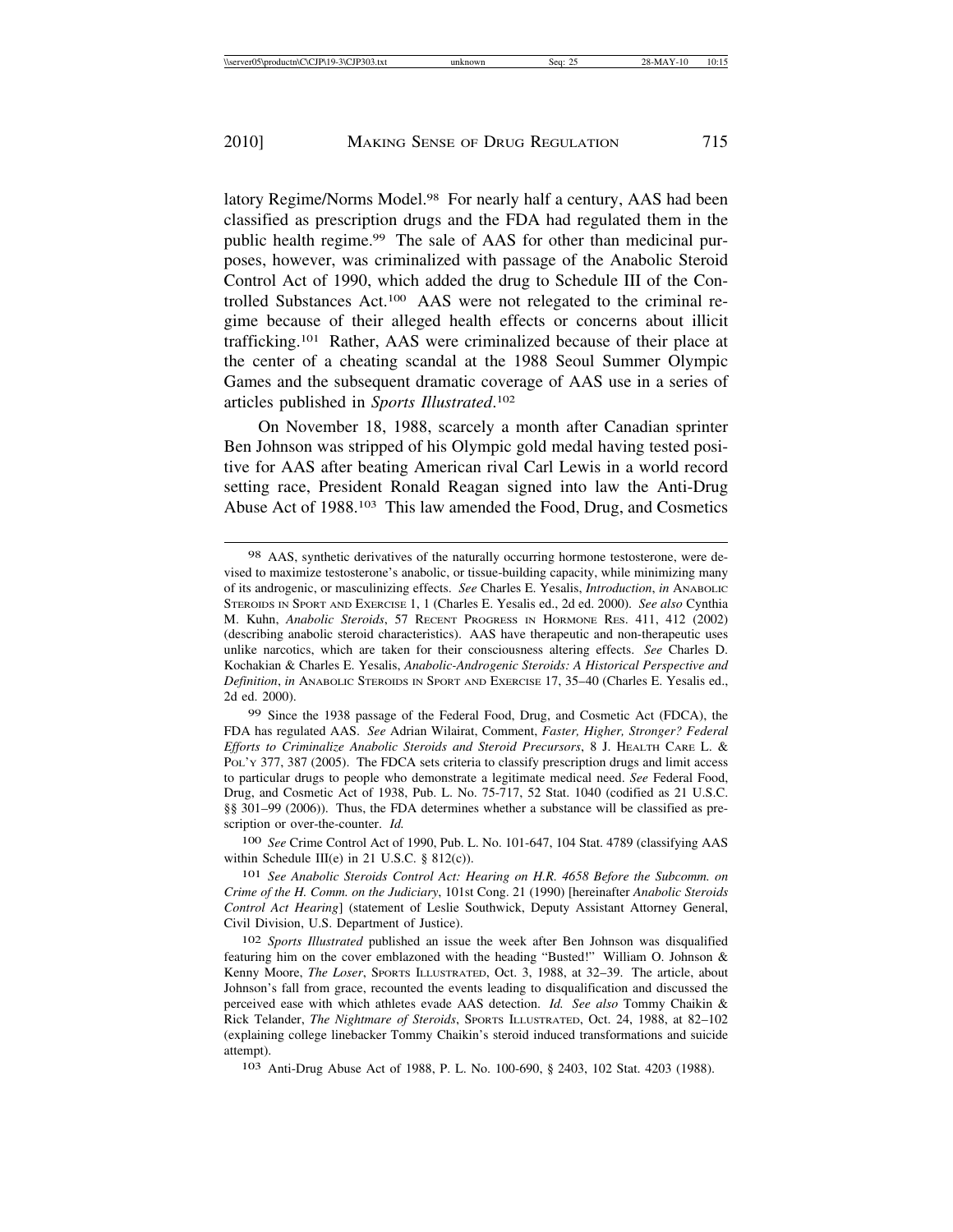latory Regime/Norms Model.[98] For nearly half a century, AAS had been classified as prescription drugs and the FDA had regulated them in the public health regime.[99] The sale of AAS for other than medicinal purposes, however, was criminalized with passage of the Anabolic Steroid Control Act of 1990, which added the drug to Schedule III of the Controlled Substances Act.[100] AAS were not relegated to the criminal regime because of their alleged health effects or concerns about illicit trafficking.[101] Rather, AAS were criminalized because of their place at the center of a cheating scandal at the 1988 Seoul Summer Olympic Games and the subsequent dramatic coverage of AAS use in a series of articles published in *Sports Illustrated*.[102]

On November 18, 1988, scarcely a month after Canadian sprinter Ben Johnson was stripped of his Olympic gold medal having tested positive for AAS after beating American rival Carl Lewis in a world record setting race, President Ronald Reagan signed into law the Anti-Drug Abuse Act of 1988.[103] This law amended the Food, Drug, and Cosmetics

---

[98] AAS, synthetic derivatives of the naturally occurring hormone testosterone, were devised to maximize testosterone's anabolic, or tissue-building capacity, while minimizing many of its androgenic, or masculinizing effects. *See* Charles E. Yesalis, *Introduction*, *in* ANABOLIC STEROIDS IN SPORT AND EXERCISE 1, 1 (Charles E. Yesalis ed., 2d ed. 2000). *See also* Cynthia M. Kuhn, *Anabolic Steroids*, 57 RECENT PROGRESS IN HORMONE RES. 411, 412 (2002) (describing anabolic steroid characteristics). AAS have therapeutic and non-therapeutic uses unlike narcotics, which are taken for their consciousness altering effects. *See* Charles D. Kochakian & Charles E. Yesalis, *Anabolic-Androgenic Steroids: A Historical Perspective and Definition*, *in* ANABOLIC STEROIDS IN SPORT AND EXERCISE 17, 35–40 (Charles E. Yesalis ed., 2d ed. 2000).

[99] Since the 1938 passage of the Federal Food, Drug, and Cosmetic Act (FDCA), the FDA has regulated AAS. *See* Adrian Wilairat, Comment, *Faster, Higher, Stronger? Federal Efforts to Criminalize Anabolic Steroids and Steroid Precursors*, 8 J. HEALTH CARE L. & POL'Y 377, 387 (2005). The FDCA sets criteria to classify prescription drugs and limit access to particular drugs to people who demonstrate a legitimate medical need. *See* Federal Food, Drug, and Cosmetic Act of 1938, Pub. L. No. 75-717, 52 Stat. 1040 (codified as 21 U.S.C. §§ 301–99 (2006)). Thus, the FDA determines whether a substance will be classified as prescription or over-the-counter. *Id.*

[100] *See* Crime Control Act of 1990, Pub. L. No. 101-647, 104 Stat. 4789 (classifying AAS within Schedule III(e) in 21 U.S.C. § 812(c)).

[101] *See Anabolic Steroids Control Act: Hearing on H.R. 4658 Before the Subcomm. on Crime of the H. Comm. on the Judiciary*, 101st Cong. 21 (1990) [hereinafter *Anabolic Steroids Control Act Hearing*] (statement of Leslie Southwick, Deputy Assistant Attorney General, Civil Division, U.S. Department of Justice).

[102] *Sports Illustrated* published an issue the week after Ben Johnson was disqualified featuring him on the cover emblazoned with the heading "Busted!" William O. Johnson & Kenny Moore, *The Loser*, SPORTS ILLUSTRATED, Oct. 3, 1988, at 32–39. The article, about Johnson's fall from grace, recounted the events leading to disqualification and discussed the perceived ease with which athletes evade AAS detection. *Id. See also* Tommy Chaikin & Rick Telander, *The Nightmare of Steroids*, SPORTS ILLUSTRATED, Oct. 24, 1988, at 82–102 (explaining college linebacker Tommy Chaikin's steroid induced transformations and suicide attempt).

[103] Anti-Drug Abuse Act of 1988, P. L. No. 100-690, § 2403, 102 Stat. 4203 (1988).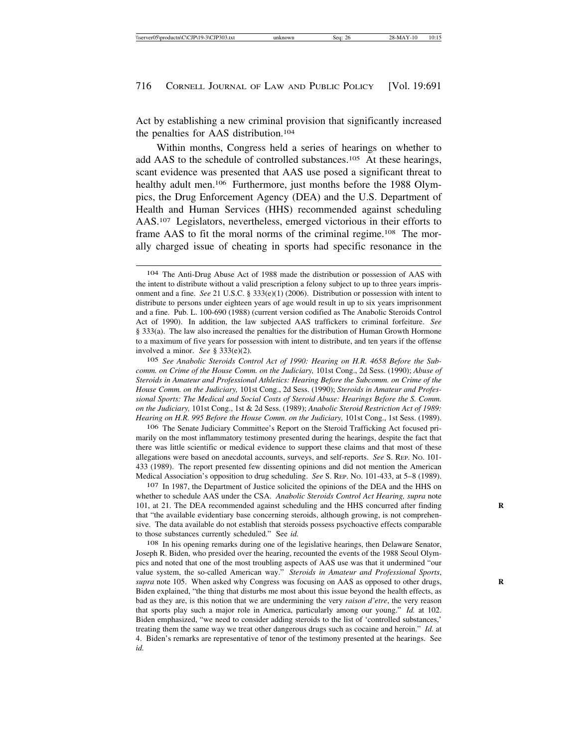Act by establishing a new criminal provision that significantly increased the penalties for AAS distribution.[104]

Within months, Congress held a series of hearings on whether to add AAS to the schedule of controlled substances.[105] At these hearings, scant evidence was presented that AAS use posed a significant threat to healthy adult men.[106] Furthermore, just months before the 1988 Olympics, the Drug Enforcement Agency (DEA) and the U.S. Department of Health and Human Services (HHS) recommended against scheduling AAS.[107] Legislators, nevertheless, emerged victorious in their efforts to frame AAS to fit the moral norms of the criminal regime.[108] The morally charged issue of cheating in sports had specific resonance in the

---

[104] The Anti-Drug Abuse Act of 1988 made the distribution or possession of AAS with the intent to distribute without a valid prescription a felony subject to up to three years imprisonment and a fine. *See* 21 U.S.C. § 333(e)(1) (2006). Distribution or possession with intent to distribute to persons under eighteen years of age would result in up to six years imprisonment and a fine. Pub. L. 100-690 (1988) (current version codified as The Anabolic Steroids Control Act of 1990). In addition, the law subjected AAS traffickers to criminal forfeiture. *See* § 333(a). The law also increased the penalties for the distribution of Human Growth Hormone to a maximum of five years for possession with intent to distribute, and ten years if the offense involved a minor. *See* § 333(e)(2).

[105] *See Anabolic Steroids Control Act of 1990: Hearing on H.R. 4658 Before the Subcomm. on Crime of the House Comm. on the Judiciary,* 101st Cong., 2d Sess. (1990); *Abuse of Steroids in Amateur and Professional Athletics: Hearing Before the Subcomm. on Crime of the House Comm. on the Judiciary,* 101st Cong., 2d Sess. (1990); *Steroids in Amateur and Professional Sports: The Medical and Social Costs of Steroid Abuse: Hearings Before the S. Comm. on the Judiciary,* 101st Cong., 1st & 2d Sess. (1989); *Anabolic Steroid Restriction Act of 1989: Hearing on H.R. 995 Before the House Comm. on the Judiciary,* 101st Cong., 1st Sess. (1989).

[106] The Senate Judiciary Committee's Report on the Steroid Trafficking Act focused primarily on the most inflammatory testimony presented during the hearings, despite the fact that there was little scientific or medical evidence to support these claims and that most of these allegations were based on anecdotal accounts, surveys, and self-reports. *See* S. REP. NO. 101-433 (1989). The report presented few dissenting opinions and did not mention the American Medical Association's opposition to drug scheduling. *See* S. REP. NO. 101-433, at 5–8 (1989).

[107] In 1987, the Department of Justice solicited the opinions of the DEA and the HHS on whether to schedule AAS under the CSA. *Anabolic Steroids Control Act Hearing, supra* note 101, at 21. The DEA recommended against scheduling and the HHS concurred after finding that "the available evidentiary base concerning steroids, although growing, is not comprehensive. The data available do not establish that steroids possess psychoactive effects comparable to those substances currently scheduled." See *id.*

[108] In his opening remarks during one of the legislative hearings, then Delaware Senator, Joseph R. Biden, who presided over the hearing, recounted the events of the 1988 Seoul Olympics and noted that one of the most troubling aspects of AAS use was that it undermined "our value system, the so-called American way." *Steroids in Amateur and Professional Sports*, *supra* note 105. When asked why Congress was focusing on AAS as opposed to other drugs, Biden explained, "the thing that disturbs me most about this issue beyond the health effects, as bad as they are, is this notion that we are undermining the very *raison d'etre*, the very reason that sports play such a major role in America, particularly among our young." *Id.* at 102. Biden emphasized, "we need to consider adding steroids to the list of 'controlled substances,' treating them the same way we treat other dangerous drugs such as cocaine and heroin." *Id.* at 4. Biden's remarks are representative of tenor of the testimony presented at the hearings. See *id.*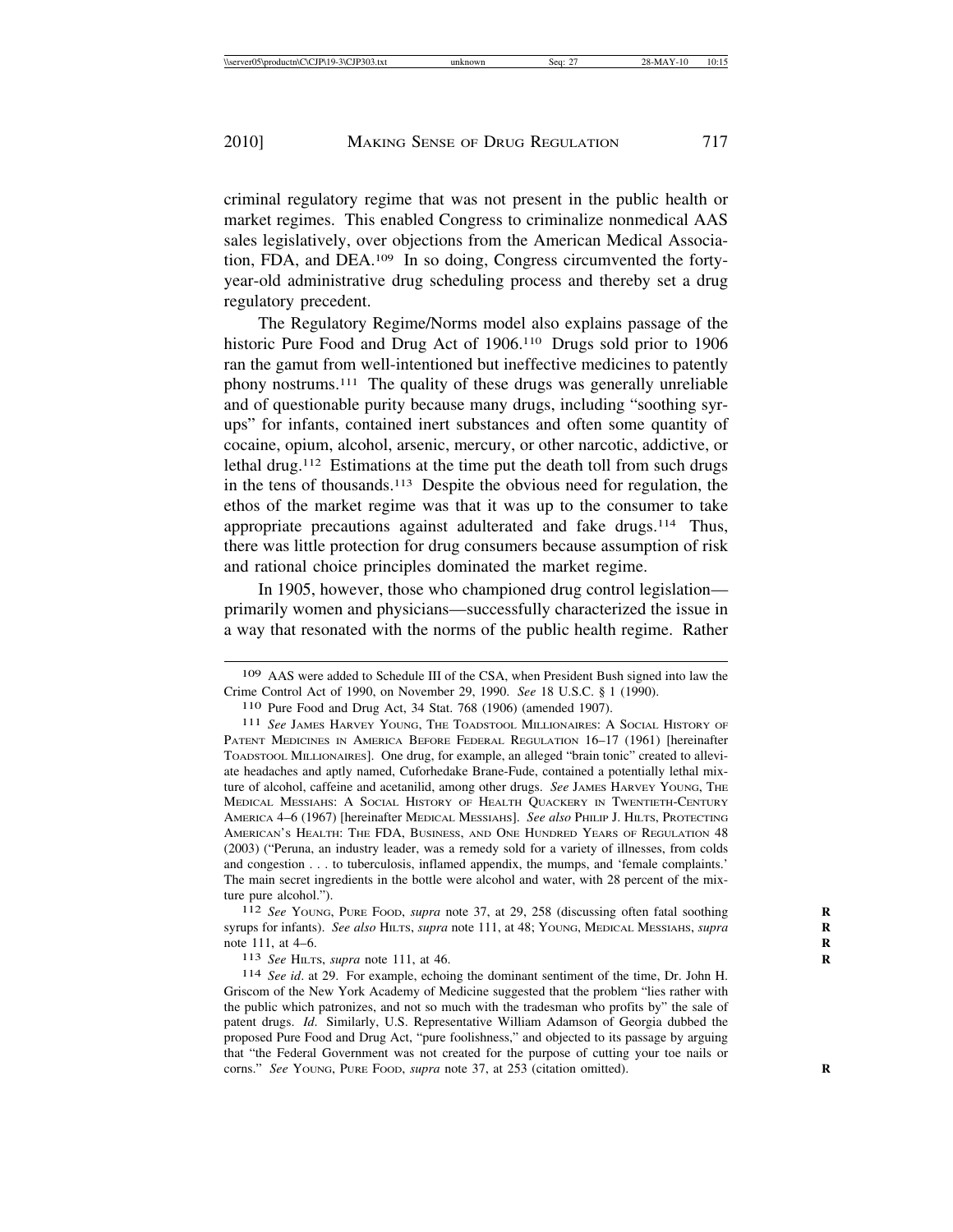criminal regulatory regime that was not present in the public health or market regimes. This enabled Congress to criminalize nonmedical AAS sales legislatively, over objections from the American Medical Association, FDA, and DEA.[109] In so doing, Congress circumvented the forty-year-old administrative drug scheduling process and thereby set a drug regulatory precedent.

The Regulatory Regime/Norms model also explains passage of the historic Pure Food and Drug Act of 1906.[110] Drugs sold prior to 1906 ran the gamut from well-intentioned but ineffective medicines to patently phony nostrums.[111] The quality of these drugs was generally unreliable and of questionable purity because many drugs, including "soothing syrups" for infants, contained inert substances and often some quantity of cocaine, opium, alcohol, arsenic, mercury, or other narcotic, addictive, or lethal drug.[112] Estimations at the time put the death toll from such drugs in the tens of thousands.[113] Despite the obvious need for regulation, the ethos of the market regime was that it was up to the consumer to take appropriate precautions against adulterated and fake drugs.[114] Thus, there was little protection for drug consumers because assumption of risk and rational choice principles dominated the market regime.

In 1905, however, those who championed drug control legislation—primarily women and physicians—successfully characterized the issue in a way that resonated with the norms of the public health regime. Rather

---

[109] AAS were added to Schedule III of the CSA, when President Bush signed into law the Crime Control Act of 1990, on November 29, 1990. *See* 18 U.S.C. § 1 (1990).

[110] Pure Food and Drug Act, 34 Stat. 768 (1906) (amended 1907).

[111] *See* James Harvey Young, The Toadstool Millionaires: A Social History of Patent Medicines in America Before Federal Regulation 16–17 (1961) [hereinafter Toadstool Millionaires]. One drug, for example, an alleged "brain tonic" created to alleviate headaches and aptly named, Cuforhedake Brane-Fude, contained a potentially lethal mixture of alcohol, caffeine and acetanilid, among other drugs. *See* James Harvey Young, The Medical Messiahs: A Social History of Health Quackery in Twentieth-Century America 4–6 (1967) [hereinafter Medical Messiahs]. *See also* Philip J. Hilts, Protecting American's Health: The FDA, Business, and One Hundred Years of Regulation 48 (2003) ("Peruna, an industry leader, was a remedy sold for a variety of illnesses, from colds and congestion . . . to tuberculosis, inflamed appendix, the mumps, and 'female complaints.' The main secret ingredients in the bottle were alcohol and water, with 28 percent of the mixture pure alcohol.").

[112] *See* Young, Pure Food, *supra* note 37, at 29, 258 (discussing often fatal soothing syrups for infants). *See also* Hilts, *supra* note 111, at 48; Young, Medical Messiahs, *supra* note 111, at 4–6.

[113] *See* Hilts, *supra* note 111, at 46.

[114] *See id*. at 29. For example, echoing the dominant sentiment of the time, Dr. John H. Griscom of the New York Academy of Medicine suggested that the problem "lies rather with the public which patronizes, and not so much with the tradesman who profits by" the sale of patent drugs. *Id*. Similarly, U.S. Representative William Adamson of Georgia dubbed the proposed Pure Food and Drug Act, "pure foolishness," and objected to its passage by arguing that "the Federal Government was not created for the purpose of cutting your toe nails or corns." *See* Young, Pure Food, *supra* note 37, at 253 (citation omitted).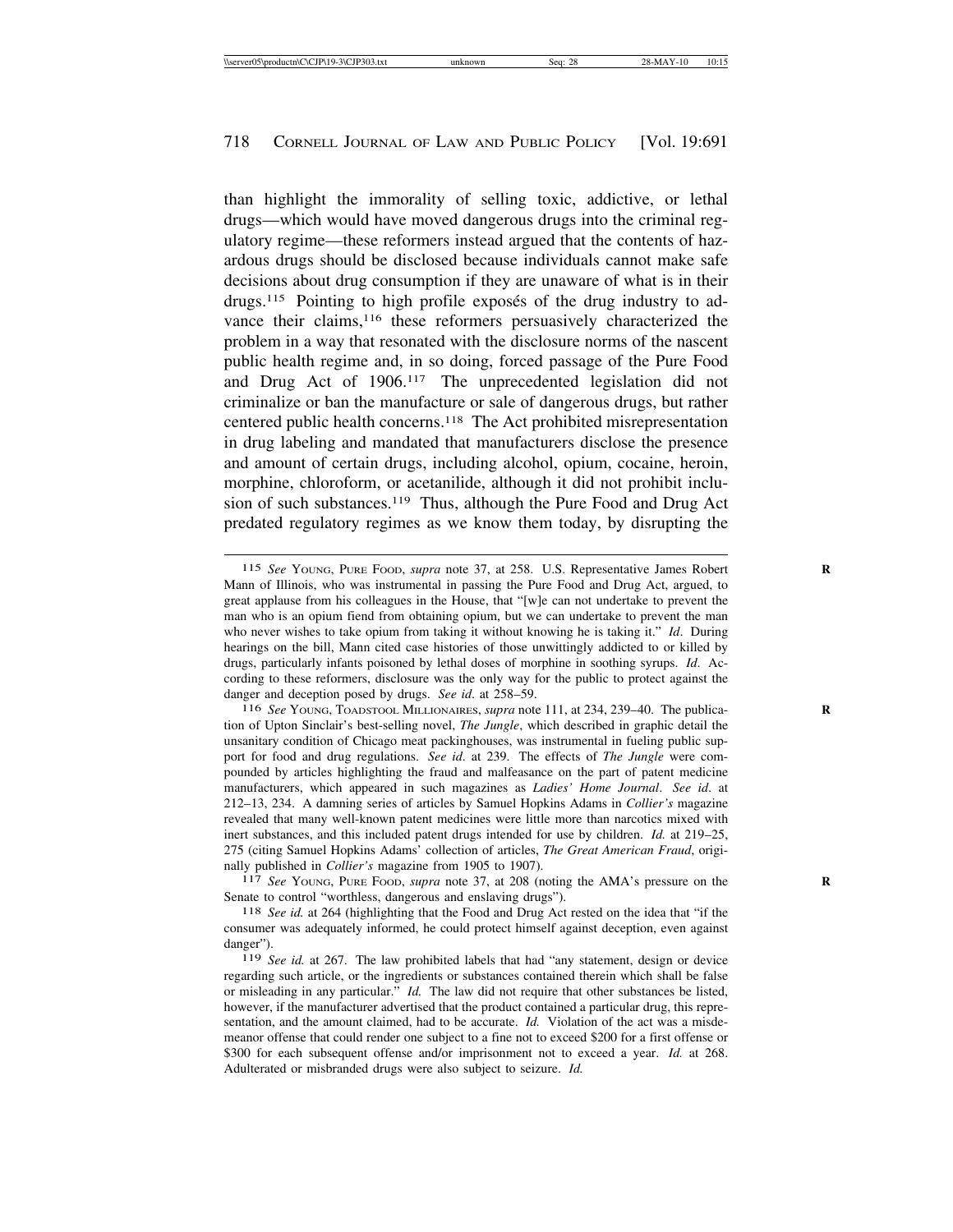than highlight the immorality of selling toxic, addictive, or lethal drugs—which would have moved dangerous drugs into the criminal regulatory regime—these reformers instead argued that the contents of hazardous drugs should be disclosed because individuals cannot make safe decisions about drug consumption if they are unaware of what is in their drugs.[115] Pointing to high profile exposés of the drug industry to advance their claims,[116] these reformers persuasively characterized the problem in a way that resonated with the disclosure norms of the nascent public health regime and, in so doing, forced passage of the Pure Food and Drug Act of 1906.[117] The unprecedented legislation did not criminalize or ban the manufacture or sale of dangerous drugs, but rather centered public health concerns.[118] The Act prohibited misrepresentation in drug labeling and mandated that manufacturers disclose the presence and amount of certain drugs, including alcohol, opium, cocaine, heroin, morphine, chloroform, or acetanilide, although it did not prohibit inclusion of such substances.[119] Thus, although the Pure Food and Drug Act predated regulatory regimes as we know them today, by disrupting the

---

[115] *See* YOUNG, PURE FOOD, *supra* note 37, at 258. U.S. Representative James Robert Mann of Illinois, who was instrumental in passing the Pure Food and Drug Act, argued, to great applause from his colleagues in the House, that "[w]e can not undertake to prevent the man who is an opium fiend from obtaining opium, but we can undertake to prevent the man who never wishes to take opium from taking it without knowing he is taking it." *Id*. During hearings on the bill, Mann cited case histories of those unwittingly addicted to or killed by drugs, particularly infants poisoned by lethal doses of morphine in soothing syrups. *Id*. According to these reformers, disclosure was the only way for the public to protect against the danger and deception posed by drugs. *See id.* at 258–59.

[116] *See* YOUNG, TOADSTOOL MILLIONAIRES, *supra* note 111, at 234, 239–40. The publication of Upton Sinclair's best-selling novel, *The Jungle*, which described in graphic detail the unsanitary condition of Chicago meat packinghouses, was instrumental in fueling public support for food and drug regulations. *See id*. at 239. The effects of *The Jungle* were compounded by articles highlighting the fraud and malfeasance on the part of patent medicine manufacturers, which appeared in such magazines as *Ladies' Home Journal*. *See id*. at 212–13, 234. A damning series of articles by Samuel Hopkins Adams in *Collier's* magazine revealed that many well-known patent medicines were little more than narcotics mixed with inert substances, and this included patent drugs intended for use by children. *Id.* at 219–25, 275 (citing Samuel Hopkins Adams' collection of articles, *The Great American Fraud*, originally published in *Collier's* magazine from 1905 to 1907).

[117] *See* YOUNG, PURE FOOD, *supra* note 37, at 208 (noting the AMA's pressure on the Senate to control "worthless, dangerous and enslaving drugs").

[118] *See id.* at 264 (highlighting that the Food and Drug Act rested on the idea that "if the consumer was adequately informed, he could protect himself against deception, even against danger").

[119] *See id.* at 267. The law prohibited labels that had "any statement, design or device regarding such article, or the ingredients or substances contained therein which shall be false or misleading in any particular." *Id.* The law did not require that other substances be listed, however, if the manufacturer advertised that the product contained a particular drug, this representation, and the amount claimed, had to be accurate. *Id.* Violation of the act was a misdemeanor offense that could render one subject to a fine not to exceed $200 for a first offense or $300 for each subsequent offense and/or imprisonment not to exceed a year. *Id.* at 268. Adulterated or misbranded drugs were also subject to seizure. *Id.*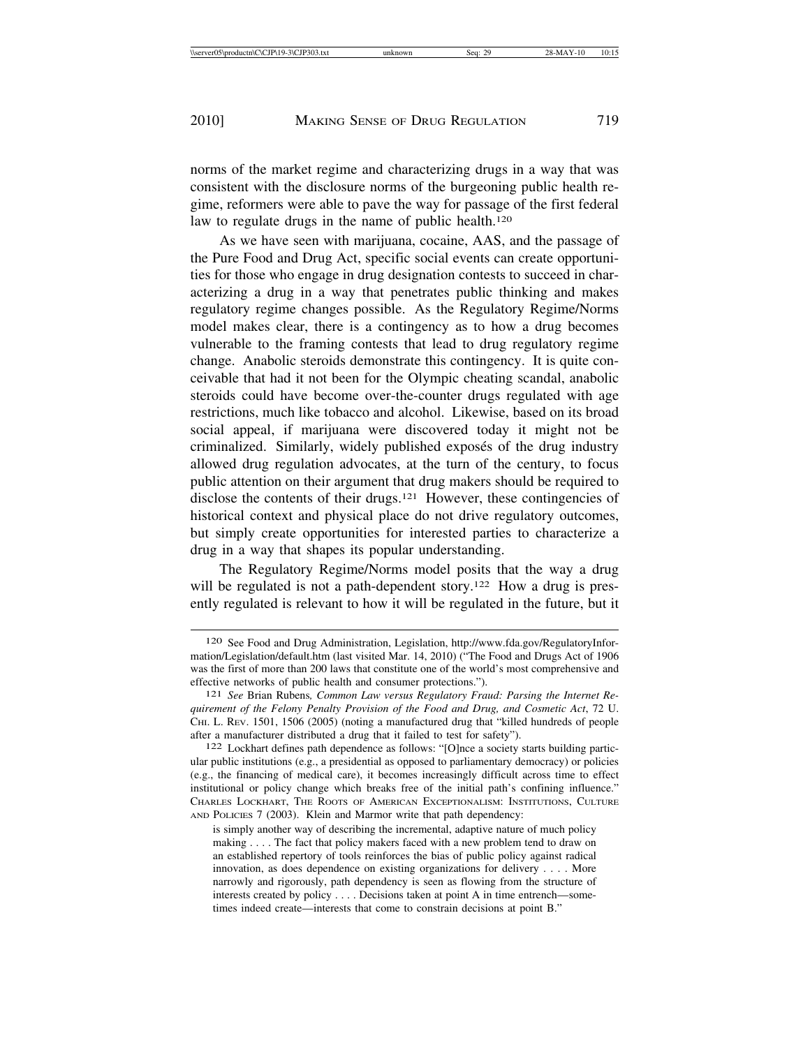norms of the market regime and characterizing drugs in a way that was consistent with the disclosure norms of the burgeoning public health regime, reformers were able to pave the way for passage of the first federal law to regulate drugs in the name of public health.[120]

As we have seen with marijuana, cocaine, AAS, and the passage of the Pure Food and Drug Act, specific social events can create opportunities for those who engage in drug designation contests to succeed in characterizing a drug in a way that penetrates public thinking and makes regulatory regime changes possible. As the Regulatory Regime/Norms model makes clear, there is a contingency as to how a drug becomes vulnerable to the framing contests that lead to drug regulatory regime change. Anabolic steroids demonstrate this contingency. It is quite conceivable that had it not been for the Olympic cheating scandal, anabolic steroids could have become over-the-counter drugs regulated with age restrictions, much like tobacco and alcohol. Likewise, based on its broad social appeal, if marijuana were discovered today it might not be criminalized. Similarly, widely published exposés of the drug industry allowed drug regulation advocates, at the turn of the century, to focus public attention on their argument that drug makers should be required to disclose the contents of their drugs.[121] However, these contingencies of historical context and physical place do not drive regulatory outcomes, but simply create opportunities for interested parties to characterize a drug in a way that shapes its popular understanding.

The Regulatory Regime/Norms model posits that the way a drug will be regulated is not a path-dependent story.[122] How a drug is presently regulated is relevant to how it will be regulated in the future, but it

---

120 See Food and Drug Administration, Legislation, http://www.fda.gov/RegulatoryInformation/Legislation/default.htm (last visited Mar. 14, 2010) ("The Food and Drugs Act of 1906 was the first of more than 200 laws that constitute one of the world's most comprehensive and effective networks of public health and consumer protections.").

121 *See* Brian Rubens, *Common Law versus Regulatory Fraud: Parsing the Internet Requirement of the Felony Penalty Provision of the Food and Drug, and Cosmetic Act*, 72 U. CHI. L. REV. 1501, 1506 (2005) (noting a manufactured drug that "killed hundreds of people after a manufacturer distributed a drug that it failed to test for safety").

122 Lockhart defines path dependence as follows: "[O]nce a society starts building particular public institutions (e.g., a presidential as opposed to parliamentary democracy) or policies (e.g., the financing of medical care), it becomes increasingly difficult across time to effect institutional or policy change which breaks free of the initial path's confining influence." CHARLES LOCKHART, THE ROOTS OF AMERICAN EXCEPTIONALISM: INSTITUTIONS, CULTURE AND POLICIES 7 (2003). Klein and Marmor write that path dependency:

> is simply another way of describing the incremental, adaptive nature of much policy making . . . . The fact that policy makers faced with a new problem tend to draw on an established repertory of tools reinforces the bias of public policy against radical innovation, as does dependence on existing organizations for delivery . . . . More narrowly and rigorously, path dependency is seen as flowing from the structure of interests created by policy . . . . Decisions taken at point A in time entrench—sometimes indeed create—interests that come to constrain decisions at point B."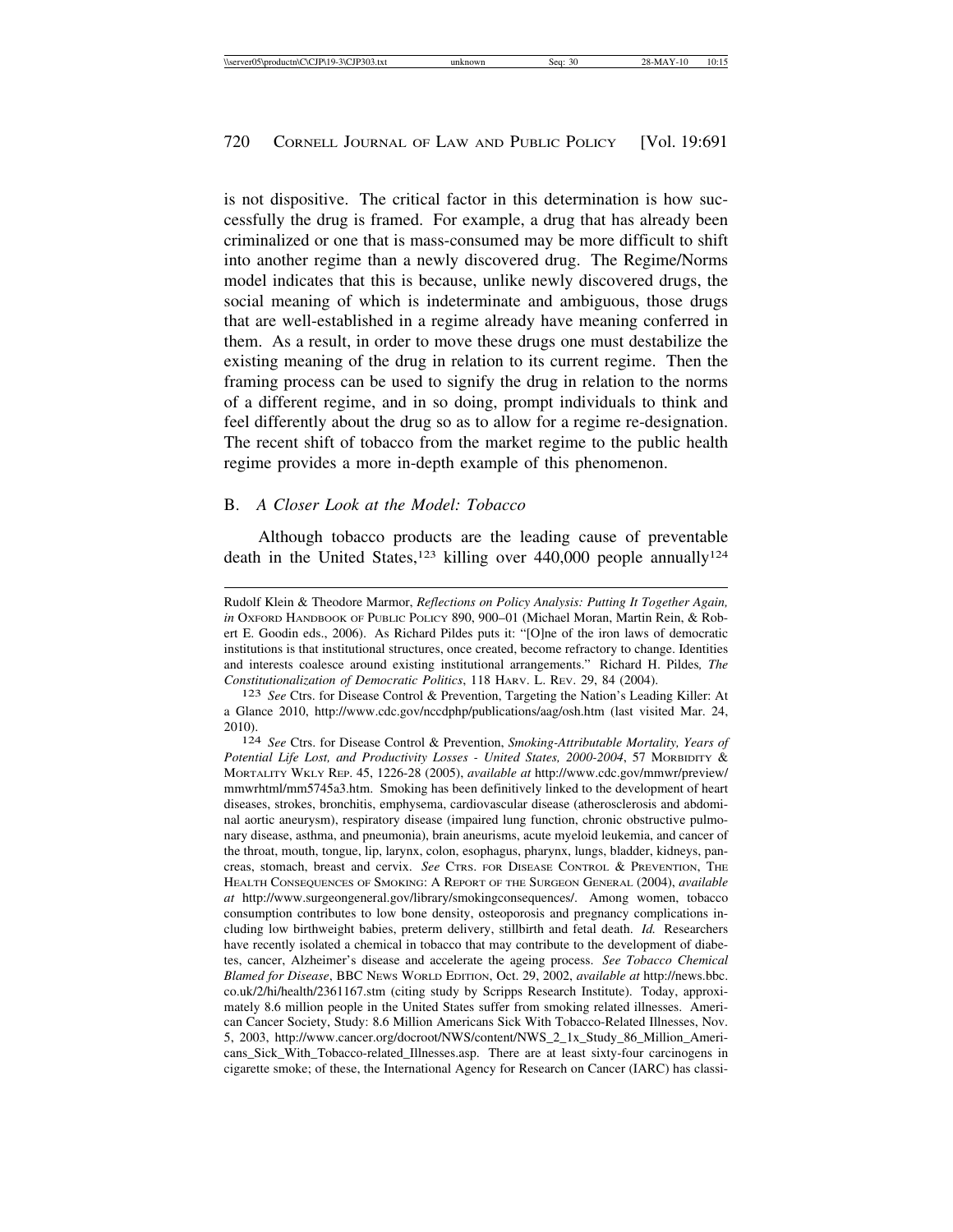is not dispositive. The critical factor in this determination is how successfully the drug is framed. For example, a drug that has already been criminalized or one that is mass-consumed may be more difficult to shift into another regime than a newly discovered drug. The Regime/Norms model indicates that this is because, unlike newly discovered drugs, the social meaning of which is indeterminate and ambiguous, those drugs that are well-established in a regime already have meaning conferred in them. As a result, in order to move these drugs one must destabilize the existing meaning of the drug in relation to its current regime. Then the framing process can be used to signify the drug in relation to the norms of a different regime, and in so doing, prompt individuals to think and feel differently about the drug so as to allow for a regime re-designation. The recent shift of tobacco from the market regime to the public health regime provides a more in-depth example of this phenomenon.

## B. *A Closer Look at the Model: Tobacco*

Although tobacco products are the leading cause of preventable death in the United States,[123] killing over 440,000 people annually[124]

---

Rudolf Klein & Theodore Marmor, *Reflections on Policy Analysis: Putting It Together Again, in* OXFORD HANDBOOK OF PUBLIC POLICY 890, 900–01 (Michael Moran, Martin Rein, & Robert E. Goodin eds., 2006). As Richard Pildes puts it: "[O]ne of the iron laws of democratic institutions is that institutional structures, once created, become refractory to change. Identities and interests coalesce around existing institutional arrangements." Richard H. Pildes*, The Constitutionalization of Democratic Politics*, 118 HARV. L. REV. 29, 84 (2004).

[123] *See* Ctrs. for Disease Control & Prevention, Targeting the Nation's Leading Killer: At a Glance 2010, http://www.cdc.gov/nccdphp/publications/aag/osh.htm (last visited Mar. 24, 2010).

[124] *See* Ctrs. for Disease Control & Prevention, *Smoking-Attributable Mortality, Years of Potential Life Lost, and Productivity Losses - United States, 2000-2004*, 57 MORBIDITY & MORTALITY WKLY REP. 45, 1226-28 (2005), *available at* http://www.cdc.gov/mmwr/preview/mmwrhtml/mm5745a3.htm. Smoking has been definitively linked to the development of heart diseases, strokes, bronchitis, emphysema, cardiovascular disease (atherosclerosis and abdominal aortic aneurysm), respiratory disease (impaired lung function, chronic obstructive pulmonary disease, asthma, and pneumonia), brain aneurisms, acute myeloid leukemia, and cancer of the throat, mouth, tongue, lip, larynx, colon, esophagus, pharynx, lungs, bladder, kidneys, pancreas, stomach, breast and cervix. *See* CTRS. FOR DISEASE CONTROL & PREVENTION, THE HEALTH CONSEQUENCES OF SMOKING: A REPORT OF THE SURGEON GENERAL (2004), *available at* http://www.surgeongeneral.gov/library/smokingconsequences/. Among women, tobacco consumption contributes to low bone density, osteoporosis and pregnancy complications including low birthweight babies, preterm delivery, stillbirth and fetal death. *Id.* Researchers have recently isolated a chemical in tobacco that may contribute to the development of diabetes, cancer, Alzheimer's disease and accelerate the ageing process. *See Tobacco Chemical Blamed for Disease*, BBC NEWS WORLD EDITION, Oct. 29, 2002, *available at* http://news.bbc.co.uk/2/hi/health/2361167.stm (citing study by Scripps Research Institute). Today, approximately 8.6 million people in the United States suffer from smoking related illnesses. American Cancer Society, Study: 8.6 Million Americans Sick With Tobacco-Related Illnesses, Nov. 5, 2003, http://www.cancer.org/docroot/NWS/content/NWS_2_1x_Study_86_Million_Americans_Sick_With_Tobacco-related_Illnesses.asp. There are at least sixty-four carcinogens in cigarette smoke; of these, the International Agency for Research on Cancer (IARC) has classi-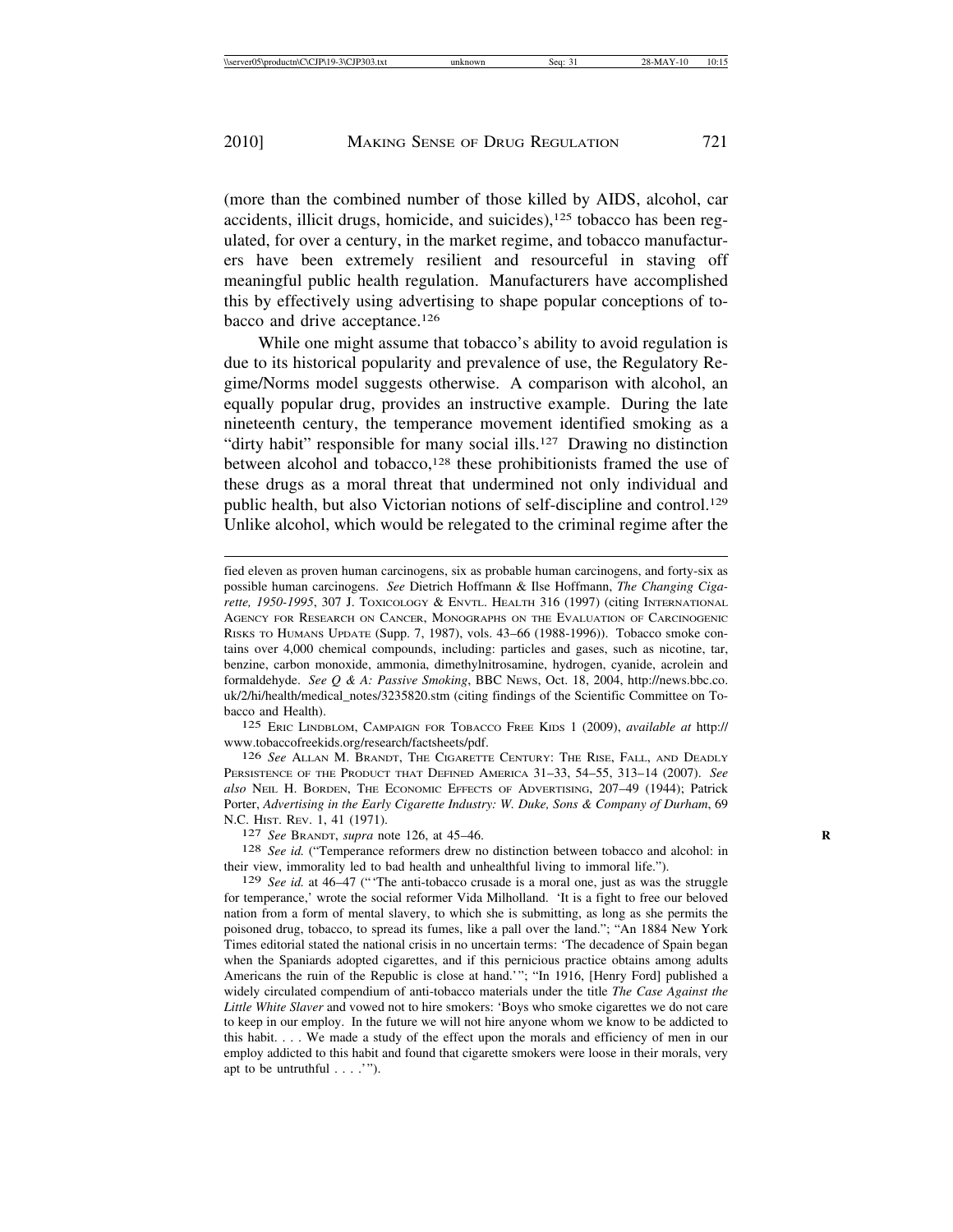(more than the combined number of those killed by AIDS, alcohol, car accidents, illicit drugs, homicide, and suicides),[125] tobacco has been regulated, for over a century, in the market regime, and tobacco manufacturers have been extremely resilient and resourceful in staving off meaningful public health regulation. Manufacturers have accomplished this by effectively using advertising to shape popular conceptions of tobacco and drive acceptance.[126]

While one might assume that tobacco's ability to avoid regulation is due to its historical popularity and prevalence of use, the Regulatory Regime/Norms model suggests otherwise. A comparison with alcohol, an equally popular drug, provides an instructive example. During the late nineteenth century, the temperance movement identified smoking as a "dirty habit" responsible for many social ills.[127] Drawing no distinction between alcohol and tobacco,[128] these prohibitionists framed the use of these drugs as a moral threat that undermined not only individual and public health, but also Victorian notions of self-discipline and control.[129] Unlike alcohol, which would be relegated to the criminal regime after the

---

fied eleven as proven human carcinogens, six as probable human carcinogens, and forty-six as possible human carcinogens. *See* Dietrich Hoffmann & Ilse Hoffmann, *The Changing Cigarette, 1950-1995*, 307 J. TOXICOLOGY & ENVTL. HEALTH 316 (1997) (citing INTERNATIONAL AGENCY FOR RESEARCH ON CANCER, MONOGRAPHS ON THE EVALUATION OF CARCINOGENIC RISKS TO HUMANS UPDATE (Supp. 7, 1987), vols. 43–66 (1988-1996)). Tobacco smoke contains over 4,000 chemical compounds, including: particles and gases, such as nicotine, tar, benzine, carbon monoxide, ammonia, dimethylnitrosamine, hydrogen, cyanide, acrolein and formaldehyde. *See Q & A: Passive Smoking*, BBC NEWS, Oct. 18, 2004, http://news.bbc.co.uk/2/hi/health/medical_notes/3235820.stm (citing findings of the Scientific Committee on Tobacco and Health).

[125] ERIC LINDBLOM, CAMPAIGN FOR TOBACCO FREE KIDS 1 (2009), *available at* http://www.tobaccofreekids.org/research/factsheets/pdf.

[126] *See* ALLAN M. BRANDT, THE CIGARETTE CENTURY: THE RISE, FALL, AND DEADLY PERSISTENCE OF THE PRODUCT THAT DEFINED AMERICA 31–33, 54–55, 313–14 (2007). *See also* NEIL H. BORDEN, THE ECONOMIC EFFECTS OF ADVERTISING, 207–49 (1944); Patrick Porter, *Advertising in the Early Cigarette Industry: W. Duke, Sons & Company of Durham*, 69 N.C. HIST. REV. 1, 41 (1971).

[127] *See* BRANDT, *supra* note 126, at 45–46.

[128] *See id.* ("Temperance reformers drew no distinction between tobacco and alcohol: in their view, immorality led to bad health and unhealthful living to immoral life.").

[129] *See id.* at 46–47 ("'The anti-tobacco crusade is a moral one, just as was the struggle for temperance,' wrote the social reformer Vida Milholland. 'It is a fight to free our beloved nation from a form of mental slavery, to which she is submitting, as long as she permits the poisoned drug, tobacco, to spread its fumes, like a pall over the land."; "An 1884 New York Times editorial stated the national crisis in no uncertain terms: 'The decadence of Spain began when the Spaniards adopted cigarettes, and if this pernicious practice obtains among adults Americans the ruin of the Republic is close at hand.'"; "In 1916, [Henry Ford] published a widely circulated compendium of anti-tobacco materials under the title *The Case Against the Little White Slaver* and vowed not to hire smokers: 'Boys who smoke cigarettes we do not care to keep in our employ. In the future we will not hire anyone whom we know to be addicted to this habit. . . . We made a study of the effect upon the morals and efficiency of men in our employ addicted to this habit and found that cigarette smokers were loose in their morals, very apt to be untruthful . . . .'").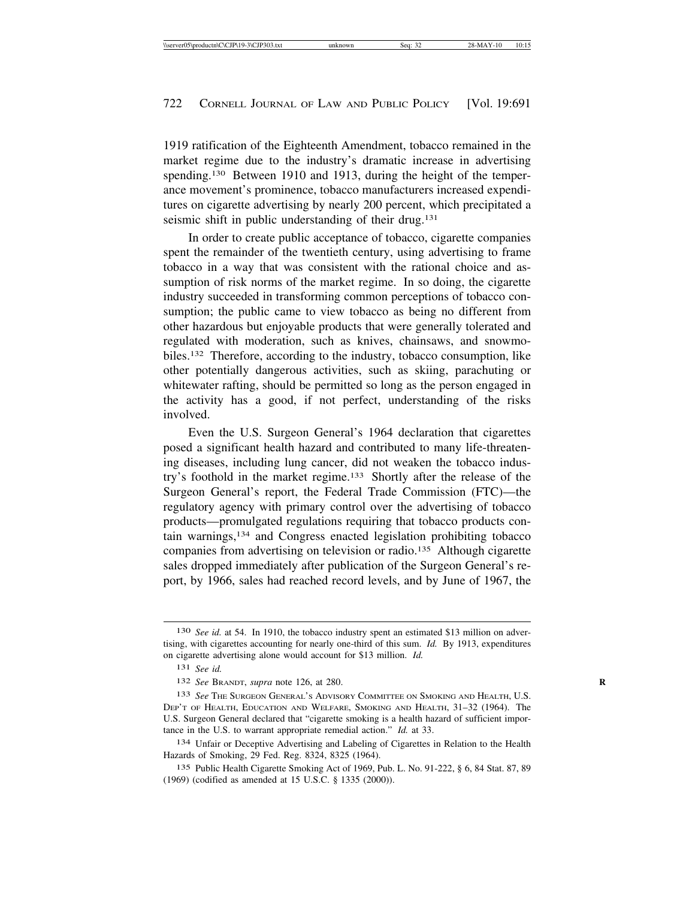1919 ratification of the Eighteenth Amendment, tobacco remained in the market regime due to the industry's dramatic increase in advertising spending.[130] Between 1910 and 1913, during the height of the temperance movement's prominence, tobacco manufacturers increased expenditures on cigarette advertising by nearly 200 percent, which precipitated a seismic shift in public understanding of their drug.[131]

In order to create public acceptance of tobacco, cigarette companies spent the remainder of the twentieth century, using advertising to frame tobacco in a way that was consistent with the rational choice and assumption of risk norms of the market regime. In so doing, the cigarette industry succeeded in transforming common perceptions of tobacco consumption; the public came to view tobacco as being no different from other hazardous but enjoyable products that were generally tolerated and regulated with moderation, such as knives, chainsaws, and snowmobiles.[132] Therefore, according to the industry, tobacco consumption, like other potentially dangerous activities, such as skiing, parachuting or whitewater rafting, should be permitted so long as the person engaged in the activity has a good, if not perfect, understanding of the risks involved.

Even the U.S. Surgeon General's 1964 declaration that cigarettes posed a significant health hazard and contributed to many life-threatening diseases, including lung cancer, did not weaken the tobacco industry's foothold in the market regime.[133] Shortly after the release of the Surgeon General's report, the Federal Trade Commission (FTC)—the regulatory agency with primary control over the advertising of tobacco products—promulgated regulations requiring that tobacco products contain warnings,[134] and Congress enacted legislation prohibiting tobacco companies from advertising on television or radio.[135] Although cigarette sales dropped immediately after publication of the Surgeon General's report, by 1966, sales had reached record levels, and by June of 1967, the

---

130 *See id.* at 54. In 1910, the tobacco industry spent an estimated $13 million on advertising, with cigarettes accounting for nearly one-third of this sum. *Id.* By 1913, expenditures on cigarette advertising alone would account for $13 million. *Id.*

131 *See id.*

132 *See* BRANDT, *supra* note 126, at 280.

133 *See* THE SURGEON GENERAL'S ADVISORY COMMITTEE ON SMOKING AND HEALTH, U.S. DEP'T OF HEALTH, EDUCATION AND WELFARE, SMOKING AND HEALTH, 31–32 (1964). The U.S. Surgeon General declared that "cigarette smoking is a health hazard of sufficient importance in the U.S. to warrant appropriate remedial action." *Id.* at 33.

134 Unfair or Deceptive Advertising and Labeling of Cigarettes in Relation to the Health Hazards of Smoking, 29 Fed. Reg. 8324, 8325 (1964).

135 Public Health Cigarette Smoking Act of 1969, Pub. L. No. 91-222, § 6, 84 Stat. 87, 89 (1969) (codified as amended at 15 U.S.C. § 1335 (2000)).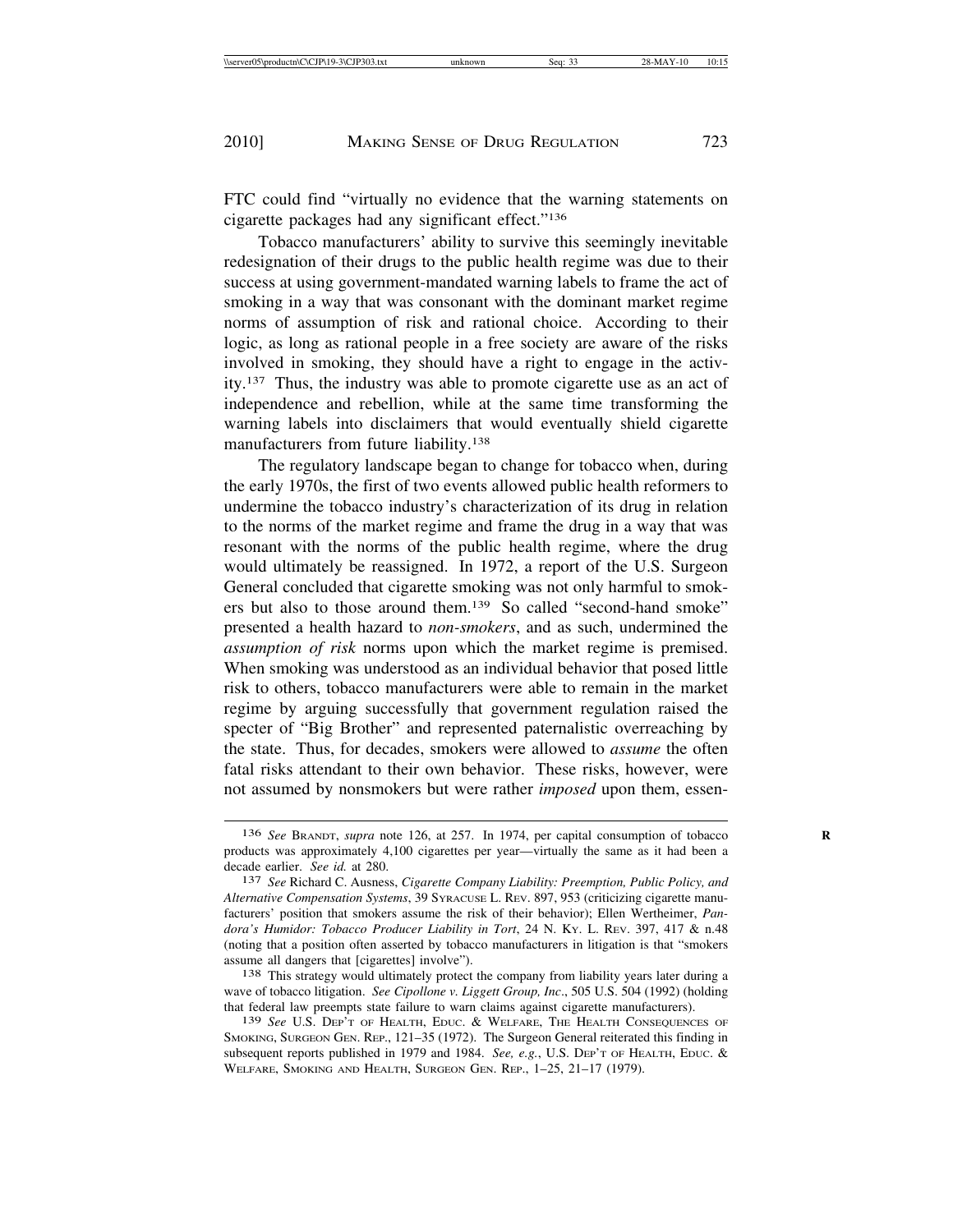FTC could find "virtually no evidence that the warning statements on cigarette packages had any significant effect."[136]

Tobacco manufacturers' ability to survive this seemingly inevitable redesignation of their drugs to the public health regime was due to their success at using government-mandated warning labels to frame the act of smoking in a way that was consonant with the dominant market regime norms of assumption of risk and rational choice. According to their logic, as long as rational people in a free society are aware of the risks involved in smoking, they should have a right to engage in the activity.[137] Thus, the industry was able to promote cigarette use as an act of independence and rebellion, while at the same time transforming the warning labels into disclaimers that would eventually shield cigarette manufacturers from future liability.[138]

The regulatory landscape began to change for tobacco when, during the early 1970s, the first of two events allowed public health reformers to undermine the tobacco industry's characterization of its drug in relation to the norms of the market regime and frame the drug in a way that was resonant with the norms of the public health regime, where the drug would ultimately be reassigned. In 1972, a report of the U.S. Surgeon General concluded that cigarette smoking was not only harmful to smokers but also to those around them.[139] So called "second-hand smoke" presented a health hazard to *non-smokers*, and as such, undermined the *assumption of risk* norms upon which the market regime is premised. When smoking was understood as an individual behavior that posed little risk to others, tobacco manufacturers were able to remain in the market regime by arguing successfully that government regulation raised the specter of "Big Brother" and represented paternalistic overreaching by the state. Thus, for decades, smokers were allowed to *assume* the often fatal risks attendant to their own behavior. These risks, however, were not assumed by nonsmokers but were rather *imposed* upon them, essen-

---

[136] *See* Brandt, *supra* note 126, at 257. In 1974, per capital consumption of tobacco products was approximately 4,100 cigarettes per year—virtually the same as it had been a decade earlier. *See id.* at 280.

[137] *See* Richard C. Ausness, *Cigarette Company Liability: Preemption, Public Policy, and Alternative Compensation Systems*, 39 Syracuse L. Rev. 897, 953 (criticizing cigarette manufacturers' position that smokers assume the risk of their behavior); Ellen Wertheimer, *Pandora's Humidor: Tobacco Producer Liability in Tort*, 24 N. Ky. L. Rev. 397, 417 & n.48 (noting that a position often asserted by tobacco manufacturers in litigation is that "smokers assume all dangers that [cigarettes] involve").

[138] This strategy would ultimately protect the company from liability years later during a wave of tobacco litigation. *See Cipollone v. Liggett Group, Inc*., 505 U.S. 504 (1992) (holding that federal law preempts state failure to warn claims against cigarette manufacturers).

[139] *See* U.S. Dep't of Health, Educ. & Welfare, The Health Consequences of Smoking, Surgeon Gen. Rep., 121–35 (1972). The Surgeon General reiterated this finding in subsequent reports published in 1979 and 1984. *See, e.g.*, U.S. Dep't of Health, Educ. & Welfare, Smoking and Health, Surgeon Gen. Rep., 1–25, 21–17 (1979).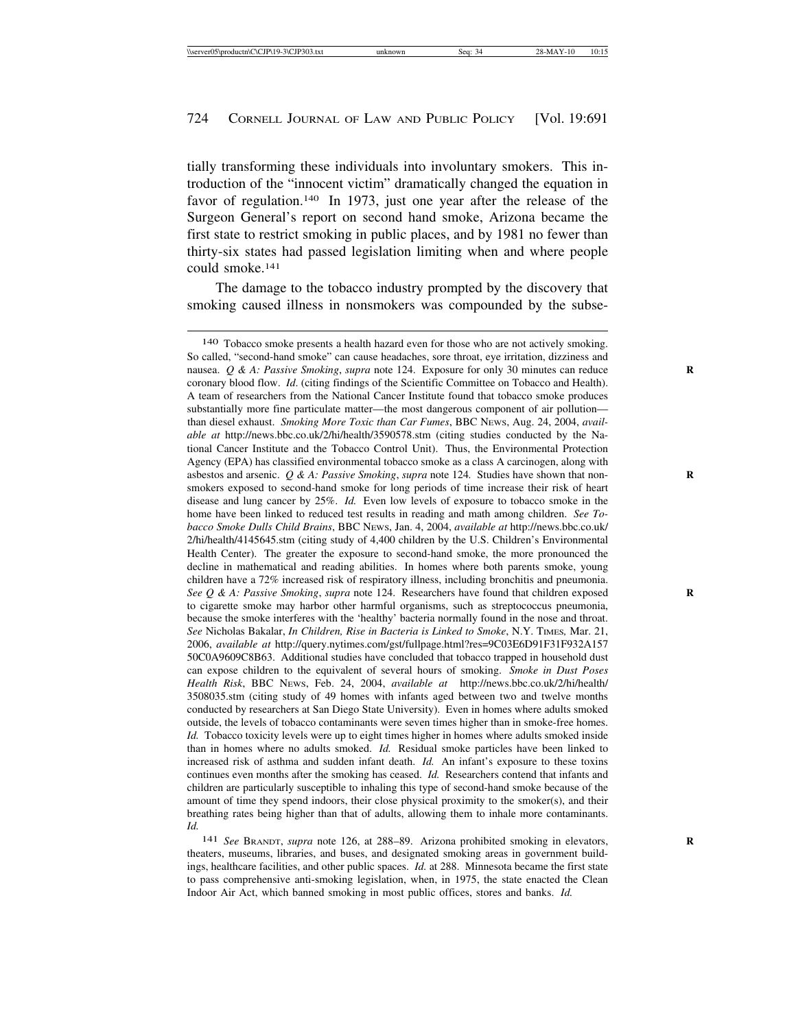tially transforming these individuals into involuntary smokers. This introduction of the "innocent victim" dramatically changed the equation in favor of regulation.[140] In 1973, just one year after the release of the Surgeon General's report on second hand smoke, Arizona became the first state to restrict smoking in public places, and by 1981 no fewer than thirty-six states had passed legislation limiting when and where people could smoke.[141]

The damage to the tobacco industry prompted by the discovery that smoking caused illness in nonsmokers was compounded by the subse-

---

[140] Tobacco smoke presents a health hazard even for those who are not actively smoking. So called, "second-hand smoke" can cause headaches, sore throat, eye irritation, dizziness and nausea. *Q & A: Passive Smoking*, *supra* note 124. Exposure for only 30 minutes can reduce coronary blood flow. *Id*. (citing findings of the Scientific Committee on Tobacco and Health). A team of researchers from the National Cancer Institute found that tobacco smoke produces substantially more fine particulate matter—the most dangerous component of air pollution—than diesel exhaust. *Smoking More Toxic than Car Fumes*, BBC NEWS, Aug. 24, 2004, *available at* http://news.bbc.co.uk/2/hi/health/3590578.stm (citing studies conducted by the National Cancer Institute and the Tobacco Control Unit). Thus, the Environmental Protection Agency (EPA) has classified environmental tobacco smoke as a class A carcinogen, along with asbestos and arsenic. *Q & A: Passive Smoking*, *supra* note 124. Studies have shown that nonsmokers exposed to second-hand smoke for long periods of time increase their risk of heart disease and lung cancer by 25%. *Id.* Even low levels of exposure to tobacco smoke in the home have been linked to reduced test results in reading and math among children. *See Tobacco Smoke Dulls Child Brains*, BBC NEWS, Jan. 4, 2004, *available at* http://news.bbc.co.uk/2/hi/health/4145645.stm (citing study of 4,400 children by the U.S. Children's Environmental Health Center). The greater the exposure to second-hand smoke, the more pronounced the decline in mathematical and reading abilities. In homes where both parents smoke, young children have a 72% increased risk of respiratory illness, including bronchitis and pneumonia. *See Q & A: Passive Smoking*, *supra* note 124. Researchers have found that children exposed to cigarette smoke may harbor other harmful organisms, such as streptococcus pneumonia, because the smoke interferes with the 'healthy' bacteria normally found in the nose and throat. *See* Nicholas Bakalar, *In Children, Rise in Bacteria is Linked to Smoke*, N.Y. TIMES, Mar. 21, 2006, *available at* http://query.nytimes.com/gst/fullpage.html?res=9C03E6D91F31F932A157 50C0A9609C8B63. Additional studies have concluded that tobacco trapped in household dust can expose children to the equivalent of several hours of smoking. *Smoke in Dust Poses Health Risk*, BBC NEWS, Feb. 24, 2004, *available at* http://news.bbc.co.uk/2/hi/health/3508035.stm (citing study of 49 homes with infants aged between two and twelve months conducted by researchers at San Diego State University). Even in homes where adults smoked outside, the levels of tobacco contaminants were seven times higher than in smoke-free homes. *Id.* Tobacco toxicity levels were up to eight times higher in homes where adults smoked inside than in homes where no adults smoked. *Id.* Residual smoke particles have been linked to increased risk of asthma and sudden infant death. *Id.* An infant's exposure to these toxins continues even months after the smoking has ceased. *Id.* Researchers contend that infants and children are particularly susceptible to inhaling this type of second-hand smoke because of the amount of time they spend indoors, their close physical proximity to the smoker(s), and their breathing rates being higher than that of adults, allowing them to inhale more contaminants. *Id.*

[141] *See* BRANDT, *supra* note 126, at 288–89. Arizona prohibited smoking in elevators, theaters, museums, libraries, and buses, and designated smoking areas in government buildings, healthcare facilities, and other public spaces. *Id.* at 288. Minnesota became the first state to pass comprehensive anti-smoking legislation, when, in 1975, the state enacted the Clean Indoor Air Act, which banned smoking in most public offices, stores and banks. *Id.*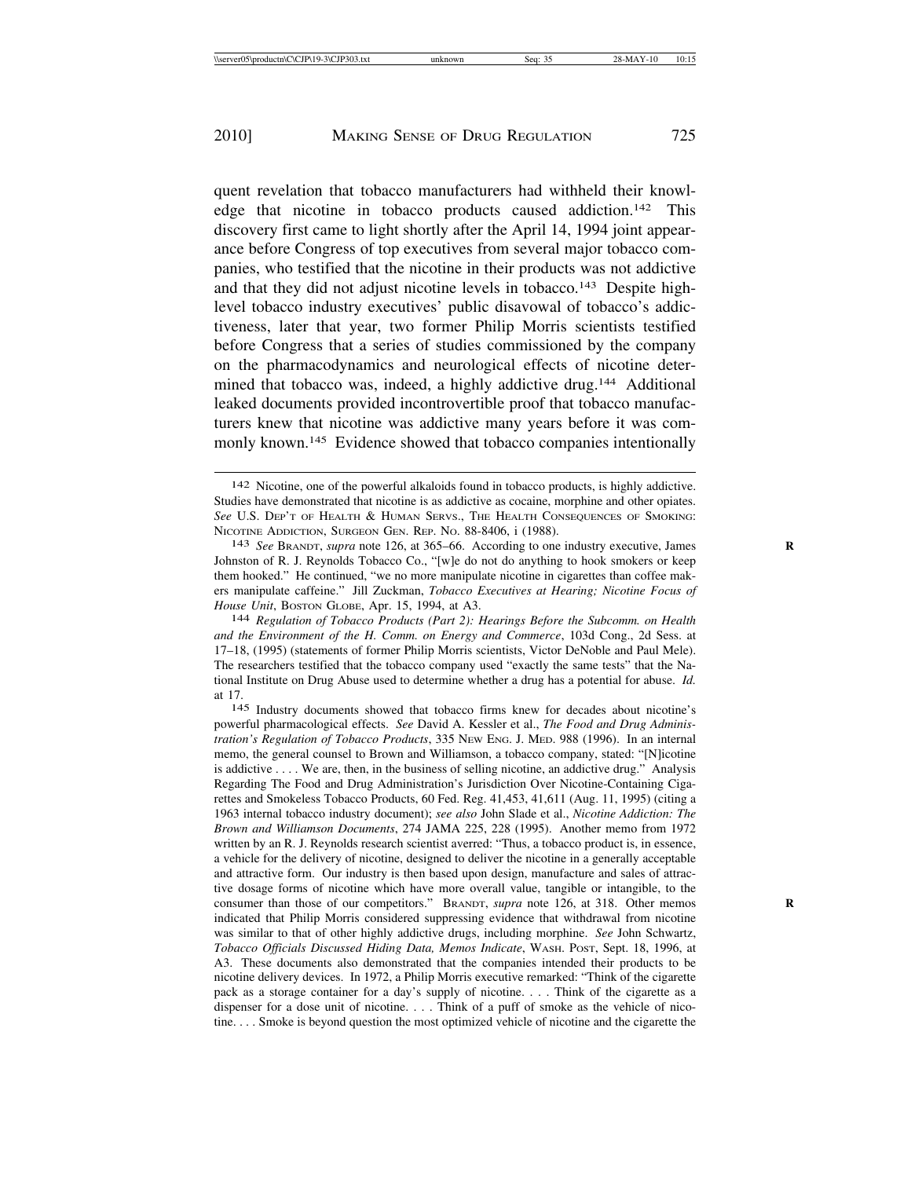quent revelation that tobacco manufacturers had withheld their knowledge that nicotine in tobacco products caused addiction.[142] This discovery first came to light shortly after the April 14, 1994 joint appearance before Congress of top executives from several major tobacco companies, who testified that the nicotine in their products was not addictive and that they did not adjust nicotine levels in tobacco.[143] Despite high-level tobacco industry executives' public disavowal of tobacco's addictiveness, later that year, two former Philip Morris scientists testified before Congress that a series of studies commissioned by the company on the pharmacodynamics and neurological effects of nicotine determined that tobacco was, indeed, a highly addictive drug.[144] Additional leaked documents provided incontrovertible proof that tobacco manufacturers knew that nicotine was addictive many years before it was commonly known.[145] Evidence showed that tobacco companies intentionally

---

142 Nicotine, one of the powerful alkaloids found in tobacco products, is highly addictive. Studies have demonstrated that nicotine is as addictive as cocaine, morphine and other opiates. *See* U.S. DEP'T OF HEALTH & HUMAN SERVS., THE HEALTH CONSEQUENCES OF SMOKING: NICOTINE ADDICTION, SURGEON GEN. REP. NO. 88-8406, i (1988).

143 *See* BRANDT, *supra* note 126, at 365–66. According to one industry executive, James Johnston of R. J. Reynolds Tobacco Co., "[w]e do not do anything to hook smokers or keep them hooked." He continued, "we no more manipulate nicotine in cigarettes than coffee makers manipulate caffeine." Jill Zuckman, *Tobacco Executives at Hearing; Nicotine Focus of House Unit*, BOSTON GLOBE, Apr. 15, 1994, at A3.

144 *Regulation of Tobacco Products (Part 2): Hearings Before the Subcomm. on Health and the Environment of the H. Comm. on Energy and Commerce*, 103d Cong., 2d Sess. at 17–18, (1995) (statements of former Philip Morris scientists, Victor DeNoble and Paul Mele). The researchers testified that the tobacco company used "exactly the same tests" that the National Institute on Drug Abuse used to determine whether a drug has a potential for abuse. *Id.* at 17.

145 Industry documents showed that tobacco firms knew for decades about nicotine's powerful pharmacological effects. *See* David A. Kessler et al., *The Food and Drug Administration's Regulation of Tobacco Products*, 335 NEW ENG. J. MED. 988 (1996). In an internal memo, the general counsel to Brown and Williamson, a tobacco company, stated: "[N]icotine is addictive . . . . We are, then, in the business of selling nicotine, an addictive drug." Analysis Regarding The Food and Drug Administration's Jurisdiction Over Nicotine-Containing Cigarettes and Smokeless Tobacco Products, 60 Fed. Reg. 41,453, 41,611 (Aug. 11, 1995) (citing a 1963 internal tobacco industry document); *see also* John Slade et al., *Nicotine Addiction: The Brown and Williamson Documents*, 274 JAMA 225, 228 (1995). Another memo from 1972 written by an R. J. Reynolds research scientist averred: "Thus, a tobacco product is, in essence, a vehicle for the delivery of nicotine, designed to deliver the nicotine in a generally acceptable and attractive form. Our industry is then based upon design, manufacture and sales of attractive dosage forms of nicotine which have more overall value, tangible or intangible, to the consumer than those of our competitors." BRANDT, *supra* note 126, at 318. Other memos indicated that Philip Morris considered suppressing evidence that withdrawal from nicotine was similar to that of other highly addictive drugs, including morphine. *See* John Schwartz, *Tobacco Officials Discussed Hiding Data, Memos Indicate*, WASH. POST, Sept. 18, 1996, at A3. These documents also demonstrated that the companies intended their products to be nicotine delivery devices. In 1972, a Philip Morris executive remarked: "Think of the cigarette pack as a storage container for a day's supply of nicotine. . . . Think of the cigarette as a dispenser for a dose unit of nicotine. . . . Think of a puff of smoke as the vehicle of nicotine. . . . Smoke is beyond question the most optimized vehicle of nicotine and the cigarette the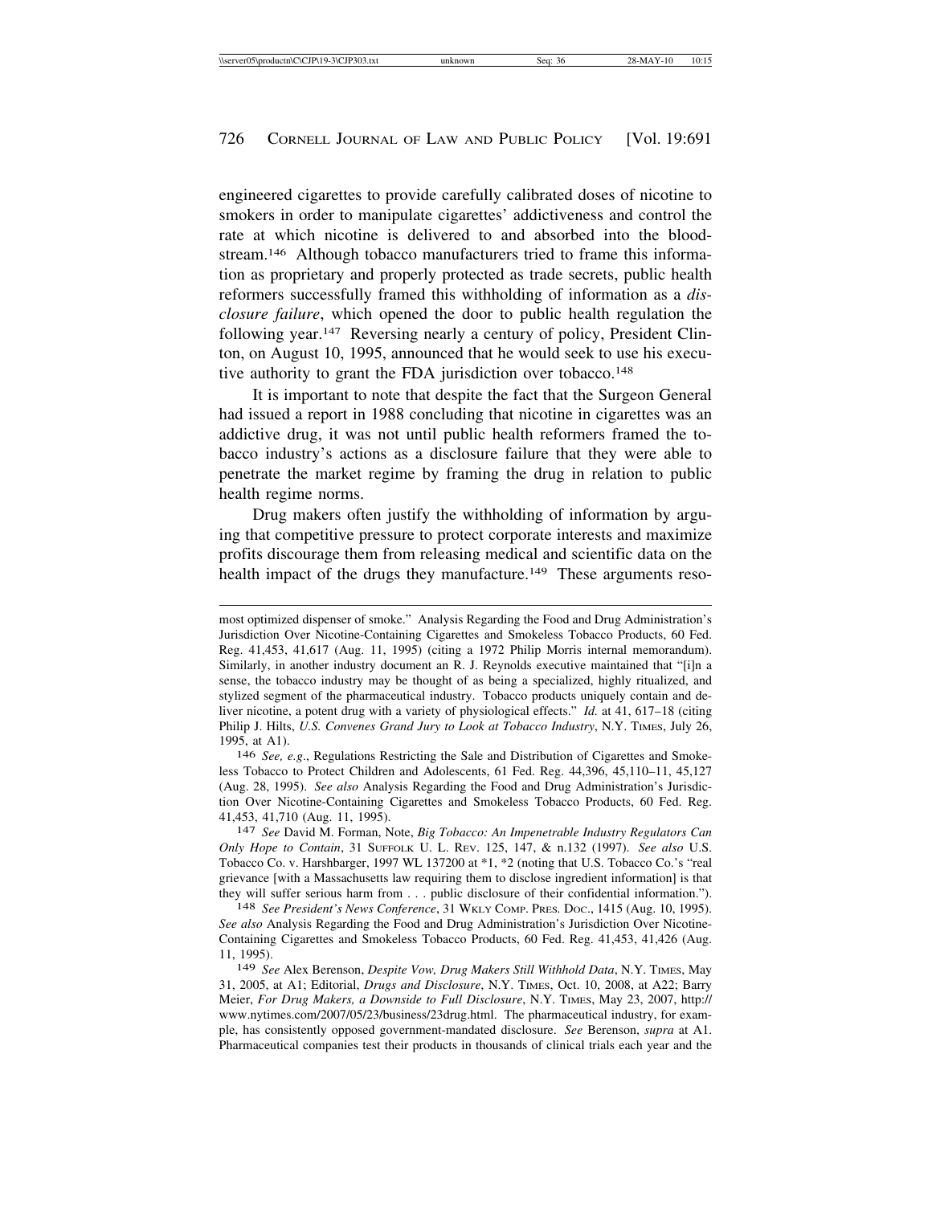engineered cigarettes to provide carefully calibrated doses of nicotine to smokers in order to manipulate cigarettes' addictiveness and control the rate at which nicotine is delivered to and absorbed into the bloodstream.[146] Although tobacco manufacturers tried to frame this information as proprietary and properly protected as trade secrets, public health reformers successfully framed this withholding of information as a *disclosure failure*, which opened the door to public health regulation the following year.[147] Reversing nearly a century of policy, President Clinton, on August 10, 1995, announced that he would seek to use his executive authority to grant the FDA jurisdiction over tobacco.[148]

It is important to note that despite the fact that the Surgeon General had issued a report in 1988 concluding that nicotine in cigarettes was an addictive drug, it was not until public health reformers framed the tobacco industry's actions as a disclosure failure that they were able to penetrate the market regime by framing the drug in relation to public health regime norms.

Drug makers often justify the withholding of information by arguing that competitive pressure to protect corporate interests and maximize profits discourage them from releasing medical and scientific data on the health impact of the drugs they manufacture.[149] These arguments reso-

---

most optimized dispenser of smoke." Analysis Regarding the Food and Drug Administration's Jurisdiction Over Nicotine-Containing Cigarettes and Smokeless Tobacco Products, 60 Fed. Reg. 41,453, 41,617 (Aug. 11, 1995) (citing a 1972 Philip Morris internal memorandum). Similarly, in another industry document an R. J. Reynolds executive maintained that "[i]n a sense, the tobacco industry may be thought of as being a specialized, highly ritualized, and stylized segment of the pharmaceutical industry. Tobacco products uniquely contain and deliver nicotine, a potent drug with a variety of physiological effects." *Id.* at 41, 617–18 (citing Philip J. Hilts, *U.S. Convenes Grand Jury to Look at Tobacco Industry*, N.Y. TIMES, July 26, 1995, at A1).

146 *See, e.g*., Regulations Restricting the Sale and Distribution of Cigarettes and Smokeless Tobacco to Protect Children and Adolescents, 61 Fed. Reg. 44,396, 45,110–11, 45,127 (Aug. 28, 1995). *See also* Analysis Regarding the Food and Drug Administration's Jurisdiction Over Nicotine-Containing Cigarettes and Smokeless Tobacco Products, 60 Fed. Reg. 41,453, 41,710 (Aug. 11, 1995).

147 *See* David M. Forman, Note, *Big Tobacco: An Impenetrable Industry Regulators Can Only Hope to Contain*, 31 SUFFOLK U. L. REV. 125, 147, & n.132 (1997). *See also* U.S. Tobacco Co. v. Harshbarger, 1997 WL 137200 at *1, *2 (noting that U.S. Tobacco Co.'s "real grievance [with a Massachusetts law requiring them to disclose ingredient information] is that they will suffer serious harm from . . . public disclosure of their confidential information.").

148 *See President's News Conference*, 31 WKLY COMP. PRES. DOC., 1415 (Aug. 10, 1995). *See also* Analysis Regarding the Food and Drug Administration's Jurisdiction Over Nicotine-Containing Cigarettes and Smokeless Tobacco Products, 60 Fed. Reg. 41,453, 41,426 (Aug. 11, 1995).

149 *See* Alex Berenson, *Despite Vow, Drug Makers Still Withhold Data*, N.Y. TIMES, May 31, 2005, at A1; Editorial, *Drugs and Disclosure*, N.Y. TIMES, Oct. 10, 2008, at A22; Barry Meier, *For Drug Makers, a Downside to Full Disclosure*, N.Y. TIMES, May 23, 2007, http://www.nytimes.com/2007/05/23/business/23drug.html. The pharmaceutical industry, for example, has consistently opposed government-mandated disclosure. *See* Berenson, *supra* at A1. Pharmaceutical companies test their products in thousands of clinical trials each year and the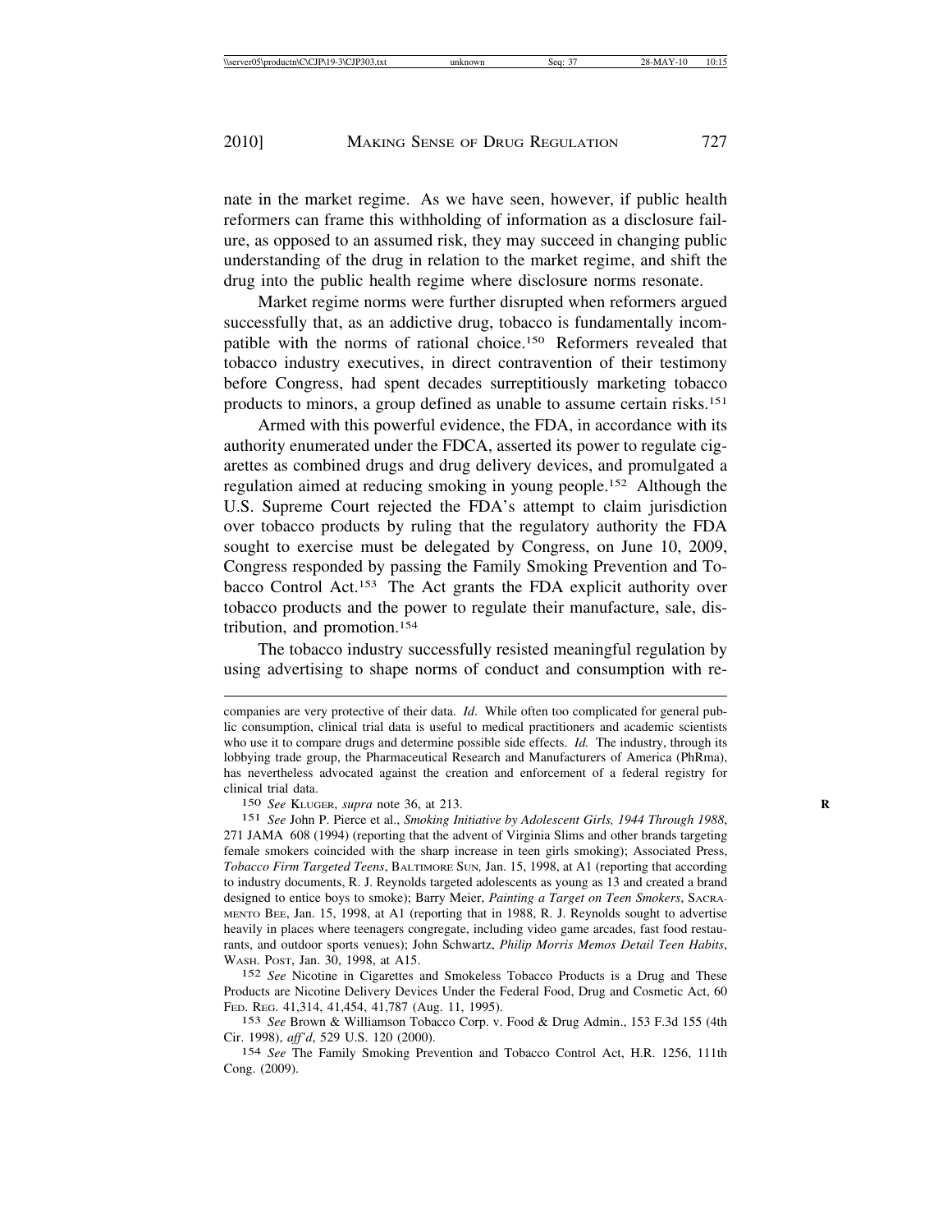nate in the market regime. As we have seen, however, if public health reformers can frame this withholding of information as a disclosure failure, as opposed to an assumed risk, they may succeed in changing public understanding of the drug in relation to the market regime, and shift the drug into the public health regime where disclosure norms resonate.

Market regime norms were further disrupted when reformers argued successfully that, as an addictive drug, tobacco is fundamentally incompatible with the norms of rational choice.[150] Reformers revealed that tobacco industry executives, in direct contravention of their testimony before Congress, had spent decades surreptitiously marketing tobacco products to minors, a group defined as unable to assume certain risks.[151]

Armed with this powerful evidence, the FDA, in accordance with its authority enumerated under the FDCA, asserted its power to regulate cigarettes as combined drugs and drug delivery devices, and promulgated a regulation aimed at reducing smoking in young people.[152] Although the U.S. Supreme Court rejected the FDA's attempt to claim jurisdiction over tobacco products by ruling that the regulatory authority the FDA sought to exercise must be delegated by Congress, on June 10, 2009, Congress responded by passing the Family Smoking Prevention and Tobacco Control Act.[153] The Act grants the FDA explicit authority over tobacco products and the power to regulate their manufacture, sale, distribution, and promotion.[154]

The tobacco industry successfully resisted meaningful regulation by using advertising to shape norms of conduct and consumption with re-

---

companies are very protective of their data. *Id*. While often too complicated for general public consumption, clinical trial data is useful to medical practitioners and academic scientists who use it to compare drugs and determine possible side effects. *Id.* The industry, through its lobbying trade group, the Pharmaceutical Research and Manufacturers of America (PhRma), has nevertheless advocated against the creation and enforcement of a federal registry for clinical trial data.

150 *See* KLUGER, *supra* note 36, at 213.

151 *See* John P. Pierce et al., *Smoking Initiative by Adolescent Girls, 1944 Through 1988*, 271 JAMA 608 (1994) (reporting that the advent of Virginia Slims and other brands targeting female smokers coincided with the sharp increase in teen girls smoking); Associated Press, *Tobacco Firm Targeted Teens*, BALTIMORE SUN, Jan. 15, 1998, at A1 (reporting that according to industry documents, R. J. Reynolds targeted adolescents as young as 13 and created a brand designed to entice boys to smoke); Barry Meier, *Painting a Target on Teen Smokers*, SACRAMENTO BEE, Jan. 15, 1998, at A1 (reporting that in 1988, R. J. Reynolds sought to advertise heavily in places where teenagers congregate, including video game arcades, fast food restaurants, and outdoor sports venues); John Schwartz, *Philip Morris Memos Detail Teen Habits*, WASH. POST, Jan. 30, 1998, at A15.

152 *See* Nicotine in Cigarettes and Smokeless Tobacco Products is a Drug and These Products are Nicotine Delivery Devices Under the Federal Food, Drug and Cosmetic Act, 60 FED. REG. 41,314, 41,454, 41,787 (Aug. 11, 1995).

153 *See* Brown & Williamson Tobacco Corp. v. Food & Drug Admin., 153 F.3d 155 (4th Cir. 1998), *aff'd*, 529 U.S. 120 (2000).

154 *See* The Family Smoking Prevention and Tobacco Control Act, H.R. 1256, 111th Cong. (2009).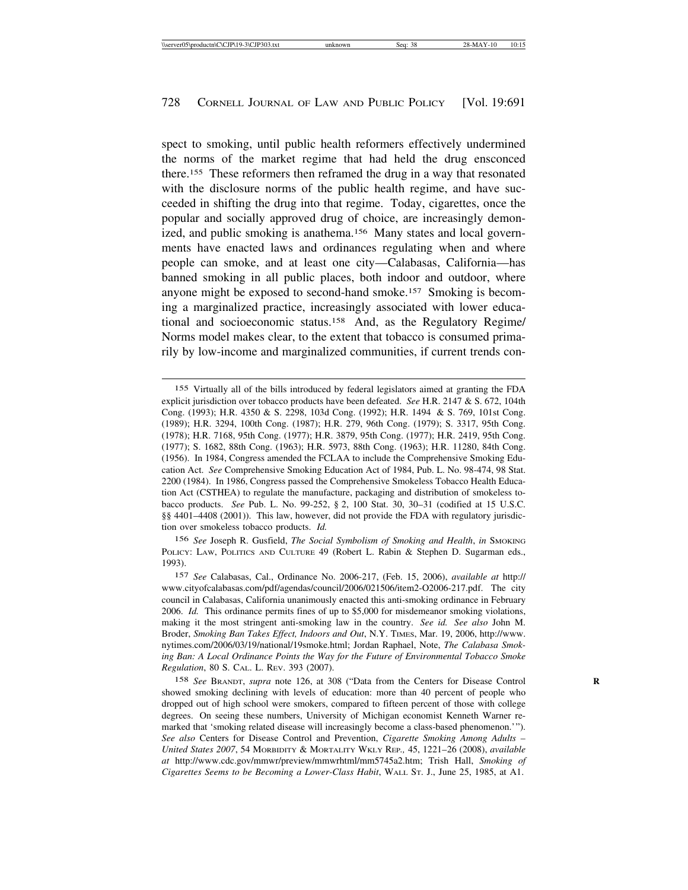spect to smoking, until public health reformers effectively undermined the norms of the market regime that had held the drug ensconced there.[155] These reformers then reframed the drug in a way that resonated with the disclosure norms of the public health regime, and have succeeded in shifting the drug into that regime. Today, cigarettes, once the popular and socially approved drug of choice, are increasingly demonized, and public smoking is anathema.[156] Many states and local governments have enacted laws and ordinances regulating when and where people can smoke, and at least one city—Calabasas, California—has banned smoking in all public places, both indoor and outdoor, where anyone might be exposed to second-hand smoke.[157] Smoking is becoming a marginalized practice, increasingly associated with lower educational and socioeconomic status.[158] And, as the Regulatory Regime/Norms model makes clear, to the extent that tobacco is consumed primarily by low-income and marginalized communities, if current trends con-

---

155 Virtually all of the bills introduced by federal legislators aimed at granting the FDA explicit jurisdiction over tobacco products have been defeated. *See* H.R. 2147 & S. 672, 104th Cong. (1993); H.R. 4350 & S. 2298, 103d Cong. (1992); H.R. 1494 & S. 769, 101st Cong. (1989); H.R. 3294, 100th Cong. (1987); H.R. 279, 96th Cong. (1979); S. 3317, 95th Cong. (1978); H.R. 7168, 95th Cong. (1977); H.R. 3879, 95th Cong. (1977); H.R. 2419, 95th Cong. (1977); S. 1682, 88th Cong. (1963); H.R. 5973, 88th Cong. (1963); H.R. 11280, 84th Cong. (1956). In 1984, Congress amended the FCLAA to include the Comprehensive Smoking Education Act. *See* Comprehensive Smoking Education Act of 1984, Pub. L. No. 98-474, 98 Stat. 2200 (1984). In 1986, Congress passed the Comprehensive Smokeless Tobacco Health Education Act (CSTHEA) to regulate the manufacture, packaging and distribution of smokeless tobacco products. *See* Pub. L. No. 99-252, § 2, 100 Stat. 30, 30–31 (codified at 15 U.S.C. §§ 4401–4408 (2001)). This law, however, did not provide the FDA with regulatory jurisdiction over smokeless tobacco products. *Id.*

156 *See* Joseph R. Gusfield, *The Social Symbolism of Smoking and Health*, *in* SMOKING POLICY: LAW, POLITICS AND CULTURE 49 (Robert L. Rabin & Stephen D. Sugarman eds., 1993).

157 *See* Calabasas, Cal., Ordinance No. 2006-217, (Feb. 15, 2006), *available at* http://www.cityofcalabasas.com/pdf/agendas/council/2006/021506/item2-O2006-217.pdf. The city council in Calabasas, California unanimously enacted this anti-smoking ordinance in February 2006. *Id.* This ordinance permits fines of up to $5,000 for misdemeanor smoking violations, making it the most stringent anti-smoking law in the country. *See id. See also* John M. Broder, *Smoking Ban Takes Effect, Indoors and Out*, N.Y. TIMES, Mar. 19, 2006, http://www.nytimes.com/2006/03/19/national/19smoke.html; Jordan Raphael, Note, *The Calabasa Smoking Ban: A Local Ordinance Points the Way for the Future of Environmental Tobacco Smoke Regulation*, 80 S. CAL. L. REV. 393 (2007).

158 *See* BRANDT, *supra* note 126, at 308 ("Data from the Centers for Disease Control showed smoking declining with levels of education: more than 40 percent of people who dropped out of high school were smokers, compared to fifteen percent of those with college degrees. On seeing these numbers, University of Michigan economist Kenneth Warner remarked that 'smoking related disease will increasingly become a class-based phenomenon.'"). *See also* Centers for Disease Control and Prevention, *Cigarette Smoking Among Adults – United States 2007*, 54 MORBIDITY & MORTALITY WKLY REP., 45, 1221–26 (2008), *available at* http://www.cdc.gov/mmwr/preview/mmwrhtml/mm5745a2.htm; Trish Hall, *Smoking of Cigarettes Seems to be Becoming a Lower-Class Habit*, WALL ST. J., June 25, 1985, at A1.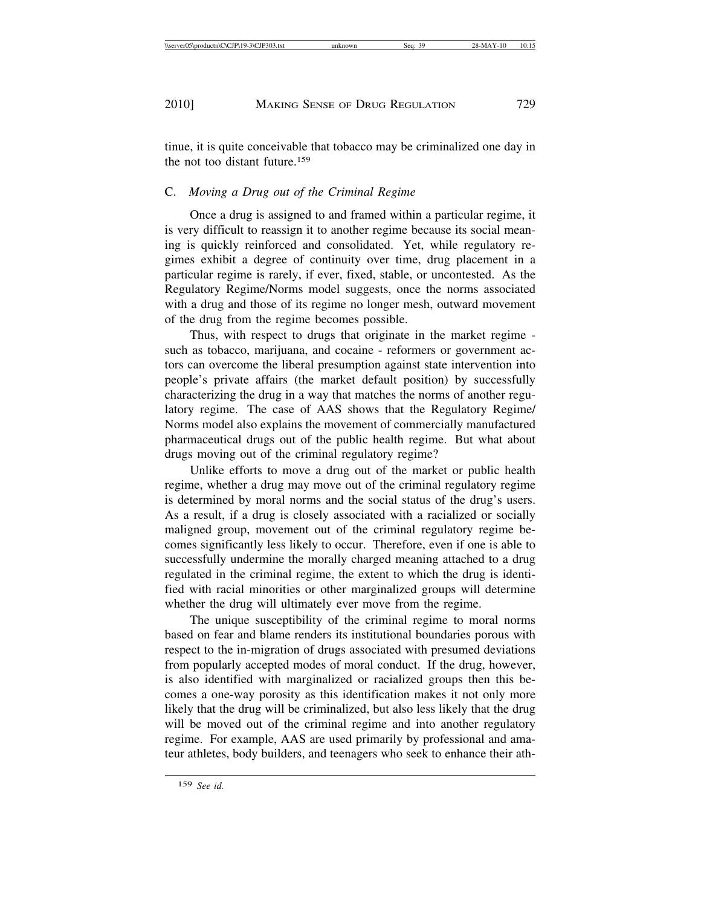tinue, it is quite conceivable that tobacco may be criminalized one day in the not too distant future.[159]

### C. *Moving a Drug out of the Criminal Regime*

Once a drug is assigned to and framed within a particular regime, it is very difficult to reassign it to another regime because its social meaning is quickly reinforced and consolidated. Yet, while regulatory regimes exhibit a degree of continuity over time, drug placement in a particular regime is rarely, if ever, fixed, stable, or uncontested. As the Regulatory Regime/Norms model suggests, once the norms associated with a drug and those of its regime no longer mesh, outward movement of the drug from the regime becomes possible.

Thus, with respect to drugs that originate in the market regime - such as tobacco, marijuana, and cocaine - reformers or government actors can overcome the liberal presumption against state intervention into people's private affairs (the market default position) by successfully characterizing the drug in a way that matches the norms of another regulatory regime. The case of AAS shows that the Regulatory Regime/ Norms model also explains the movement of commercially manufactured pharmaceutical drugs out of the public health regime. But what about drugs moving out of the criminal regulatory regime?

Unlike efforts to move a drug out of the market or public health regime, whether a drug may move out of the criminal regulatory regime is determined by moral norms and the social status of the drug's users. As a result, if a drug is closely associated with a racialized or socially maligned group, movement out of the criminal regulatory regime becomes significantly less likely to occur. Therefore, even if one is able to successfully undermine the morally charged meaning attached to a drug regulated in the criminal regime, the extent to which the drug is identified with racial minorities or other marginalized groups will determine whether the drug will ultimately ever move from the regime.

The unique susceptibility of the criminal regime to moral norms based on fear and blame renders its institutional boundaries porous with respect to the in-migration of drugs associated with presumed deviations from popularly accepted modes of moral conduct. If the drug, however, is also identified with marginalized or racialized groups then this becomes a one-way porosity as this identification makes it not only more likely that the drug will be criminalized, but also less likely that the drug will be moved out of the criminal regime and into another regulatory regime. For example, AAS are used primarily by professional and amateur athletes, body builders, and teenagers who seek to enhance their ath-

[159] *See id.*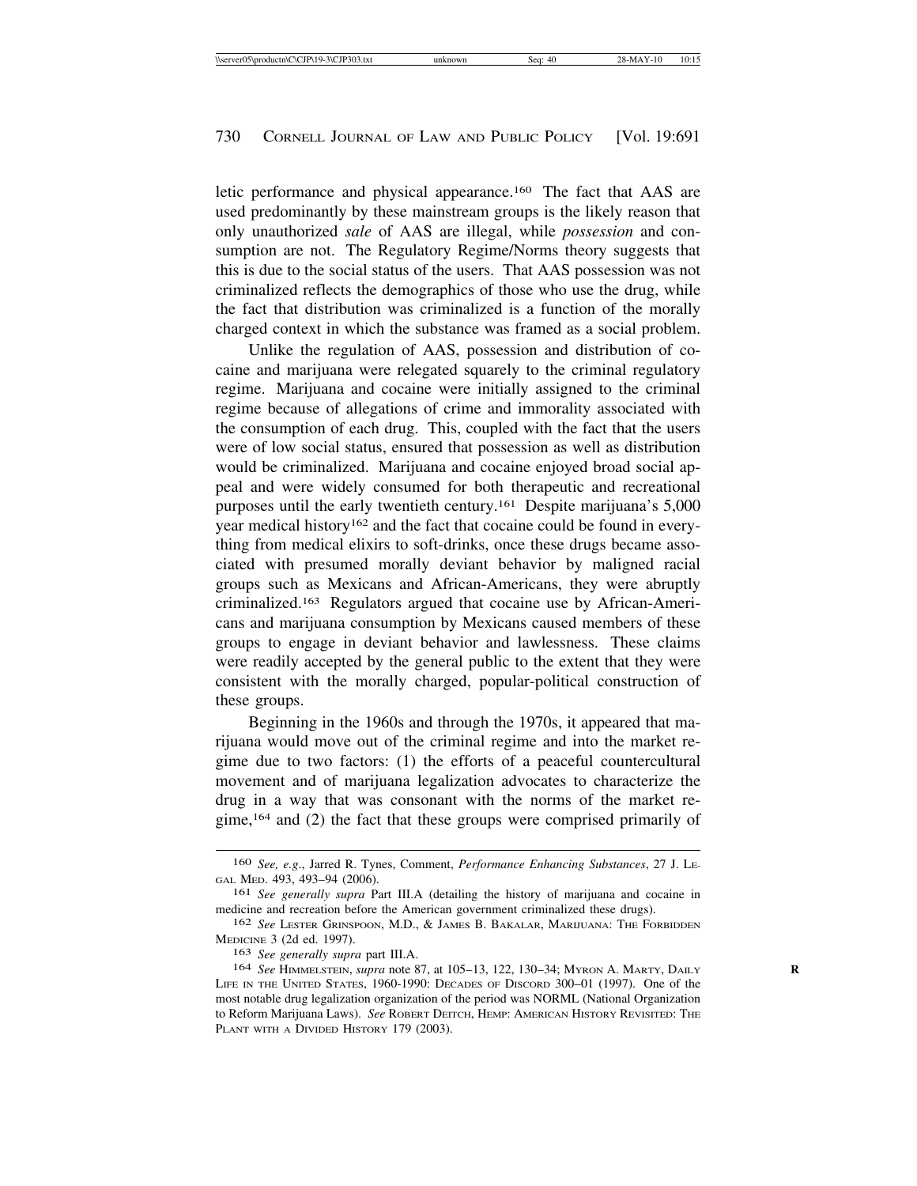letic performance and physical appearance.[160] The fact that AAS are used predominantly by these mainstream groups is the likely reason that only unauthorized *sale* of AAS are illegal, while *possession* and consumption are not. The Regulatory Regime/Norms theory suggests that this is due to the social status of the users. That AAS possession was not criminalized reflects the demographics of those who use the drug, while the fact that distribution was criminalized is a function of the morally charged context in which the substance was framed as a social problem.

Unlike the regulation of AAS, possession and distribution of cocaine and marijuana were relegated squarely to the criminal regulatory regime. Marijuana and cocaine were initially assigned to the criminal regime because of allegations of crime and immorality associated with the consumption of each drug. This, coupled with the fact that the users were of low social status, ensured that possession as well as distribution would be criminalized. Marijuana and cocaine enjoyed broad social appeal and were widely consumed for both therapeutic and recreational purposes until the early twentieth century.[161] Despite marijuana's 5,000 year medical history[162] and the fact that cocaine could be found in everything from medical elixirs to soft-drinks, once these drugs became associated with presumed morally deviant behavior by maligned racial groups such as Mexicans and African-Americans, they were abruptly criminalized.[163] Regulators argued that cocaine use by African-Americans and marijuana consumption by Mexicans caused members of these groups to engage in deviant behavior and lawlessness. These claims were readily accepted by the general public to the extent that they were consistent with the morally charged, popular-political construction of these groups.

Beginning in the 1960s and through the 1970s, it appeared that marijuana would move out of the criminal regime and into the market regime due to two factors: (1) the efforts of a peaceful countercultural movement and of marijuana legalization advocates to characterize the drug in a way that was consonant with the norms of the market regime,[164] and (2) the fact that these groups were comprised primarily of

---

160 *See, e.g.*, Jarred R. Tynes, Comment, *Performance Enhancing Substances*, 27 J. LEGAL MED. 493, 493–94 (2006).

161 *See generally supra* Part III.A (detailing the history of marijuana and cocaine in medicine and recreation before the American government criminalized these drugs).

162 *See* LESTER GRINSPOON, M.D., & JAMES B. BAKALAR, MARIJUANA: THE FORBIDDEN MEDICINE 3 (2d ed. 1997).

163 *See generally supra* part III.A.

164 *See* HIMMELSTEIN, *supra* note 87, at 105–13, 122, 130–34; MYRON A. MARTY, DAILY LIFE IN THE UNITED STATES, 1960-1990: DECADES OF DISCORD 300–01 (1997). One of the most notable drug legalization organization of the period was NORML (National Organization to Reform Marijuana Laws). *See* ROBERT DEITCH, HEMP: AMERICAN HISTORY REVISITED: THE PLANT WITH A DIVIDED HISTORY 179 (2003).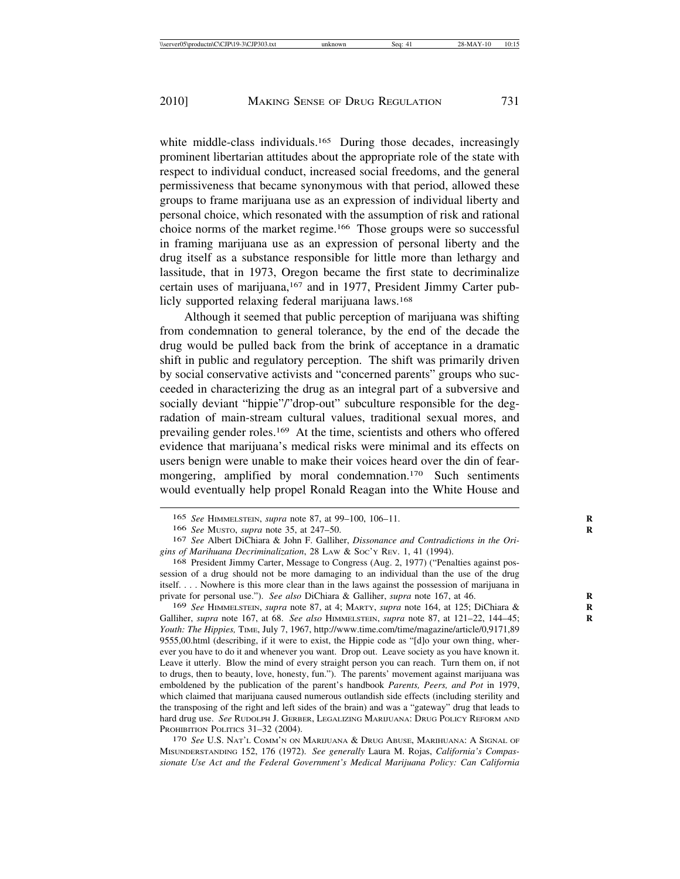white middle-class individuals.[165] During those decades, increasingly prominent libertarian attitudes about the appropriate role of the state with respect to individual conduct, increased social freedoms, and the general permissiveness that became synonymous with that period, allowed these groups to frame marijuana use as an expression of individual liberty and personal choice, which resonated with the assumption of risk and rational choice norms of the market regime.[166] Those groups were so successful in framing marijuana use as an expression of personal liberty and the drug itself as a substance responsible for little more than lethargy and lassitude, that in 1973, Oregon became the first state to decriminalize certain uses of marijuana,[167] and in 1977, President Jimmy Carter publicly supported relaxing federal marijuana laws.[168]

Although it seemed that public perception of marijuana was shifting from condemnation to general tolerance, by the end of the decade the drug would be pulled back from the brink of acceptance in a dramatic shift in public and regulatory perception. The shift was primarily driven by social conservative activists and "concerned parents" groups who succeeded in characterizing the drug as an integral part of a subversive and socially deviant "hippie"/"drop-out" subculture responsible for the degradation of main-stream cultural values, traditional sexual mores, and prevailing gender roles.[169] At the time, scientists and others who offered evidence that marijuana's medical risks were minimal and its effects on users benign were unable to make their voices heard over the din of fear-mongering, amplified by moral condemnation.[170] Such sentiments would eventually help propel Ronald Reagan into the White House and

---

165 *See* HIMMELSTEIN, *supra* note 87, at 99–100, 106–11.

166 *See* MUSTO, *supra* note 35, at 247–50.

167 *See* Albert DiChiara & John F. Galliher, *Dissonance and Contradictions in the Origins of Marihuana Decriminalization*, 28 LAW & SOC'Y REV. 1, 41 (1994).

168 President Jimmy Carter, Message to Congress (Aug. 2, 1977) ("Penalties against possession of a drug should not be more damaging to an individual than the use of the drug itself. . . . Nowhere is this more clear than in the laws against the possession of marijuana in private for personal use."). *See also* DiChiara & Galliher, *supra* note 167, at 46.

169 *See* HIMMELSTEIN, *supra* note 87, at 4; MARTY, *supra* note 164, at 125; DiChiara & Galliher, *supra* note 167, at 68. *See also* HIMMELSTEIN, *supra* note 87, at 121–22, 144–45; *Youth: The Hippies,* TIME, July 7, 1967, http://www.time.com/time/magazine/article/0,9171,899555,00.html (describing, if it were to exist, the Hippie code as "[d]o your own thing, wherever you have to do it and whenever you want. Drop out. Leave society as you have known it. Leave it utterly. Blow the mind of every straight person you can reach. Turn them on, if not to drugs, then to beauty, love, honesty, fun."). The parents' movement against marijuana was emboldened by the publication of the parent's handbook *Parents, Peers, and Pot* in 1979, which claimed that marijuana caused numerous outlandish side effects (including sterility and the transposing of the right and left sides of the brain) and was a "gateway" drug that leads to hard drug use. *See* RUDOLPH J. GERBER, LEGALIZING MARIJUANA: DRUG POLICY REFORM AND PROHIBITION POLITICS 31–32 (2004).

170 *See* U.S. NAT'L COMM'N ON MARIJUANA & DRUG ABUSE, MARIHUANA: A SIGNAL OF MISUNDERSTANDING 152, 176 (1972). *See generally* Laura M. Rojas, *California's Compassionate Use Act and the Federal Government's Medical Marijuana Policy: Can California*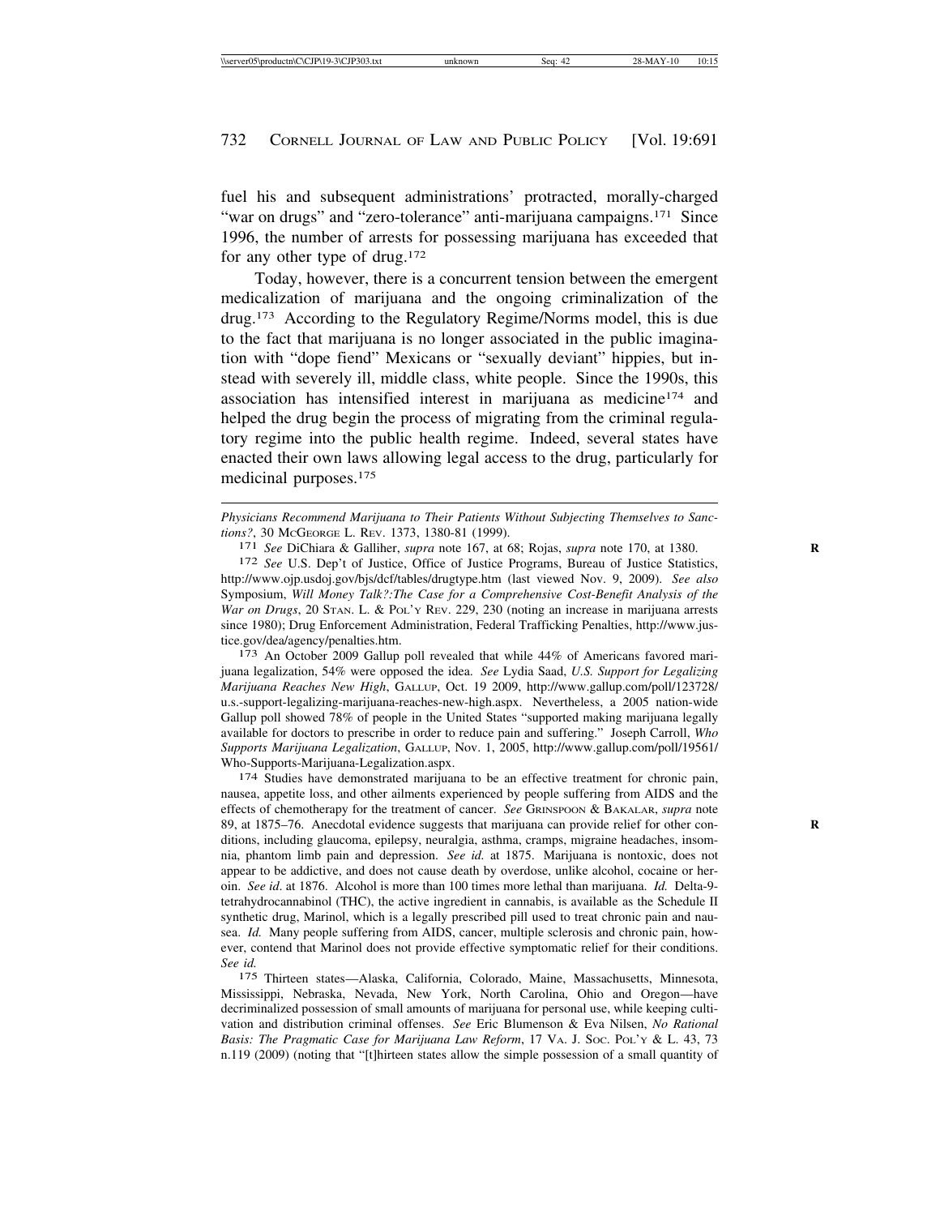fuel his and subsequent administrations' protracted, morally-charged "war on drugs" and "zero-tolerance" anti-marijuana campaigns.[171] Since 1996, the number of arrests for possessing marijuana has exceeded that for any other type of drug.[172]

Today, however, there is a concurrent tension between the emergent medicalization of marijuana and the ongoing criminalization of the drug.[173] According to the Regulatory Regime/Norms model, this is due to the fact that marijuana is no longer associated in the public imagination with "dope fiend" Mexicans or "sexually deviant" hippies, but instead with severely ill, middle class, white people. Since the 1990s, this association has intensified interest in marijuana as medicine[174] and helped the drug begin the process of migrating from the criminal regulatory regime into the public health regime. Indeed, several states have enacted their own laws allowing legal access to the drug, particularly for medicinal purposes.[175]

---

*Physicians Recommend Marijuana to Their Patients Without Subjecting Themselves to Sanctions?*, 30 McGeorge L. Rev. 1373, 1380-81 (1999).

[171] *See* DiChiara & Galliher, *supra* note 167, at 68; Rojas, *supra* note 170, at 1380.

[172] *See* U.S. Dep't of Justice, Office of Justice Programs, Bureau of Justice Statistics, http://www.ojp.usdoj.gov/bjs/dcf/tables/drugtype.htm (last viewed Nov. 9, 2009). *See also* Symposium, *Will Money Talk?:The Case for a Comprehensive Cost-Benefit Analysis of the War on Drugs*, 20 Stan. L. & Pol'y Rev. 229, 230 (noting an increase in marijuana arrests since 1980); Drug Enforcement Administration, Federal Trafficking Penalties, http://www.justice.gov/dea/agency/penalties.htm.

[173] An October 2009 Gallup poll revealed that while 44% of Americans favored marijuana legalization, 54% were opposed the idea. *See* Lydia Saad, *U.S. Support for Legalizing Marijuana Reaches New High*, Gallup, Oct. 19 2009, http://www.gallup.com/poll/123728/u.s.-support-legalizing-marijuana-reaches-new-high.aspx. Nevertheless, a 2005 nation-wide Gallup poll showed 78% of people in the United States "supported making marijuana legally available for doctors to prescribe in order to reduce pain and suffering." Joseph Carroll, *Who Supports Marijuana Legalization*, Gallup, Nov. 1, 2005, http://www.gallup.com/poll/19561/Who-Supports-Marijuana-Legalization.aspx.

[174] Studies have demonstrated marijuana to be an effective treatment for chronic pain, nausea, appetite loss, and other ailments experienced by people suffering from AIDS and the effects of chemotherapy for the treatment of cancer. *See* Grinspoon & Bakalar, *supra* note 89, at 1875–76. Anecdotal evidence suggests that marijuana can provide relief for other conditions, including glaucoma, epilepsy, neuralgia, asthma, cramps, migraine headaches, insomnia, phantom limb pain and depression. *See id.* at 1875. Marijuana is nontoxic, does not appear to be addictive, and does not cause death by overdose, unlike alcohol, cocaine or heroin. *See id*. at 1876. Alcohol is more than 100 times more lethal than marijuana. *Id.* Delta-9-tetrahydrocannabinol (THC), the active ingredient in cannabis, is available as the Schedule II synthetic drug, Marinol, which is a legally prescribed pill used to treat chronic pain and nausea. *Id.* Many people suffering from AIDS, cancer, multiple sclerosis and chronic pain, however, contend that Marinol does not provide effective symptomatic relief for their conditions. *See id.*

[175] Thirteen states—Alaska, California, Colorado, Maine, Massachusetts, Minnesota, Mississippi, Nebraska, Nevada, New York, North Carolina, Ohio and Oregon—have decriminalized possession of small amounts of marijuana for personal use, while keeping cultivation and distribution criminal offenses. *See* Eric Blumenson & Eva Nilsen, *No Rational Basis: The Pragmatic Case for Marijuana Law Reform*, 17 Va. J. Soc. Pol'y & L. 43, 73 n.119 (2009) (noting that "[t]hirteen states allow the simple possession of a small quantity of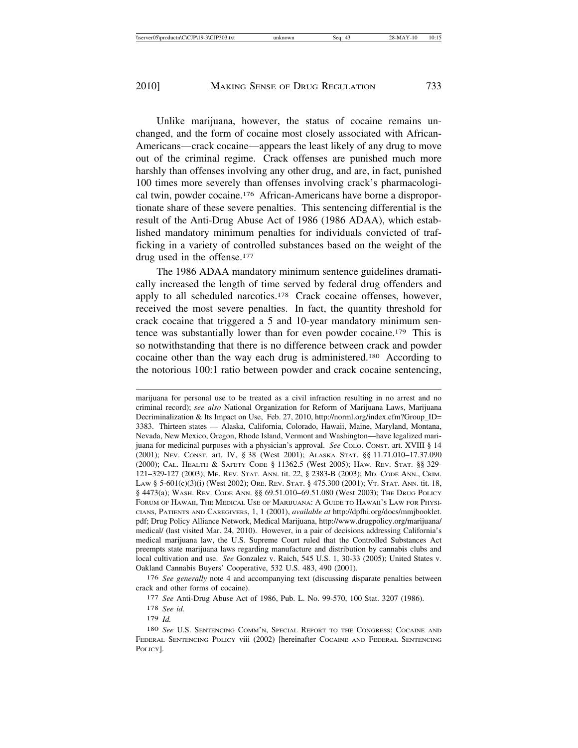Unlike marijuana, however, the status of cocaine remains unchanged, and the form of cocaine most closely associated with African-Americans—crack cocaine—appears the least likely of any drug to move out of the criminal regime. Crack offenses are punished much more harshly than offenses involving any other drug, and are, in fact, punished 100 times more severely than offenses involving crack's pharmacological twin, powder cocaine.[176] African-Americans have borne a disproportionate share of these severe penalties. This sentencing differential is the result of the Anti-Drug Abuse Act of 1986 (1986 ADAA), which established mandatory minimum penalties for individuals convicted of trafficking in a variety of controlled substances based on the weight of the drug used in the offense.[177]

The 1986 ADAA mandatory minimum sentence guidelines dramatically increased the length of time served by federal drug offenders and apply to all scheduled narcotics.[178] Crack cocaine offenses, however, received the most severe penalties. In fact, the quantity threshold for crack cocaine that triggered a 5 and 10-year mandatory minimum sentence was substantially lower than for even powder cocaine.[179] This is so notwithstanding that there is no difference between crack and powder cocaine other than the way each drug is administered.[180] According to the notorious 100:1 ratio between powder and crack cocaine sentencing,

---

marijuana for personal use to be treated as a civil infraction resulting in no arrest and no criminal record); *see also* National Organization for Reform of Marijuana Laws, Marijuana Decriminalization & Its Impact on Use, Feb. 27, 2010, http://norml.org/index.cfm?Group_ID=3383. Thirteen states — Alaska, California, Colorado, Hawaii, Maine, Maryland, Montana, Nevada, New Mexico, Oregon, Rhode Island, Vermont and Washington—have legalized marijuana for medicinal purposes with a physician's approval. *See* COLO. CONST. art. XVIII § 14 (2001); NEV. CONST. art. IV, § 38 (West 2001); ALASKA STAT. §§ 11.71.010–17.37.090 (2000); CAL. HEALTH & SAFETY CODE § 11362.5 (West 2005); HAW. REV. STAT. §§ 329-121–329-127 (2003); ME. REV. STAT. ANN. tit. 22, § 2383-B (2003); MD. CODE ANN., CRIM. LAW § 5-601(c)(3)(i) (West 2002); ORE. REV. STAT. § 475.300 (2001); VT. STAT. ANN. tit. 18, § 4473(a); WASH. REV. CODE ANN. §§ 69.51.010–69.51.080 (West 2003); THE DRUG POLICY FORUM OF HAWAII, THE MEDICAL USE OF MARIJUANA: A GUIDE TO HAWAII'S LAW FOR PHYSICIANS, PATIENTS AND CAREGIVERS, 1, 1 (2001), *available at* http://dpfhi.org/docs/mmjbooklet.pdf; Drug Policy Alliance Network, Medical Marijuana, http://www.drugpolicy.org/marijuana/medical/ (last visited Mar. 24, 2010). However, in a pair of decisions addressing California's medical marijuana law, the U.S. Supreme Court ruled that the Controlled Substances Act preempts state marijuana laws regarding manufacture and distribution by cannabis clubs and local cultivation and use. *See* Gonzalez v. Raich, 545 U.S. 1, 30-33 (2005); United States v. Oakland Cannabis Buyers' Cooperative, 532 U.S. 483, 490 (2001).

176 *See generally* note 4 and accompanying text (discussing disparate penalties between crack and other forms of cocaine).

177 *See* Anti-Drug Abuse Act of 1986, Pub. L. No. 99-570, 100 Stat. 3207 (1986).

178 *See id.*

179 *Id.*

180 *See* U.S. SENTENCING COMM'N, SPECIAL REPORT TO THE CONGRESS: COCAINE AND FEDERAL SENTENCING POLICY viii (2002) [hereinafter COCAINE AND FEDERAL SENTENCING POLICY].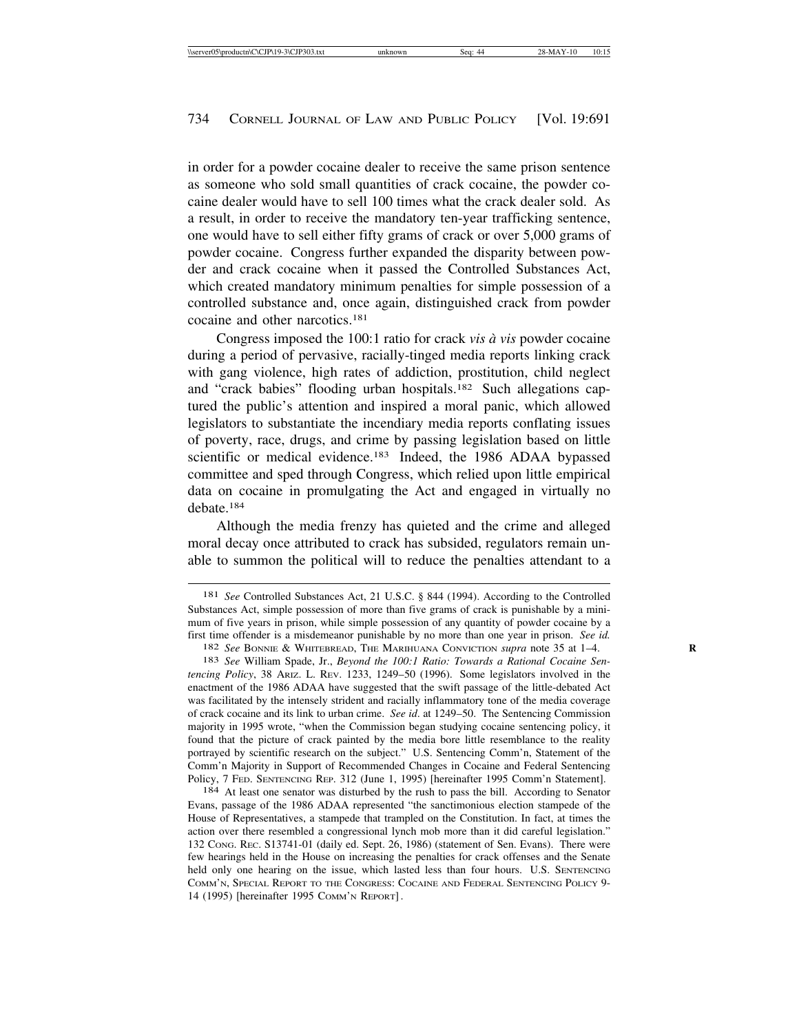in order for a powder cocaine dealer to receive the same prison sentence as someone who sold small quantities of crack cocaine, the powder cocaine dealer would have to sell 100 times what the crack dealer sold. As a result, in order to receive the mandatory ten-year trafficking sentence, one would have to sell either fifty grams of crack or over 5,000 grams of powder cocaine. Congress further expanded the disparity between powder and crack cocaine when it passed the Controlled Substances Act, which created mandatory minimum penalties for simple possession of a controlled substance and, once again, distinguished crack from powder cocaine and other narcotics.[181]

Congress imposed the 100:1 ratio for crack *vis à vis* powder cocaine during a period of pervasive, racially-tinged media reports linking crack with gang violence, high rates of addiction, prostitution, child neglect and "crack babies" flooding urban hospitals.[182] Such allegations captured the public's attention and inspired a moral panic, which allowed legislators to substantiate the incendiary media reports conflating issues of poverty, race, drugs, and crime by passing legislation based on little scientific or medical evidence.[183] Indeed, the 1986 ADAA bypassed committee and sped through Congress, which relied upon little empirical data on cocaine in promulgating the Act and engaged in virtually no debate.[184]

Although the media frenzy has quieted and the crime and alleged moral decay once attributed to crack has subsided, regulators remain unable to summon the political will to reduce the penalties attendant to a

---

[181] *See* Controlled Substances Act, 21 U.S.C. § 844 (1994). According to the Controlled Substances Act, simple possession of more than five grams of crack is punishable by a minimum of five years in prison, while simple possession of any quantity of powder cocaine by a first time offender is a misdemeanor punishable by no more than one year in prison. *See id.*

[182] *See* Bonnie & Whitebread, The Marihuana Conviction *supra* note 35 at 1–4.

[183] *See* William Spade, Jr., *Beyond the 100:1 Ratio: Towards a Rational Cocaine Sentencing Policy*, 38 Ariz. L. Rev. 1233, 1249–50 (1996). Some legislators involved in the enactment of the 1986 ADAA have suggested that the swift passage of the little-debated Act was facilitated by the intensely strident and racially inflammatory tone of the media coverage of crack cocaine and its link to urban crime. *See id*. at 1249–50. The Sentencing Commission majority in 1995 wrote, "when the Commission began studying cocaine sentencing policy, it found that the picture of crack painted by the media bore little resemblance to the reality portrayed by scientific research on the subject." U.S. Sentencing Comm'n, Statement of the Comm'n Majority in Support of Recommended Changes in Cocaine and Federal Sentencing Policy, 7 Fed. Sentencing Rep. 312 (June 1, 1995) [hereinafter 1995 Comm'n Statement].

[184] At least one senator was disturbed by the rush to pass the bill. According to Senator Evans, passage of the 1986 ADAA represented "the sanctimonious election stampede of the House of Representatives, a stampede that trampled on the Constitution. In fact, at times the action over there resembled a congressional lynch mob more than it did careful legislation." 132 Cong. Rec. S13741-01 (daily ed. Sept. 26, 1986) (statement of Sen. Evans). There were few hearings held in the House on increasing the penalties for crack offenses and the Senate held only one hearing on the issue, which lasted less than four hours. U.S. Sentencing Comm'n, Special Report to the Congress: Cocaine and Federal Sentencing Policy 9-14 (1995) [hereinafter 1995 Comm'n Report].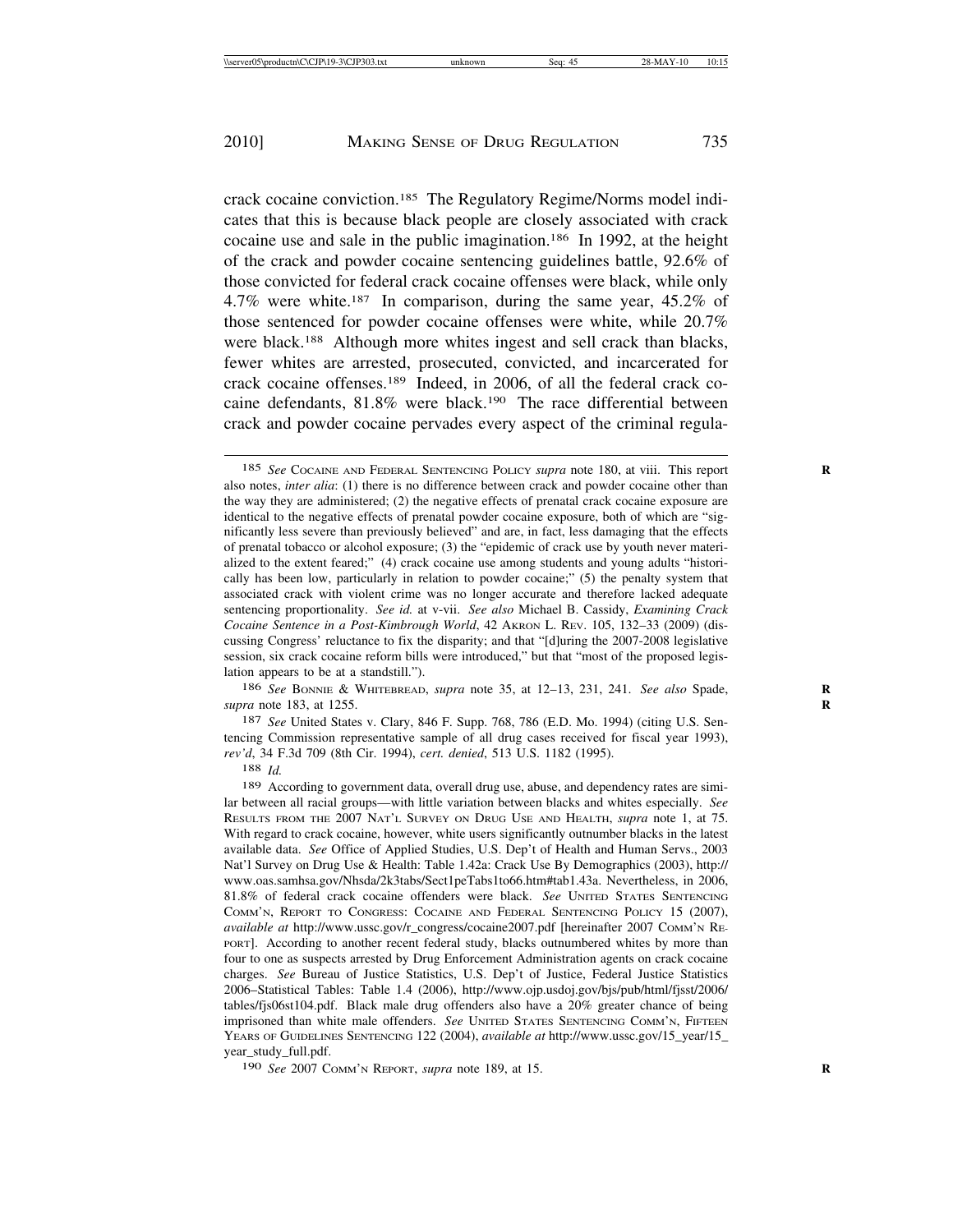crack cocaine conviction.[185] The Regulatory Regime/Norms model indicates that this is because black people are closely associated with crack cocaine use and sale in the public imagination.[186] In 1992, at the height of the crack and powder cocaine sentencing guidelines battle, 92.6% of those convicted for federal crack cocaine offenses were black, while only 4.7% were white.[187] In comparison, during the same year, 45.2% of those sentenced for powder cocaine offenses were white, while 20.7% were black.[188] Although more whites ingest and sell crack than blacks, fewer whites are arrested, prosecuted, convicted, and incarcerated for crack cocaine offenses.[189] Indeed, in 2006, of all the federal crack cocaine defendants, 81.8% were black.[190] The race differential between crack and powder cocaine pervades every aspect of the criminal regula-

---

185 *See* Cocaine and Federal Sentencing Policy *supra* note 180, at viii. This report also notes, *inter alia*: (1) there is no difference between crack and powder cocaine other than the way they are administered; (2) the negative effects of prenatal crack cocaine exposure are identical to the negative effects of prenatal powder cocaine exposure, both of which are "significantly less severe than previously believed" and are, in fact, less damaging that the effects of prenatal tobacco or alcohol exposure; (3) the "epidemic of crack use by youth never materialized to the extent feared;" (4) crack cocaine use among students and young adults "historically has been low, particularly in relation to powder cocaine;" (5) the penalty system that associated crack with violent crime was no longer accurate and therefore lacked adequate sentencing proportionality. *See id.* at v-vii. *See also* Michael B. Cassidy, *Examining Crack Cocaine Sentence in a Post-Kimbrough World*, 42 Akron L. Rev. 105, 132–33 (2009) (discussing Congress' reluctance to fix the disparity; and that "[d]uring the 2007-2008 legislative session, six crack cocaine reform bills were introduced," but that "most of the proposed legislation appears to be at a standstill.").

186 *See* Bonnie & Whitebread, *supra* note 35, at 12–13, 231, 241. *See also* Spade, *supra* note 183, at 1255.

187 *See* United States v. Clary, 846 F. Supp. 768, 786 (E.D. Mo. 1994) (citing U.S. Sentencing Commission representative sample of all drug cases received for fiscal year 1993), *rev'd*, 34 F.3d 709 (8th Cir. 1994), *cert. denied*, 513 U.S. 1182 (1995).

188 *Id.*

189 According to government data, overall drug use, abuse, and dependency rates are similar between all racial groups—with little variation between blacks and whites especially. *See* Results from the 2007 Nat'l Survey on Drug Use and Health, *supra* note 1, at 75. With regard to crack cocaine, however, white users significantly outnumber blacks in the latest available data. *See* Office of Applied Studies, U.S. Dep't of Health and Human Servs., 2003 Nat'l Survey on Drug Use & Health: Table 1.42a: Crack Use By Demographics (2003), http://www.oas.samhsa.gov/Nhsda/2k3tabs/Sect1peTabs1to66.htm#tab1.43a. Nevertheless, in 2006, 81.8% of federal crack cocaine offenders were black. *See* United States Sentencing Comm'n, Report to Congress: Cocaine and Federal Sentencing Policy 15 (2007), *available at* http://www.ussc.gov/r_congress/cocaine2007.pdf [hereinafter 2007 Comm'n Report]. According to another recent federal study, blacks outnumbered whites by more than four to one as suspects arrested by Drug Enforcement Administration agents on crack cocaine charges. *See* Bureau of Justice Statistics, U.S. Dep't of Justice, Federal Justice Statistics 2006–Statistical Tables: Table 1.4 (2006), http://www.ojp.usdoj.gov/bjs/pub/html/fjsst/2006/tables/fjs06st104.pdf. Black male drug offenders also have a 20% greater chance of being imprisoned than white male offenders. *See* United States Sentencing Comm'n, Fifteen Years of Guidelines Sentencing 122 (2004), *available at* http://www.ussc.gov/15_year/15_year_study_full.pdf.

190 *See* 2007 Comm'n Report, *supra* note 189, at 15.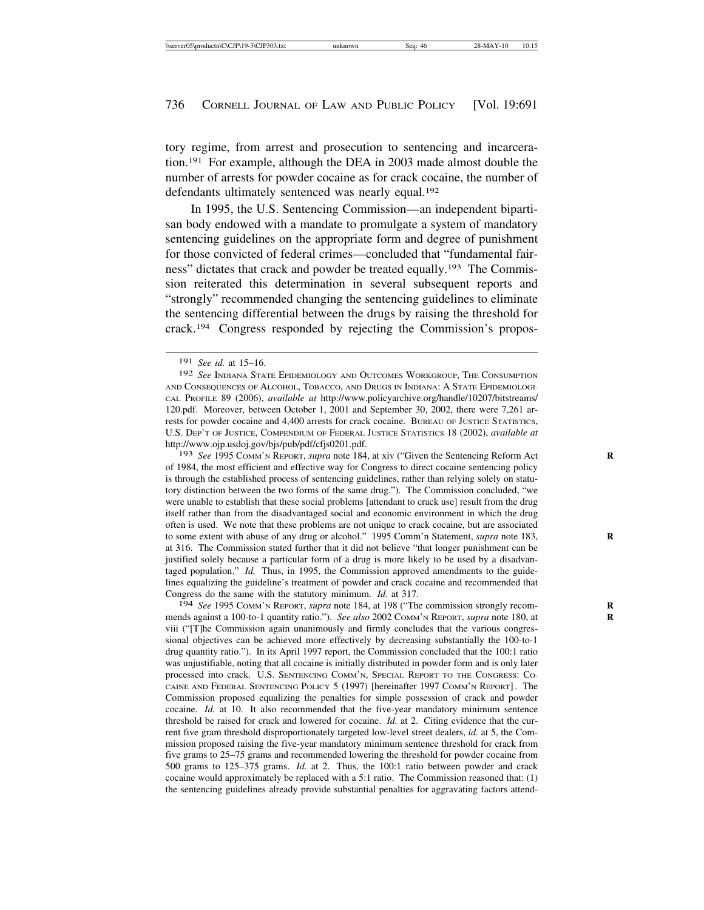tory regime, from arrest and prosecution to sentencing and incarceration.[191] For example, although the DEA in 2003 made almost double the number of arrests for powder cocaine as for crack cocaine, the number of defendants ultimately sentenced was nearly equal.[192]

In 1995, the U.S. Sentencing Commission—an independent bipartisan body endowed with a mandate to promulgate a system of mandatory sentencing guidelines on the appropriate form and degree of punishment for those convicted of federal crimes—concluded that "fundamental fairness" dictates that crack and powder be treated equally.[193] The Commission reiterated this determination in several subsequent reports and "strongly" recommended changing the sentencing guidelines to eliminate the sentencing differential between the drugs by raising the threshold for crack.[194] Congress responded by rejecting the Commission's propos-

---

[191] *See id.* at 15–16.

[192] *See* INDIANA STATE EPIDEMIOLOGY AND OUTCOMES WORKGROUP, THE CONSUMPTION AND CONSEQUENCES OF ALCOHOL, TOBACCO, AND DRUGS IN INDIANA: A STATE EPIDEMIOLOGICAL PROFILE 89 (2006), *available at* http://www.policyarchive.org/handle/10207/bitstreams/120.pdf. Moreover, between October 1, 2001 and September 30, 2002, there were 7,261 arrests for powder cocaine and 4,400 arrests for crack cocaine. BUREAU OF JUSTICE STATISTICS, U.S. DEP'T OF JUSTICE, COMPENDIUM OF FEDERAL JUSTICE STATISTICS 18 (2002), *available at* http://www.ojp.usdoj.gov/bjs/pub/pdf/cfjs0201.pdf.

[193] *See* 1995 COMM'N REPORT, *supra* note 184, at xiv ("Given the Sentencing Reform Act of 1984, the most efficient and effective way for Congress to direct cocaine sentencing policy is through the established process of sentencing guidelines, rather than relying solely on statutory distinction between the two forms of the same drug."). The Commission concluded, "we were unable to establish that these social problems [attendant to crack use] result from the drug itself rather than from the disadvantaged social and economic environment in which the drug often is used. We note that these problems are not unique to crack cocaine, but are associated to some extent with abuse of any drug or alcohol." 1995 Comm'n Statement, *supra* note 183, at 316. The Commission stated further that it did not believe "that longer punishment can be justified solely because a particular form of a drug is more likely to be used by a disadvantaged population." *Id.* Thus, in 1995, the Commission approved amendments to the guidelines equalizing the guideline's treatment of powder and crack cocaine and recommended that Congress do the same with the statutory minimum. *Id.* at 317.

[194] *See* 1995 COMM'N REPORT, *supra* note 184, at 198 ("The commission strongly recommends against a 100-to-1 quantity ratio."). *See also* 2002 COMM'N REPORT, *supra* note 180, at viii ("[T]he Commission again unanimously and firmly concludes that the various congressional objectives can be achieved more effectively by decreasing substantially the 100-to-1 drug quantity ratio."). In its April 1997 report, the Commission concluded that the 100:1 ratio was unjustifiable, noting that all cocaine is initially distributed in powder form and is only later processed into crack. U.S. SENTENCING COMM'N, SPECIAL REPORT TO THE CONGRESS: COCAINE AND FEDERAL SENTENCING POLICY 5 (1997) [hereinafter 1997 COMM'N REPORT]. The Commission proposed equalizing the penalties for simple possession of crack and powder cocaine. *Id.* at 10. It also recommended that the five-year mandatory minimum sentence threshold be raised for crack and lowered for cocaine. *Id.* at 2. Citing evidence that the current five gram threshold disproportionately targeted low-level street dealers, *id.* at 5, the Commission proposed raising the five-year mandatory minimum sentence threshold for crack from five grams to 25–75 grams and recommended lowering the threshold for powder cocaine from 500 grams to 125–375 grams. *Id.* at 2. Thus, the 100:1 ratio between powder and crack cocaine would approximately be replaced with a 5:1 ratio. The Commission reasoned that: (1) the sentencing guidelines already provide substantial penalties for aggravating factors attend-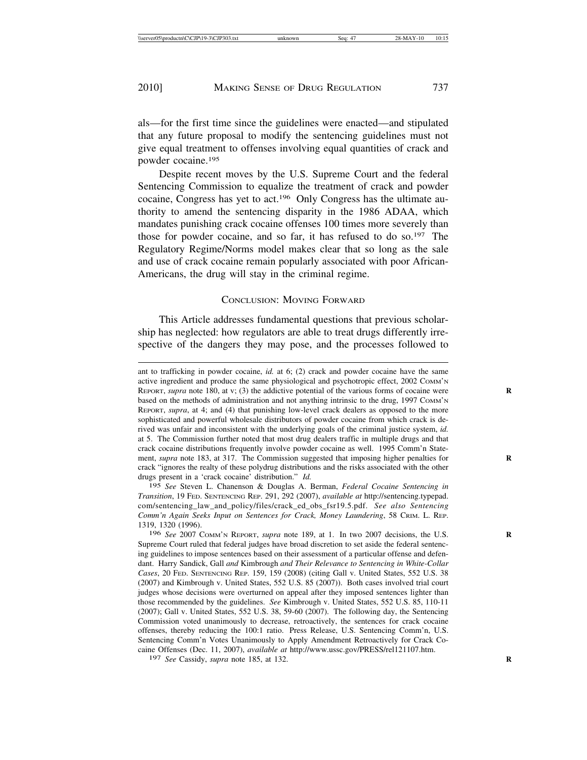als—for the first time since the guidelines were enacted—and stipulated that any future proposal to modify the sentencing guidelines must not give equal treatment to offenses involving equal quantities of crack and powder cocaine.[195]

Despite recent moves by the U.S. Supreme Court and the federal Sentencing Commission to equalize the treatment of crack and powder cocaine, Congress has yet to act.[196] Only Congress has the ultimate authority to amend the sentencing disparity in the 1986 ADAA, which mandates punishing crack cocaine offenses 100 times more severely than those for powder cocaine, and so far, it has refused to do so.[197] The Regulatory Regime/Norms model makes clear that so long as the sale and use of crack cocaine remain popularly associated with poor African-Americans, the drug will stay in the criminal regime.

## Conclusion: Moving Forward

This Article addresses fundamental questions that previous scholarship has neglected: how regulators are able to treat drugs differently irrespective of the dangers they may pose, and the processes followed to

---

ant to trafficking in powder cocaine, *id.* at 6; (2) crack and powder cocaine have the same active ingredient and produce the same physiological and psychotropic effect, 2002 Comm'n Report, *supra* note 180, at v; (3) the addictive potential of the various forms of cocaine were based on the methods of administration and not anything intrinsic to the drug, 1997 Comm'n Report, *supra*, at 4; and (4) that punishing low-level crack dealers as opposed to the more sophisticated and powerful wholesale distributors of powder cocaine from which crack is derived was unfair and inconsistent with the underlying goals of the criminal justice system, *id.* at 5. The Commission further noted that most drug dealers traffic in multiple drugs and that crack cocaine distributions frequently involve powder cocaine as well. 1995 Comm'n Statement, *supra* note 183, at 317. The Commission suggested that imposing higher penalties for crack "ignores the realty of these polydrug distributions and the risks associated with the other drugs present in a 'crack cocaine' distribution." *Id.*

[195] *See* Steven L. Chanenson & Douglas A. Berman, *Federal Cocaine Sentencing in Transition*, 19 Fed. Sentencing Rep. 291, 292 (2007), *available at* http://sentencing.typepad.com/sentencing_law_and_policy/files/crack_ed_obs_fsr19.5.pdf. *See also Sentencing Comm'n Again Seeks Input on Sentences for Crack, Money Laundering*, 58 Crim. L. Rep. 1319, 1320 (1996).

[196] *See* 2007 Comm'n Report, *supra* note 189, at 1. In two 2007 decisions, the U.S. Supreme Court ruled that federal judges have broad discretion to set aside the federal sentencing guidelines to impose sentences based on their assessment of a particular offense and defendant. Harry Sandick, Gall *and* Kimbrough *and Their Relevance to Sentencing in White-Collar Cases*, 20 Fed. Sentencing Rep. 159, 159 (2008) (citing Gall v. United States, 552 U.S. 38 (2007) and Kimbrough v. United States, 552 U.S. 85 (2007)). Both cases involved trial court judges whose decisions were overturned on appeal after they imposed sentences lighter than those recommended by the guidelines. *See* Kimbrough v. United States, 552 U.S. 85, 110-11 (2007); Gall v. United States, 552 U.S. 38, 59-60 (2007). The following day, the Sentencing Commission voted unanimously to decrease, retroactively, the sentences for crack cocaine offenses, thereby reducing the 100:1 ratio. Press Release, U.S. Sentencing Comm'n, U.S. Sentencing Comm'n Votes Unanimously to Apply Amendment Retroactively for Crack Cocaine Offenses (Dec. 11, 2007), *available at* http://www.ussc.gov/PRESS/rel121107.htm.

[197] *See* Cassidy, *supra* note 185, at 132.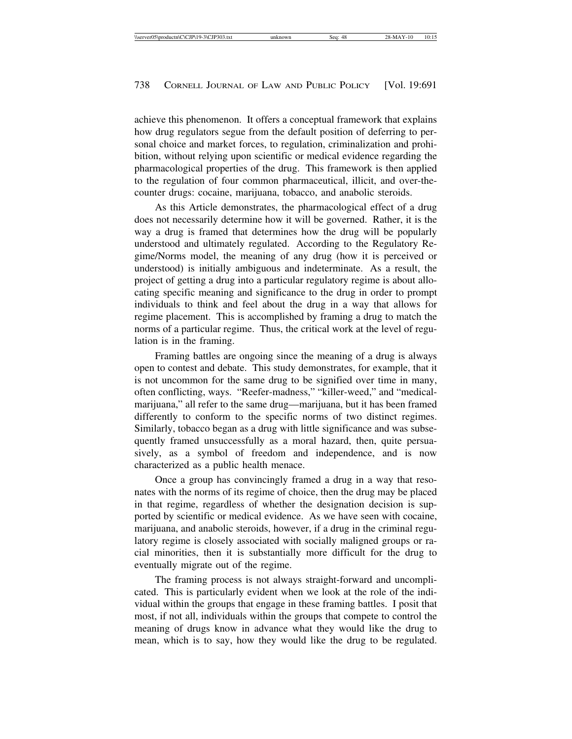achieve this phenomenon. It offers a conceptual framework that explains how drug regulators segue from the default position of deferring to personal choice and market forces, to regulation, criminalization and prohibition, without relying upon scientific or medical evidence regarding the pharmacological properties of the drug. This framework is then applied to the regulation of four common pharmaceutical, illicit, and over-the-counter drugs: cocaine, marijuana, tobacco, and anabolic steroids.

As this Article demonstrates, the pharmacological effect of a drug does not necessarily determine how it will be governed. Rather, it is the way a drug is framed that determines how the drug will be popularly understood and ultimately regulated. According to the Regulatory Regime/Norms model, the meaning of any drug (how it is perceived or understood) is initially ambiguous and indeterminate. As a result, the project of getting a drug into a particular regulatory regime is about allocating specific meaning and significance to the drug in order to prompt individuals to think and feel about the drug in a way that allows for regime placement. This is accomplished by framing a drug to match the norms of a particular regime. Thus, the critical work at the level of regulation is in the framing.

Framing battles are ongoing since the meaning of a drug is always open to contest and debate. This study demonstrates, for example, that it is not uncommon for the same drug to be signified over time in many, often conflicting, ways. "Reefer-madness," "killer-weed," and "medical-marijuana," all refer to the same drug—marijuana, but it has been framed differently to conform to the specific norms of two distinct regimes. Similarly, tobacco began as a drug with little significance and was subsequently framed unsuccessfully as a moral hazard, then, quite persuasively, as a symbol of freedom and independence, and is now characterized as a public health menace.

Once a group has convincingly framed a drug in a way that resonates with the norms of its regime of choice, then the drug may be placed in that regime, regardless of whether the designation decision is supported by scientific or medical evidence. As we have seen with cocaine, marijuana, and anabolic steroids, however, if a drug in the criminal regulatory regime is closely associated with socially maligned groups or racial minorities, then it is substantially more difficult for the drug to eventually migrate out of the regime.

The framing process is not always straight-forward and uncomplicated. This is particularly evident when we look at the role of the individual within the groups that engage in these framing battles. I posit that most, if not all, individuals within the groups that compete to control the meaning of drugs know in advance what they would like the drug to mean, which is to say, how they would like the drug to be regulated.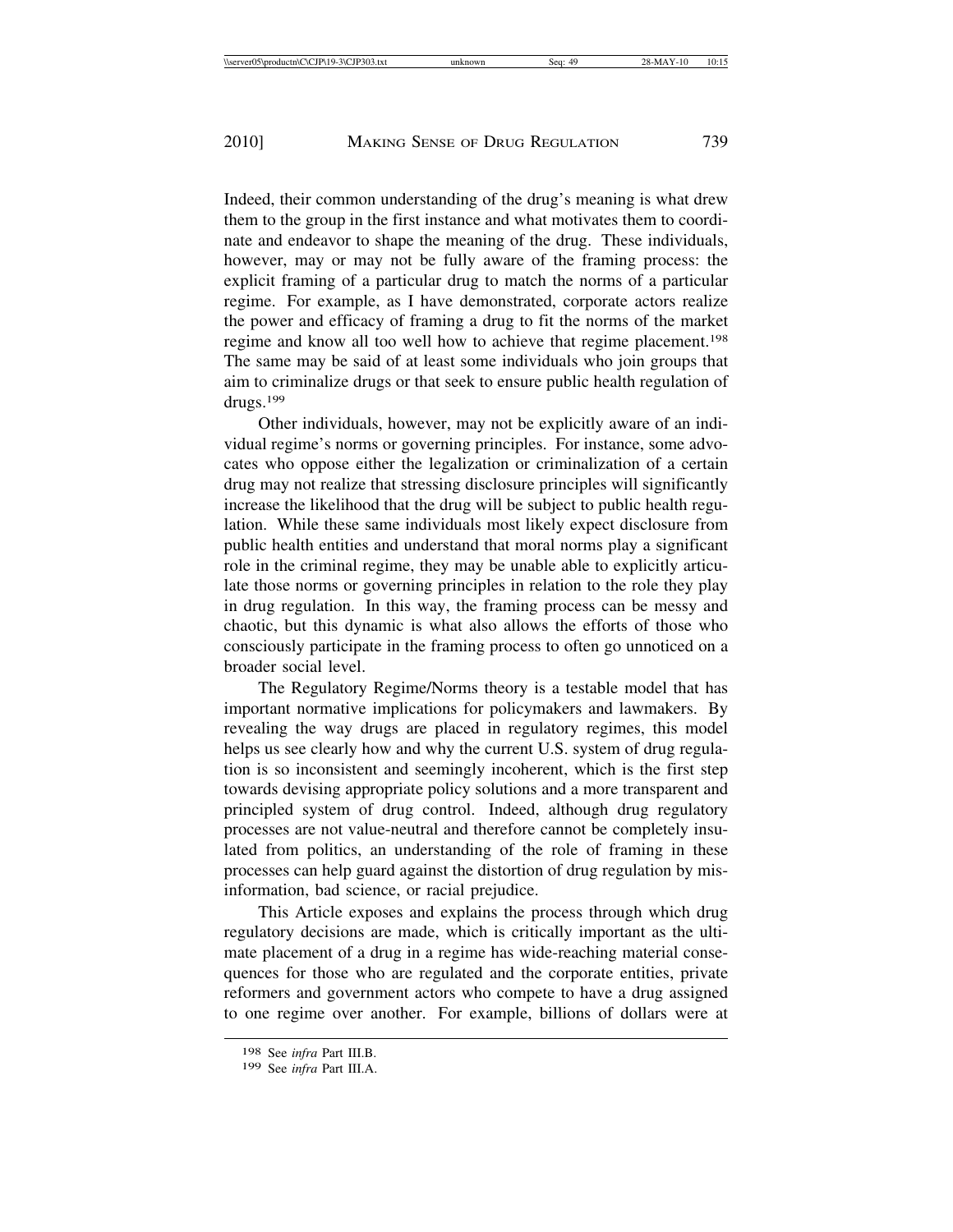Indeed, their common understanding of the drug's meaning is what drew them to the group in the first instance and what motivates them to coordinate and endeavor to shape the meaning of the drug. These individuals, however, may or may not be fully aware of the framing process: the explicit framing of a particular drug to match the norms of a particular regime. For example, as I have demonstrated, corporate actors realize the power and efficacy of framing a drug to fit the norms of the market regime and know all too well how to achieve that regime placement.[198] The same may be said of at least some individuals who join groups that aim to criminalize drugs or that seek to ensure public health regulation of drugs.[199]

Other individuals, however, may not be explicitly aware of an individual regime's norms or governing principles. For instance, some advocates who oppose either the legalization or criminalization of a certain drug may not realize that stressing disclosure principles will significantly increase the likelihood that the drug will be subject to public health regulation. While these same individuals most likely expect disclosure from public health entities and understand that moral norms play a significant role in the criminal regime, they may be unable able to explicitly articulate those norms or governing principles in relation to the role they play in drug regulation. In this way, the framing process can be messy and chaotic, but this dynamic is what also allows the efforts of those who consciously participate in the framing process to often go unnoticed on a broader social level.

The Regulatory Regime/Norms theory is a testable model that has important normative implications for policymakers and lawmakers. By revealing the way drugs are placed in regulatory regimes, this model helps us see clearly how and why the current U.S. system of drug regulation is so inconsistent and seemingly incoherent, which is the first step towards devising appropriate policy solutions and a more transparent and principled system of drug control. Indeed, although drug regulatory processes are not value-neutral and therefore cannot be completely insulated from politics, an understanding of the role of framing in these processes can help guard against the distortion of drug regulation by misinformation, bad science, or racial prejudice.

This Article exposes and explains the process through which drug regulatory decisions are made, which is critically important as the ultimate placement of a drug in a regime has wide-reaching material consequences for those who are regulated and the corporate entities, private reformers and government actors who compete to have a drug assigned to one regime over another. For example, billions of dollars were at

---

[198] See *infra* Part III.B.

[199] See *infra* Part III.A.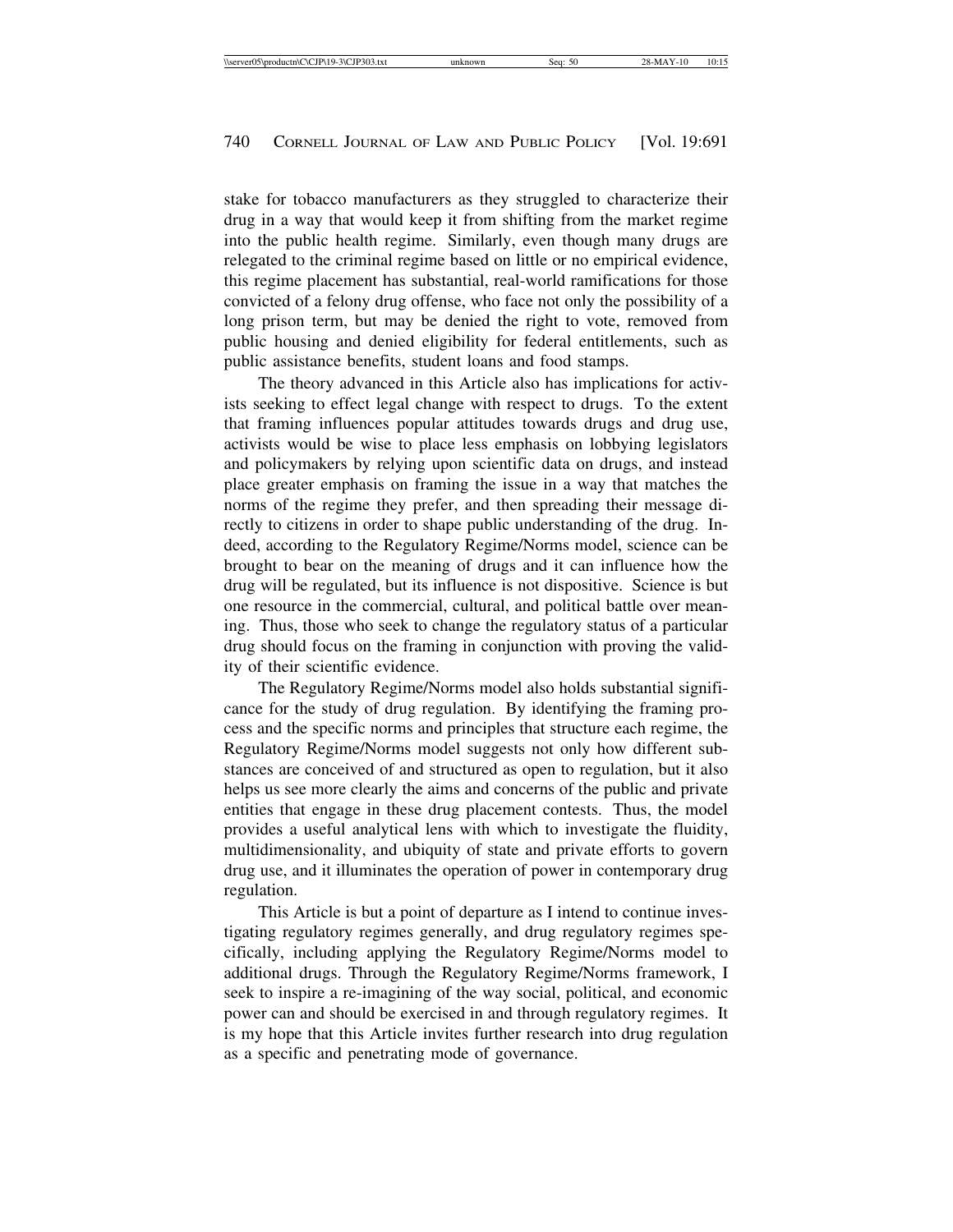stake for tobacco manufacturers as they struggled to characterize their drug in a way that would keep it from shifting from the market regime into the public health regime. Similarly, even though many drugs are relegated to the criminal regime based on little or no empirical evidence, this regime placement has substantial, real-world ramifications for those convicted of a felony drug offense, who face not only the possibility of a long prison term, but may be denied the right to vote, removed from public housing and denied eligibility for federal entitlements, such as public assistance benefits, student loans and food stamps.

The theory advanced in this Article also has implications for activists seeking to effect legal change with respect to drugs. To the extent that framing influences popular attitudes towards drugs and drug use, activists would be wise to place less emphasis on lobbying legislators and policymakers by relying upon scientific data on drugs, and instead place greater emphasis on framing the issue in a way that matches the norms of the regime they prefer, and then spreading their message directly to citizens in order to shape public understanding of the drug. Indeed, according to the Regulatory Regime/Norms model, science can be brought to bear on the meaning of drugs and it can influence how the drug will be regulated, but its influence is not dispositive. Science is but one resource in the commercial, cultural, and political battle over meaning. Thus, those who seek to change the regulatory status of a particular drug should focus on the framing in conjunction with proving the validity of their scientific evidence.

The Regulatory Regime/Norms model also holds substantial significance for the study of drug regulation. By identifying the framing process and the specific norms and principles that structure each regime, the Regulatory Regime/Norms model suggests not only how different substances are conceived of and structured as open to regulation, but it also helps us see more clearly the aims and concerns of the public and private entities that engage in these drug placement contests. Thus, the model provides a useful analytical lens with which to investigate the fluidity, multidimensionality, and ubiquity of state and private efforts to govern drug use, and it illuminates the operation of power in contemporary drug regulation.

This Article is but a point of departure as I intend to continue investigating regulatory regimes generally, and drug regulatory regimes specifically, including applying the Regulatory Regime/Norms model to additional drugs. Through the Regulatory Regime/Norms framework, I seek to inspire a re-imagining of the way social, political, and economic power can and should be exercised in and through regulatory regimes. It is my hope that this Article invites further research into drug regulation as a specific and penetrating mode of governance.